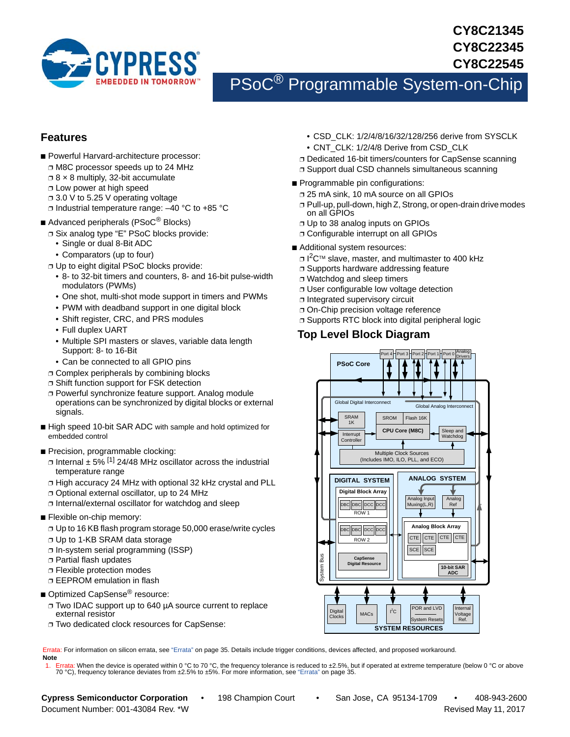CY8C21345
CY8C22345
CY8C22545

# PSoC® Programmable System-on-Chip

## Features

- Powerful Harvard-architecture processor:
  - M8C processor speeds up to 24 MHz
  - 8 × 8 multiply, 32-bit accumulate
  - Low power at high speed
  - 3.0 V to 5.25 V operating voltage
  - Industrial temperature range: –40 °C to +85 °C
- Advanced peripherals (PSoC® Blocks)
  - Six analog type "E" PSoC blocks provide:
    - Single or dual 8-Bit ADC
    - Comparators (up to four)
  - Up to eight digital PSoC blocks provide:
    - 8- to 32-bit timers and counters, 8- and 16-bit pulse-width modulators (PWMs)
    - One shot, multi-shot mode support in timers and PWMs
    - PWM with deadband support in one digital block
    - Shift register, CRC, and PRS modules
    - Full duplex UART
    - Multiple SPI masters or slaves, variable data length Support: 8- to 16-Bit
    - Can be connected to all GPIO pins
  - Complex peripherals by combining blocks
  - Shift function support for FSK detection
  - Powerful synchronize feature support. Analog module operations can be synchronized by digital blocks or external signals.
- High speed 10-bit SAR ADC with sample and hold optimized for embedded control
- Precision, programmable clocking:
  - Internal ± 5% [1] 24/48 MHz oscillator across the industrial temperature range
  - High accuracy 24 MHz with optional 32 kHz crystal and PLL
  - Optional external oscillator, up to 24 MHz
  - Internal/external oscillator for watchdog and sleep
- Flexible on-chip memory:
  - Up to 16 KB flash program storage 50,000 erase/write cycles
  - Up to 1-KB SRAM data storage
  - In-system serial programming (ISSP)
  - Partial flash updates
  - Flexible protection modes
  - EEPROM emulation in flash
- Optimized CapSense® resource:
  - Two IDAC support up to 640 µA source current to replace external resistor
  - Two dedicated clock resources for CapSense:
    - CSD_CLK: 1/2/4/8/16/32/128/256 derive from SYSCLK
    - CNT_CLK: 1/2/4/8 Derive from CSD_CLK
  - Dedicated 16-bit timers/counters for CapSense scanning
  - Support dual CSD channels simultaneous scanning
- Programmable pin configurations:
  - 25 mA sink, 10 mA source on all GPIOs
  - Pull-up, pull-down, high Z, Strong, or open-drain drive modes on all GPIOs
  - Up to 38 analog inputs on GPIOs
  - Configurable interrupt on all GPIOs
- Additional system resources:
  - I²C™ slave, master, and multimaster to 400 kHz
  - Supports hardware addressing feature
  - Watchdog and sleep timers
  - User configurable low voltage detection
  - Integrated supervisory circuit
  - On-Chip precision voltage reference
  - Supports RTC block into digital peripheral logic

## Top Level Block Diagram

PSoC Core: Port 4, Port 3, Port 2, Port 1, Port 0, Analog Drivers; Global Digital Interconnect; Global Analog Interconnect; SRAM 1K; SROM; Flash 16K; Interrupt Controller; CPU Core (M8C); Sleep and Watchdog; Multiple Clock Sources (Includes IMO, ILO, PLL, and ECO)

DIGITAL SYSTEM: Digital Block Array — ROW 1 (DBC, DBC, DCC, DCC), ROW 2 (DBC, DBC, DCC, DCC); CapSense Digital Resource

ANALOG SYSTEM: Analog Input Muxing(L,R); Analog Ref; Analog Block Array (CTE, CTE, CTE, CTE, SCE, SCE); 10-bit SAR ADC

System Bus

SYSTEM RESOURCES: Digital Clocks; MACs; I²C; POR and LVD / System Resets; Internal Voltage Ref.

Errata: For information on silicon errata, see "Errata" on page 35. Details include trigger conditions, devices affected, and proposed workaround.

**Note**

1. Errata: When the device is operated within 0 °C to 70 °C, the frequency tolerance is reduced to ±2.5%, but if operated at extreme temperature (below 0 °C or above 70 °C), frequency tolerance deviates from ±2.5% to ±5%. For more information, see "Errata" on page 35.

**Cypress Semiconductor Corporation** • 198 Champion Court • San Jose, CA 95134-1709 • 408-943-2600
Document Number: 001-43084 Rev. *W Revised May 11, 2017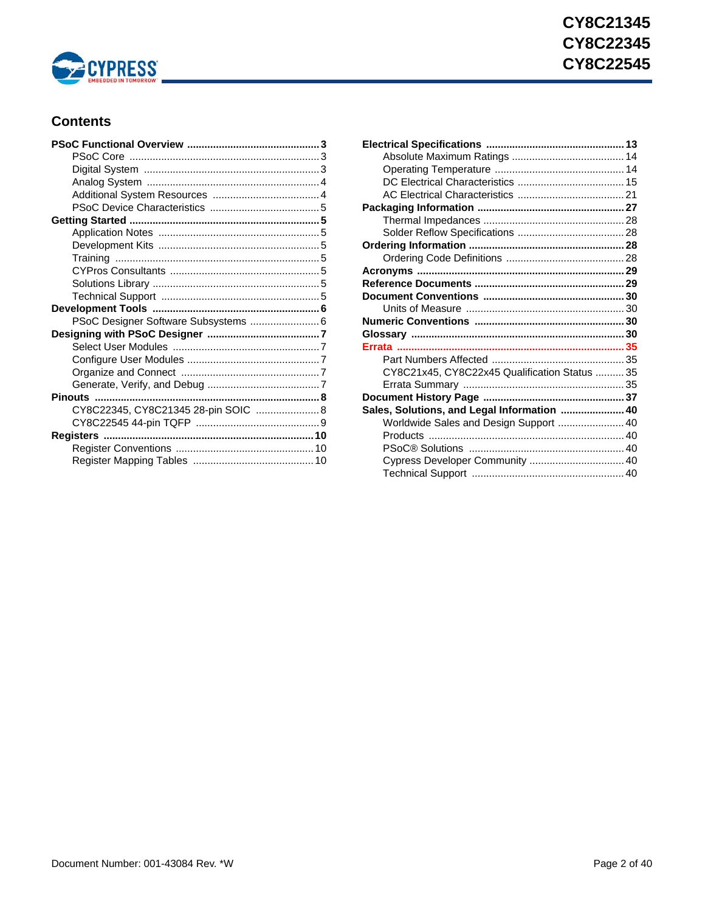## Contents

- **PSoC Functional Overview ... 3**
  - PSoC Core ... 3
  - Digital System ... 3
  - Analog System ... 4
  - Additional System Resources ... 4
  - PSoC Device Characteristics ... 5
- **Getting Started ... 5**
  - Application Notes ... 5
  - Development Kits ... 5
  - Training ... 5
  - CYPros Consultants ... 5
  - Solutions Library ... 5
  - Technical Support ... 5
- **Development Tools ... 6**
  - PSoC Designer Software Subsystems ... 6
- **Designing with PSoC Designer ... 7**
  - Select User Modules ... 7
  - Configure User Modules ... 7
  - Organize and Connect ... 7
  - Generate, Verify, and Debug ... 7
- **Pinouts ... 8**
  - CY8C22345, CY8C21345 28-pin SOIC ... 8
  - CY8C22545 44-pin TQFP ... 9
- **Registers ... 10**
  - Register Conventions ... 10
  - Register Mapping Tables ... 10
- **Electrical Specifications ... 13**
  - Absolute Maximum Ratings ... 14
  - Operating Temperature ... 14
  - DC Electrical Characteristics ... 15
  - AC Electrical Characteristics ... 21
- **Packaging Information ... 27**
  - Thermal Impedances ... 28
  - Solder Reflow Specifications ... 28
- **Ordering Information ... 28**
  - Ordering Code Definitions ... 28
- **Acronyms ... 29**
- **Reference Documents ... 29**
- **Document Conventions ... 30**
  - Units of Measure ... 30
- **Numeric Conventions ... 30**
- **Glossary ... 30**
- **Errata ... 35**
  - Part Numbers Affected ... 35
  - CY8C21x45, CY8C22x45 Qualification Status ... 35
  - Errata Summary ... 35
- **Document History Page ... 37**
- **Sales, Solutions, and Legal Information ... 40**
  - Worldwide Sales and Design Support ... 40
  - Products ... 40
  - PSoC® Solutions ... 40
  - Cypress Developer Community ... 40
  - Technical Support ... 40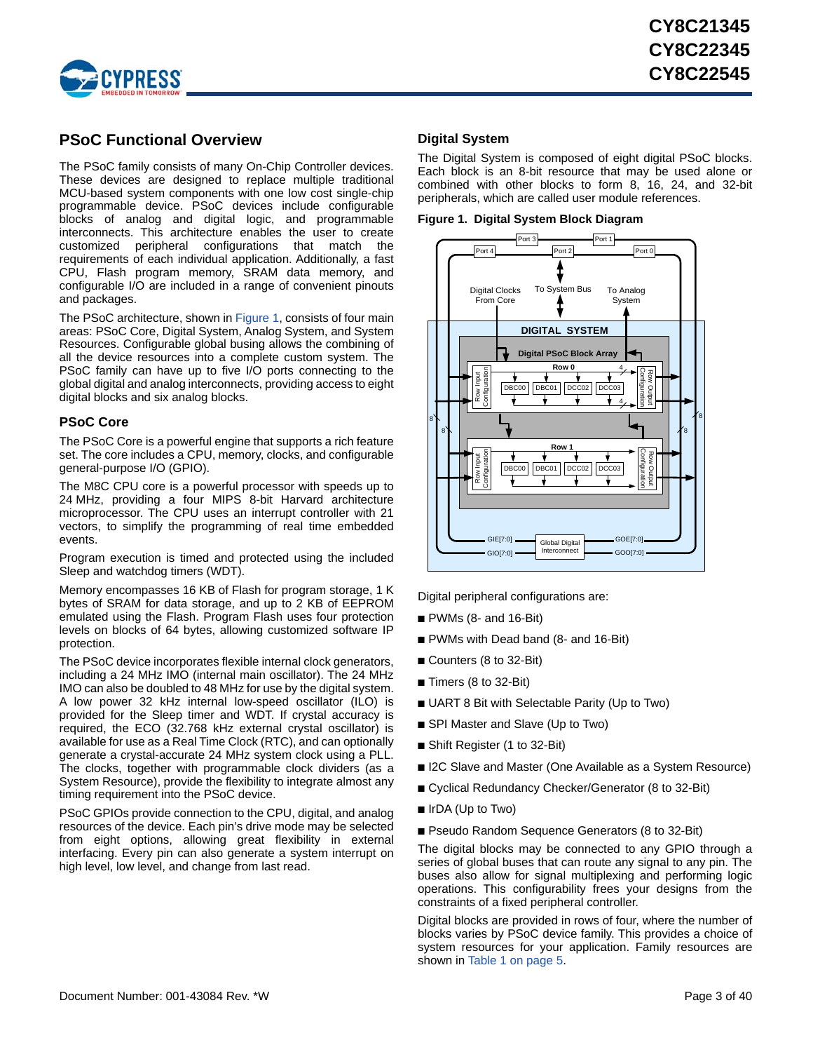## PSoC Functional Overview

The PSoC family consists of many On-Chip Controller devices. These devices are designed to replace multiple traditional MCU-based system components with one low cost single-chip programmable device. PSoC devices include configurable blocks of analog and digital logic, and programmable interconnects. This architecture enables the user to create customized peripheral configurations that match the requirements of each individual application. Additionally, a fast CPU, Flash program memory, SRAM data memory, and configurable I/O are included in a range of convenient pinouts and packages.

The PSoC architecture, shown in Figure 1, consists of four main areas: PSoC Core, Digital System, Analog System, and System Resources. Configurable global busing allows the combining of all the device resources into a complete custom system. The PSoC family can have up to five I/O ports connecting to the global digital and analog interconnects, providing access to eight digital blocks and six analog blocks.

### PSoC Core

The PSoC Core is a powerful engine that supports a rich feature set. The core includes a CPU, memory, clocks, and configurable general-purpose I/O (GPIO).

The M8C CPU core is a powerful processor with speeds up to 24 MHz, providing a four MIPS 8-bit Harvard architecture microprocessor. The CPU uses an interrupt controller with 21 vectors, to simplify the programming of real time embedded events.

Program execution is timed and protected using the included Sleep and watchdog timers (WDT).

Memory encompasses 16 KB of Flash for program storage, 1 K bytes of SRAM for data storage, and up to 2 KB of EEPROM emulated using the Flash. Program Flash uses four protection levels on blocks of 64 bytes, allowing customized software IP protection.

The PSoC device incorporates flexible internal clock generators, including a 24 MHz IMO (internal main oscillator). The 24 MHz IMO can also be doubled to 48 MHz for use by the digital system. A low power 32 kHz internal low-speed oscillator (ILO) is provided for the Sleep timer and WDT. If crystal accuracy is required, the ECO (32.768 kHz external crystal oscillator) is available for use as a Real Time Clock (RTC), and can optionally generate a crystal-accurate 24 MHz system clock using a PLL. The clocks, together with programmable clock dividers (as a System Resource), provide the flexibility to integrate almost any timing requirement into the PSoC device.

PSoC GPIOs provide connection to the CPU, digital, and analog resources of the device. Each pin's drive mode may be selected from eight options, allowing great flexibility in external interfacing. Every pin can also generate a system interrupt on high level, low level, and change from last read.

### Digital System

The Digital System is composed of eight digital PSoC blocks. Each block is an 8-bit resource that may be used alone or combined with other blocks to form 8, 16, 24, and 32-bit peripherals, which are called user module references.

**Figure 1. Digital System Block Diagram**

Digital peripheral configurations are:

- PWMs (8- and 16-Bit)
- PWMs with Dead band (8- and 16-Bit)
- Counters (8 to 32-Bit)
- Timers (8 to 32-Bit)
- UART 8 Bit with Selectable Parity (Up to Two)
- SPI Master and Slave (Up to Two)
- Shift Register (1 to 32-Bit)
- I2C Slave and Master (One Available as a System Resource)
- Cyclical Redundancy Checker/Generator (8 to 32-Bit)
- IrDA (Up to Two)
- Pseudo Random Sequence Generators (8 to 32-Bit)

The digital blocks may be connected to any GPIO through a series of global buses that can route any signal to any pin. The buses also allow for signal multiplexing and performing logic operations. This configurability frees your designs from the constraints of a fixed peripheral controller.

Digital blocks are provided in rows of four, where the number of blocks varies by PSoC device family. This provides a choice of system resources for your application. Family resources are shown in Table 1 on page 5.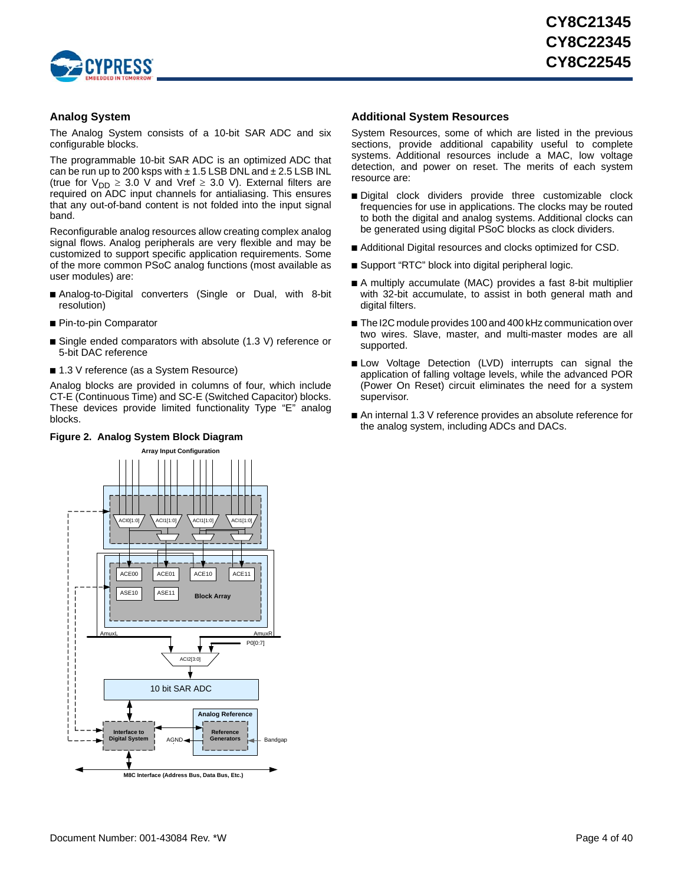## Analog System

The Analog System consists of a 10-bit SAR ADC and six configurable blocks.

The programmable 10-bit SAR ADC is an optimized ADC that can be run up to 200 ksps with ± 1.5 LSB DNL and ± 2.5 LSB INL (true for $V_{DD} \geq 3.0$ V and Vref $\geq 3.0$ V). External filters are required on ADC input channels for antialiasing. This ensures that any out-of-band content is not folded into the input signal band.

Reconfigurable analog resources allow creating complex analog signal flows. Analog peripherals are very flexible and may be customized to support specific application requirements. Some of the more common PSoC analog functions (most available as user modules) are:

- Analog-to-Digital converters (Single or Dual, with 8-bit resolution)
- Pin-to-pin Comparator
- Single ended comparators with absolute (1.3 V) reference or 5-bit DAC reference
- 1.3 V reference (as a System Resource)

Analog blocks are provided in columns of four, which include CT-E (Continuous Time) and SC-E (Switched Capacitor) blocks. These devices provide limited functionality Type "E" analog blocks.

**Figure 2. Analog System Block Diagram**

## Additional System Resources

System Resources, some of which are listed in the previous sections, provide additional capability useful to complete systems. Additional resources include a MAC, low voltage detection, and power on reset. The merits of each system resource are:

- Digital clock dividers provide three customizable clock frequencies for use in applications. The clocks may be routed to both the digital and analog systems. Additional clocks can be generated using digital PSoC blocks as clock dividers.
- Additional Digital resources and clocks optimized for CSD.
- Support "RTC" block into digital peripheral logic.
- A multiply accumulate (MAC) provides a fast 8-bit multiplier with 32-bit accumulate, to assist in both general math and digital filters.
- The I2C module provides 100 and 400 kHz communication over two wires. Slave, master, and multi-master modes are all supported.
- Low Voltage Detection (LVD) interrupts can signal the application of falling voltage levels, while the advanced POR (Power On Reset) circuit eliminates the need for a system supervisor.
- An internal 1.3 V reference provides an absolute reference for the analog system, including ADCs and DACs.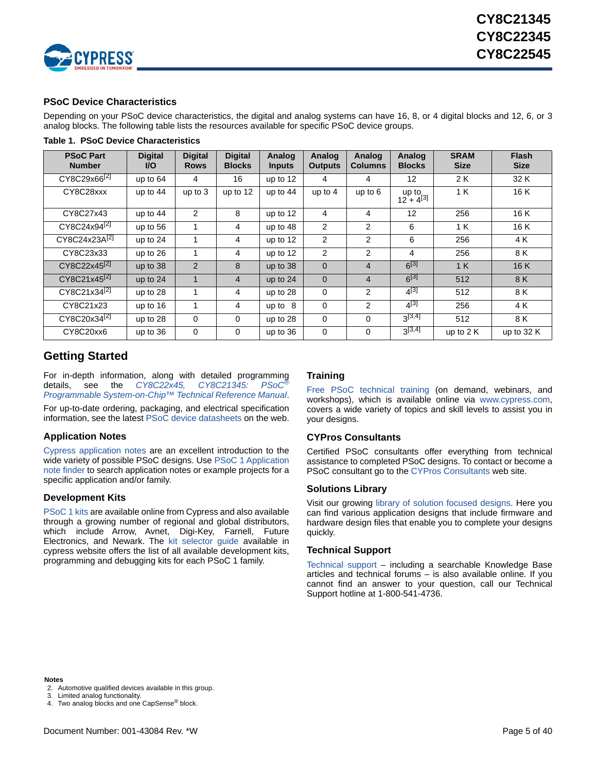## PSoC Device Characteristics

Depending on your PSoC device characteristics, the digital and analog systems can have 16, 8, or 4 digital blocks and 12, 6, or 3 analog blocks. The following table lists the resources available for specific PSoC device groups.

**Table 1. PSoC Device Characteristics**

| PSoC Part Number | Digital I/O | Digital Rows | Digital Blocks | Analog Inputs | Analog Outputs | Analog Columns | Analog Blocks | SRAM Size | Flash Size |
|---|---|---|---|---|---|---|---|---|---|
| CY8C29x66[2] | up to 64 | 4 | 16 | up to 12 | 4 | 4 | 12 | 2 K | 32 K |
| CY8C28xxx | up to 44 | up to 3 | up to 12 | up to 44 | up to 4 | up to 6 | up to 12 + 4[3] | 1 K | 16 K |
| CY8C27x43 | up to 44 | 2 | 8 | up to 12 | 4 | 4 | 12 | 256 | 16 K |
| CY8C24x94[2] | up to 56 | 1 | 4 | up to 48 | 2 | 2 | 6 | 1 K | 16 K |
| CY8C24x23A[2] | up to 24 | 1 | 4 | up to 12 | 2 | 2 | 6 | 256 | 4 K |
| CY8C23x33 | up to 26 | 1 | 4 | up to 12 | 2 | 2 | 4 | 256 | 8 K |
| CY8C22x45[2] | up to 38 | 2 | 8 | up to 38 | 0 | 4 | 6[3] | 1 K | 16 K |
| CY8C21x45[2] | up to 24 | 1 | 4 | up to 24 | 0 | 4 | 6[3] | 512 | 8 K |
| CY8C21x34[2] | up to 28 | 1 | 4 | up to 28 | 0 | 2 | 4[3] | 512 | 8 K |
| CY8C21x23 | up to 16 | 1 | 4 | up to 8 | 0 | 2 | 4[3] | 256 | 4 K |
| CY8C20x34[2] | up to 28 | 0 | 0 | up to 28 | 0 | 0 | 3[3,4] | 512 | 8 K |
| CY8C20xx6 | up to 36 | 0 | 0 | up to 36 | 0 | 0 | 3[3,4] | up to 2 K | up to 32 K |

## Getting Started

For in-depth information, along with detailed programming details, see the *CY8C22x45, CY8C21345: PSoC® Programmable System-on-Chip™ Technical Reference Manual*.

For up-to-date ordering, packaging, and electrical specification information, see the latest PSoC device datasheets on the web.

### Application Notes

Cypress application notes are an excellent introduction to the wide variety of possible PSoC designs. Use PSoC 1 Application note finder to search application notes or example projects for a specific application and/or family.

### Development Kits

PSoC 1 kits are available online from Cypress and also available through a growing number of regional and global distributors, which include Arrow, Avnet, Digi-Key, Farnell, Future Electronics, and Newark. The kit selector guide available in cypress website offers the list of all available development kits, programming and debugging kits for each PSoC 1 family.

### Training

Free PSoC technical training (on demand, webinars, and workshops), which is available online via www.cypress.com, covers a wide variety of topics and skill levels to assist you in your designs.

### CYPros Consultants

Certified PSoC consultants offer everything from technical assistance to completed PSoC designs. To contact or become a PSoC consultant go to the CYPros Consultants web site.

### Solutions Library

Visit our growing library of solution focused designs. Here you can find various application designs that include firmware and hardware design files that enable you to complete your designs quickly.

### Technical Support

Technical support – including a searchable Knowledge Base articles and technical forums – is also available online. If you cannot find an answer to your question, call our Technical Support hotline at 1-800-541-4736.

**Notes**

2. Automotive qualified devices available in this group.
3. Limited analog functionality.
4. Two analog blocks and one CapSense® block.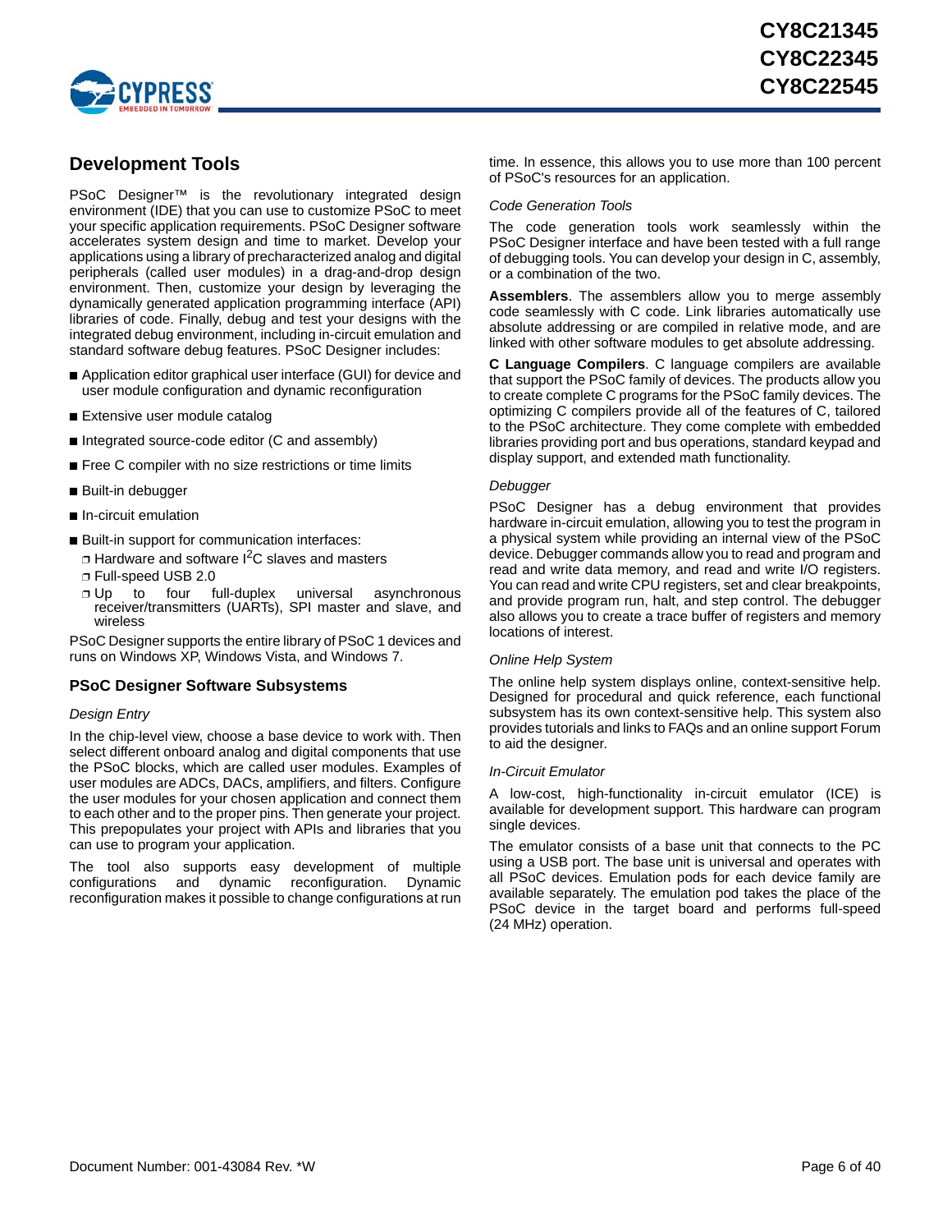## Development Tools

PSoC Designer™ is the revolutionary integrated design environment (IDE) that you can use to customize PSoC to meet your specific application requirements. PSoC Designer software accelerates system design and time to market. Develop your applications using a library of precharacterized analog and digital peripherals (called user modules) in a drag-and-drop design environment. Then, customize your design by leveraging the dynamically generated application programming interface (API) libraries of code. Finally, debug and test your designs with the integrated debug environment, including in-circuit emulation and standard software debug features. PSoC Designer includes:

- Application editor graphical user interface (GUI) for device and user module configuration and dynamic reconfiguration
- Extensive user module catalog
- Integrated source-code editor (C and assembly)
- Free C compiler with no size restrictions or time limits
- Built-in debugger
- In-circuit emulation
- Built-in support for communication interfaces:
  - Hardware and software $I^2C$ slaves and masters
  - Full-speed USB 2.0
  - Up to four full-duplex universal asynchronous receiver/transmitters (UARTs), SPI master and slave, and wireless

PSoC Designer supports the entire library of PSoC 1 devices and runs on Windows XP, Windows Vista, and Windows 7.

### PSoC Designer Software Subsystems

*Design Entry*

In the chip-level view, choose a base device to work with. Then select different onboard analog and digital components that use the PSoC blocks, which are called user modules. Examples of user modules are ADCs, DACs, amplifiers, and filters. Configure the user modules for your chosen application and connect them to each other and to the proper pins. Then generate your project. This prepopulates your project with APIs and libraries that you can use to program your application.

The tool also supports easy development of multiple configurations and dynamic reconfiguration. Dynamic reconfiguration makes it possible to change configurations at run time. In essence, this allows you to use more than 100 percent of PSoC's resources for an application.

*Code Generation Tools*

The code generation tools work seamlessly within the PSoC Designer interface and have been tested with a full range of debugging tools. You can develop your design in C, assembly, or a combination of the two.

**Assemblers**. The assemblers allow you to merge assembly code seamlessly with C code. Link libraries automatically use absolute addressing or are compiled in relative mode, and are linked with other software modules to get absolute addressing.

**C Language Compilers**. C language compilers are available that support the PSoC family of devices. The products allow you to create complete C programs for the PSoC family devices. The optimizing C compilers provide all of the features of C, tailored to the PSoC architecture. They come complete with embedded libraries providing port and bus operations, standard keypad and display support, and extended math functionality.

*Debugger*

PSoC Designer has a debug environment that provides hardware in-circuit emulation, allowing you to test the program in a physical system while providing an internal view of the PSoC device. Debugger commands allow you to read and program and read and write data memory, and read and write I/O registers. You can read and write CPU registers, set and clear breakpoints, and provide program run, halt, and step control. The debugger also allows you to create a trace buffer of registers and memory locations of interest.

*Online Help System*

The online help system displays online, context-sensitive help. Designed for procedural and quick reference, each functional subsystem has its own context-sensitive help. This system also provides tutorials and links to FAQs and an online support Forum to aid the designer.

*In-Circuit Emulator*

A low-cost, high-functionality in-circuit emulator (ICE) is available for development support. This hardware can program single devices.

The emulator consists of a base unit that connects to the PC using a USB port. The base unit is universal and operates with all PSoC devices. Emulation pods for each device family are available separately. The emulation pod takes the place of the PSoC device in the target board and performs full-speed (24 MHz) operation.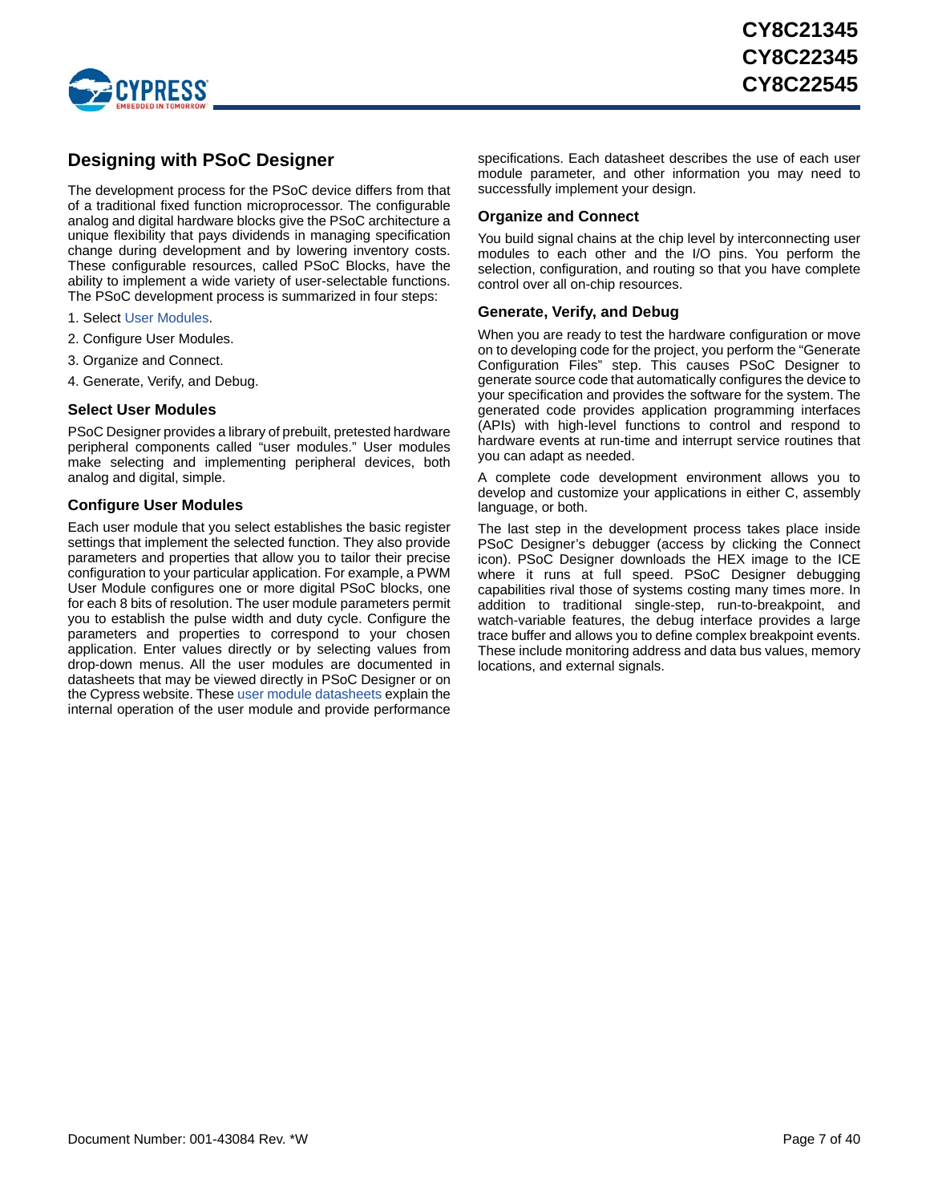## Designing with PSoC Designer

The development process for the PSoC device differs from that of a traditional fixed function microprocessor. The configurable analog and digital hardware blocks give the PSoC architecture a unique flexibility that pays dividends in managing specification change during development and by lowering inventory costs. These configurable resources, called PSoC Blocks, have the ability to implement a wide variety of user-selectable functions. The PSoC development process is summarized in four steps:

1. Select User Modules.
2. Configure User Modules.
3. Organize and Connect.
4. Generate, Verify, and Debug.

### Select User Modules

PSoC Designer provides a library of prebuilt, pretested hardware peripheral components called "user modules." User modules make selecting and implementing peripheral devices, both analog and digital, simple.

### Configure User Modules

Each user module that you select establishes the basic register settings that implement the selected function. They also provide parameters and properties that allow you to tailor their precise configuration to your particular application. For example, a PWM User Module configures one or more digital PSoC blocks, one for each 8 bits of resolution. The user module parameters permit you to establish the pulse width and duty cycle. Configure the parameters and properties to correspond to your chosen application. Enter values directly or by selecting values from drop-down menus. All the user modules are documented in datasheets that may be viewed directly in PSoC Designer or on the Cypress website. These user module datasheets explain the internal operation of the user module and provide performance specifications. Each datasheet describes the use of each user module parameter, and other information you may need to successfully implement your design.

### Organize and Connect

You build signal chains at the chip level by interconnecting user modules to each other and the I/O pins. You perform the selection, configuration, and routing so that you have complete control over all on-chip resources.

### Generate, Verify, and Debug

When you are ready to test the hardware configuration or move on to developing code for the project, you perform the "Generate Configuration Files" step. This causes PSoC Designer to generate source code that automatically configures the device to your specification and provides the software for the system. The generated code provides application programming interfaces (APIs) with high-level functions to control and respond to hardware events at run-time and interrupt service routines that you can adapt as needed.

A complete code development environment allows you to develop and customize your applications in either C, assembly language, or both.

The last step in the development process takes place inside PSoC Designer's debugger (access by clicking the Connect icon). PSoC Designer downloads the HEX image to the ICE where it runs at full speed. PSoC Designer debugging capabilities rival those of systems costing many times more. In addition to traditional single-step, run-to-breakpoint, and watch-variable features, the debug interface provides a large trace buffer and allows you to define complex breakpoint events. These include monitoring address and data bus values, memory locations, and external signals.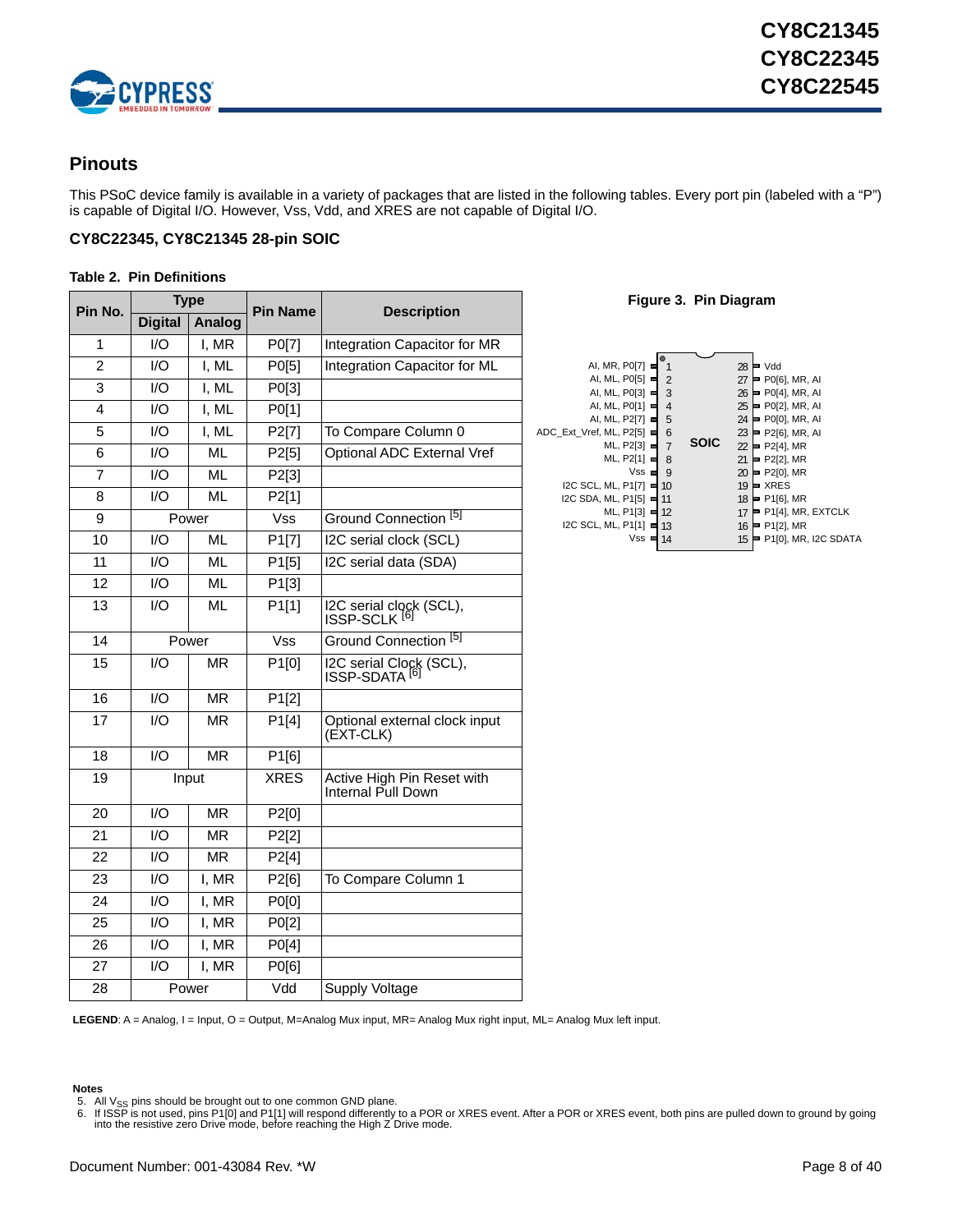## Pinouts

This PSoC device family is available in a variety of packages that are listed in the following tables. Every port pin (labeled with a "P") is capable of Digital I/O. However, Vss, Vdd, and XRES are not capable of Digital I/O.

### CY8C22345, CY8C21345 28-pin SOIC

**Table 2. Pin Definitions**

| Pin No. | Type | | Pin Name | Description |
|---|---|---|---|---|
| | Digital | Analog | | |
| 1 | I/O | I, MR | P0[7] | Integration Capacitor for MR |
| 2 | I/O | I, ML | P0[5] | Integration Capacitor for ML |
| 3 | I/O | I, ML | P0[3] | |
| 4 | I/O | I, ML | P0[1] | |
| 5 | I/O | I, ML | P2[7] | To Compare Column 0 |
| 6 | I/O | ML | P2[5] | Optional ADC External Vref |
| 7 | I/O | ML | P2[3] | |
| 8 | I/O | ML | P2[1] | |
| 9 | Power | | Vss | Ground Connection [5] |
| 10 | I/O | ML | P1[7] | I2C serial clock (SCL) |
| 11 | I/O | ML | P1[5] | I2C serial data (SDA) |
| 12 | I/O | ML | P1[3] | |
| 13 | I/O | ML | P1[1] | I2C serial clock (SCL), ISSP-SCLK [6] |
| 14 | Power | | Vss | Ground Connection [5] |
| 15 | I/O | MR | P1[0] | I2C serial Clock (SCL), ISSP-SDATA [6] |
| 16 | I/O | MR | P1[2] | |
| 17 | I/O | MR | P1[4] | Optional external clock input (EXT-CLK) |
| 18 | I/O | MR | P1[6] | |
| 19 | Input | | XRES | Active High Pin Reset with Internal Pull Down |
| 20 | I/O | MR | P2[0] | |
| 21 | I/O | MR | P2[2] | |
| 22 | I/O | MR | P2[4] | |
| 23 | I/O | I, MR | P2[6] | To Compare Column 1 |
| 24 | I/O | I, MR | P0[0] | |
| 25 | I/O | I, MR | P0[2] | |
| 26 | I/O | I, MR | P0[4] | |
| 27 | I/O | I, MR | P0[6] | |
| 28 | Power | | Vdd | Supply Voltage |

**Figure 3. Pin Diagram**

| Left Label | Pin | SOIC | Pin | Right Label |
|---|---|---|---|---|
| AI, MR, P0[7] | 1 | | 28 | Vdd |
| AI, ML, P0[5] | 2 | | 27 | P0[6], MR, AI |
| AI, ML, P0[3] | 3 | | 26 | P0[4], MR, AI |
| AI, ML, P0[1] | 4 | | 25 | P0[2], MR, AI |
| AI, ML, P2[7] | 5 | | 24 | P0[0], MR, AI |
| ADC_Ext_Vref, ML, P2[5] | 6 | | 23 | P2[6], MR, AI |
| ML, P2[3] | 7 | | 22 | P2[4], MR |
| ML, P2[1] | 8 | | 21 | P2[2], MR |
| Vss | 9 | | 20 | P2[0], MR |
| I2C SCL, ML, P1[7] | 10 | | 19 | XRES |
| I2C SDA, ML, P1[5] | 11 | | 18 | P1[6], MR |
| ML, P1[3] | 12 | | 17 | P1[4], MR, EXTCLK |
| I2C SCL, ML, P1[1] | 13 | | 16 | P1[2], MR |
| Vss | 14 | | 15 | P1[0], MR, I2C SDATA |

**LEGEND**: A = Analog, I = Input, O = Output, M=Analog Mux input, MR= Analog Mux right input, ML= Analog Mux left input.

**Notes**

5. All $V_{SS}$ pins should be brought out to one common GND plane.
6. If ISSP is not used, pins P1[0] and P1[1] will respond differently to a POR or XRES event. After a POR or XRES event, both pins are pulled down to ground by going into the resistive zero Drive mode, before reaching the High Z Drive mode.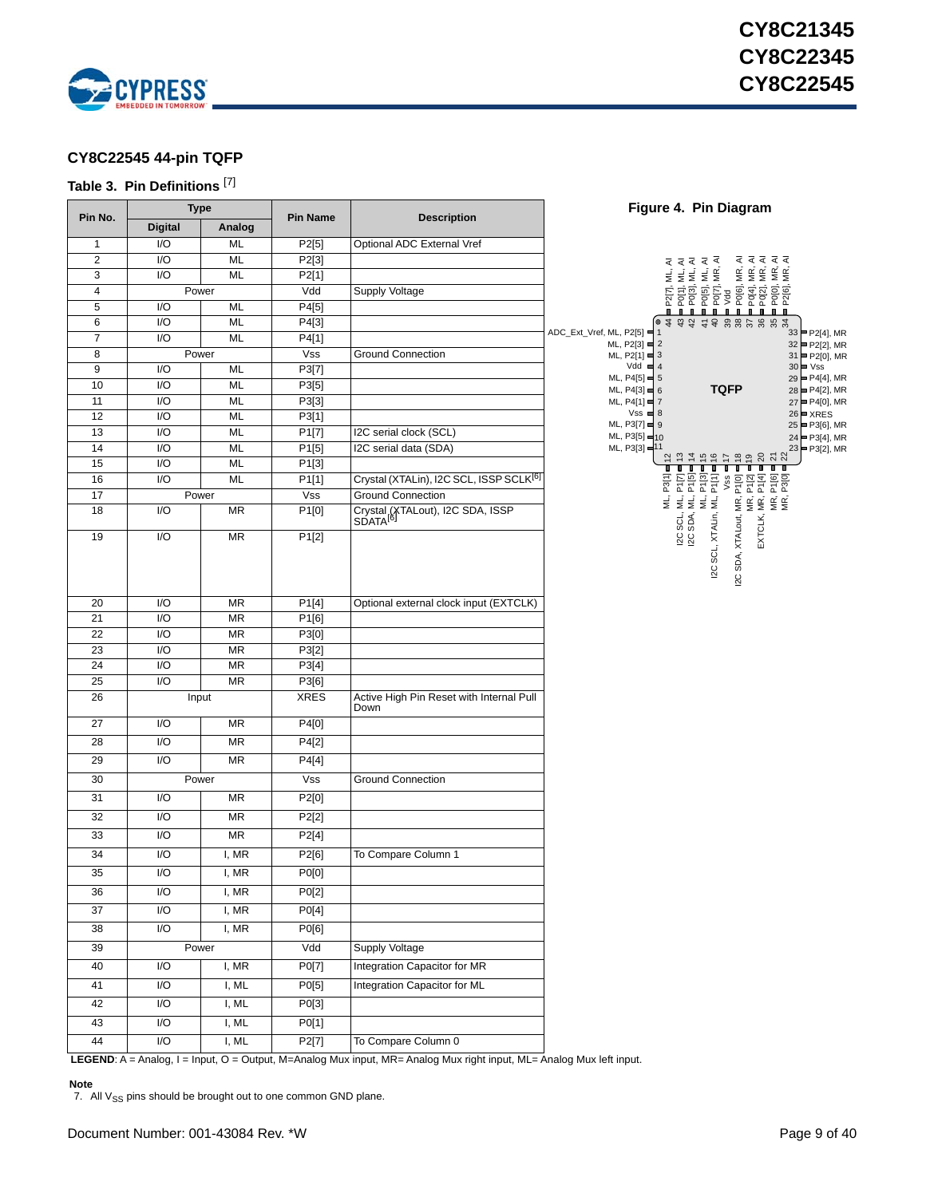## CY8C22545 44-pin TQFP

### Table 3. Pin Definitions [7]

| Pin No. | Type | | Pin Name | Description |
|---|---|---|---|---|
| | Digital | Analog | | |
| 1 | I/O | ML | P2[5] | Optional ADC External Vref |
| 2 | I/O | ML | P2[3] | |
| 3 | I/O | ML | P2[1] | |
| 4 | Power | | Vdd | Supply Voltage |
| 5 | I/O | ML | P4[5] | |
| 6 | I/O | ML | P4[3] | |
| 7 | I/O | ML | P4[1] | |
| 8 | Power | | Vss | Ground Connection |
| 9 | I/O | ML | P3[7] | |
| 10 | I/O | ML | P3[5] | |
| 11 | I/O | ML | P3[3] | |
| 12 | I/O | ML | P3[1] | |
| 13 | I/O | ML | P1[7] | I2C serial clock (SCL) |
| 14 | I/O | ML | P1[5] | I2C serial data (SDA) |
| 15 | I/O | ML | P1[3] | |
| 16 | I/O | ML | P1[1] | Crystal (XTALin), I2C SCL, ISSP SCLK[6] |
| 17 | Power | | Vss | Ground Connection |
| 18 | I/O | MR | P1[0] | Crystal (XTALout), I2C SDA, ISSP SDATA[6] |
| 19 | I/O | MR | P1[2] | |
| 20 | I/O | MR | P1[4] | Optional external clock input (EXTCLK) |
| 21 | I/O | MR | P1[6] | |
| 22 | I/O | MR | P3[0] | |
| 23 | I/O | MR | P3[2] | |
| 24 | I/O | MR | P3[4] | |
| 25 | I/O | MR | P3[6] | |
| 26 | Input | | XRES | Active High Pin Reset with Internal Pull Down |
| 27 | I/O | MR | P4[0] | |
| 28 | I/O | MR | P4[2] | |
| 29 | I/O | MR | P4[4] | |
| 30 | Power | | Vss | Ground Connection |
| 31 | I/O | MR | P2[0] | |
| 32 | I/O | MR | P2[2] | |
| 33 | I/O | MR | P2[4] | |
| 34 | I/O | I, MR | P2[6] | To Compare Column 1 |
| 35 | I/O | I, MR | P0[0] | |
| 36 | I/O | I, MR | P0[2] | |
| 37 | I/O | I, MR | P0[4] | |
| 38 | I/O | I, MR | P0[6] | |
| 39 | Power | | Vdd | Supply Voltage |
| 40 | I/O | I, MR | P0[7] | Integration Capacitor for MR |
| 41 | I/O | I, ML | P0[5] | Integration Capacitor for ML |
| 42 | I/O | I, ML | P0[3] | |
| 43 | I/O | I, ML | P0[1] | |
| 44 | I/O | I, ML | P2[7] | To Compare Column 0 |

**LEGEND**: A = Analog, I = Input, O = Output, M=Analog Mux input, MR= Analog Mux right input, ML= Analog Mux left input.

### Figure 4. Pin Diagram

TQFP

- 1: ADC_Ext_Vref, ML, P2[5]
- 2: ML, P2[3]
- 3: ML, P2[1]
- 4: Vdd
- 5: ML, P4[5]
- 6: ML, P4[3]
- 7: ML, P4[1]
- 8: Vss
- 9: ML, P3[7]
- 10: ML, P3[5]
- 11: ML, P3[3]
- 12: ML, P3[1]
- 13: I2C SCL, ML, P1[7]
- 14: I2C SDA, ML, P1[5]
- 15: ML, P1[3]
- 16: I2C SCL, XTALin, ML, P1[1]
- 17: Vss
- 18: I2C SDA, XTALout, MR, P1[0]
- 19: MR, P1[2]
- 20: EXTCLK, MR, P1[4]
- 21: MR, P1[6]
- 22: MR, P3[0]
- 23: P3[2], MR
- 24: P3[4], MR
- 25: P3[6], MR
- 26: XRES
- 27: P4[0], MR
- 28: P4[2], MR
- 29: P4[4], MR
- 30: Vss
- 31: P2[0], MR
- 32: P2[2], MR
- 33: P2[4], MR
- 34: P2[6], MR, AI
- 35: P0[0], MR, AI
- 36: P0[2], MR, AI
- 37: P0[4], MR, AI
- 38: P0[6], MR, AI
- 39: Vdd
- 40: P0[7], MR, AI
- 41: P0[5], ML, AI
- 42: P0[3], ML, AI
- 43: P0[1], ML, AI
- 44: P2[7], ML, AI

**Note**

7. All $V_{SS}$ pins should be brought out to one common GND plane.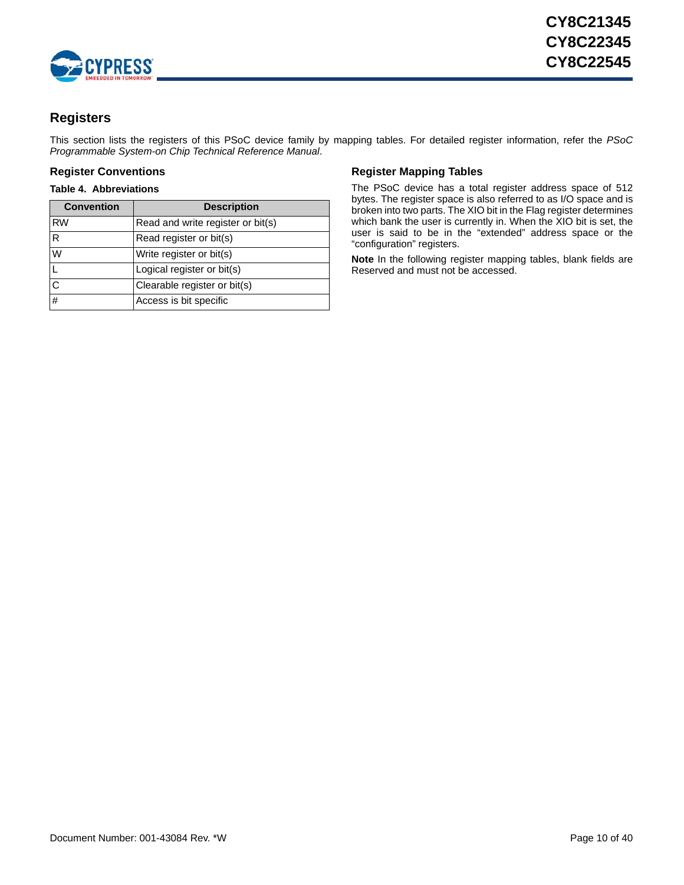## Registers

This section lists the registers of this PSoC device family by mapping tables. For detailed register information, refer the *PSoC Programmable System-on Chip Technical Reference Manual*.

### Register Conventions

**Table 4. Abbreviations**

| Convention | Description |
|---|---|
| RW | Read and write register or bit(s) |
| R | Read register or bit(s) |
| W | Write register or bit(s) |
| L | Logical register or bit(s) |
| C | Clearable register or bit(s) |
| # | Access is bit specific |

### Register Mapping Tables

The PSoC device has a total register address space of 512 bytes. The register space is also referred to as I/O space and is broken into two parts. The XIO bit in the Flag register determines which bank the user is currently in. When the XIO bit is set, the user is said to be in the “extended” address space or the “configuration” registers.

**Note** In the following register mapping tables, blank fields are Reserved and must not be accessed.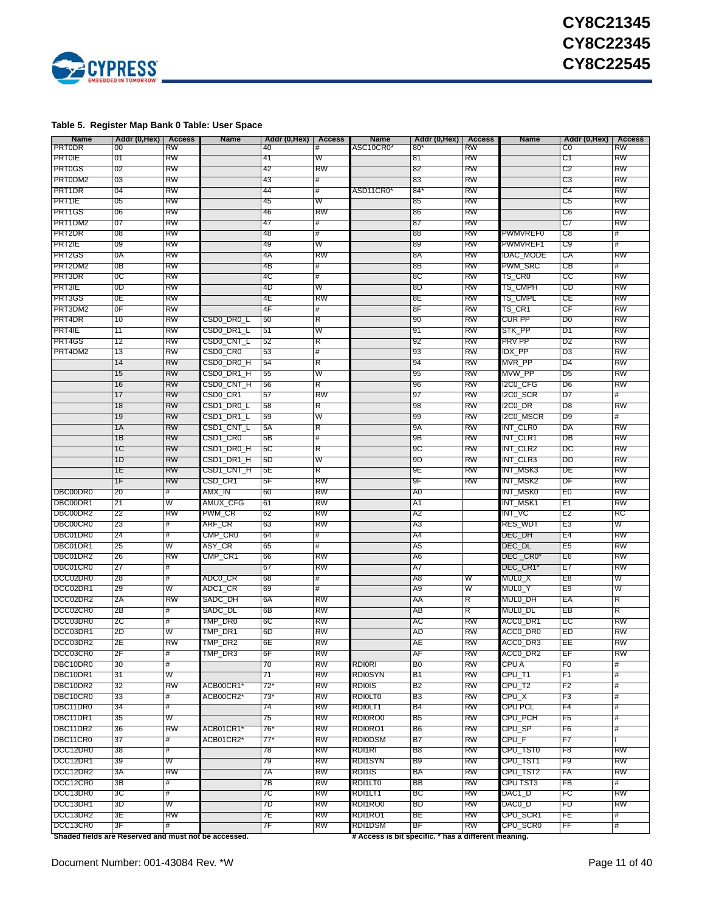**Table 5. Register Map Bank 0 Table: User Space**

| Name | Addr (0,Hex) | Access | Name | Addr (0,Hex) | Access | Name | Addr (0,Hex) | Access | Name | Addr (0,Hex) | Access |
|---|---|---|---|---|---|---|---|---|---|---|---|
| PRT0DR | 00 | RW | | 40 | # | ASC10CR0* | 80* | RW | | C0 | RW |
| PRT0IE | 01 | RW | | 41 | W | | 81 | RW | | C1 | RW |
| PRT0GS | 02 | RW | | 42 | RW | | 82 | RW | | C2 | RW |
| PRT0DM2 | 03 | RW | | 43 | # | | 83 | RW | | C3 | RW |
| PRT1DR | 04 | RW | | 44 | # | ASD11CR0* | 84* | RW | | C4 | RW |
| PRT1IE | 05 | RW | | 45 | W | | 85 | RW | | C5 | RW |
| PRT1GS | 06 | RW | | 46 | RW | | 86 | RW | | C6 | RW |
| PRT1DM2 | 07 | RW | | 47 | # | | 87 | RW | | C7 | RW |
| PRT2DR | 08 | RW | | 48 | # | | 88 | RW | PWMVREF0 | C8 | # |
| PRT2IE | 09 | RW | | 49 | W | | 89 | RW | PWMVREF1 | C9 | # |
| PRT2GS | 0A | RW | | 4A | RW | | 8A | RW | IDAC_MODE | CA | RW |
| PRT2DM2 | 0B | RW | | 4B | # | | 8B | RW | PWM_SRC | CB | # |
| PRT3DR | 0C | RW | | 4C | # | | 8C | RW | TS_CR0 | CC | RW |
| PRT3IE | 0D | RW | | 4D | W | | 8D | RW | TS_CMPH | CD | RW |
| PRT3GS | 0E | RW | | 4E | RW | | 8E | RW | TS_CMPL | CE | RW |
| PRT3DM2 | 0F | RW | | 4F | # | | 8F | RW | TS_CR1 | CF | RW |
| PRT4DR | 10 | RW | CSD0_DR0_L | 50 | R | | 90 | RW | CUR PP | D0 | RW |
| PRT4IE | 11 | RW | CSD0_DR1_L | 51 | W | | 91 | RW | STK_PP | D1 | RW |
| PRT4GS | 12 | RW | CSD0_CNT_L | 52 | R | | 92 | RW | PRV PP | D2 | RW |
| PRT4DM2 | 13 | RW | CSD0_CR0 | 53 | # | | 93 | RW | IDX_PP | D3 | RW |
| | 14 | RW | CSD0_DR0_H | 54 | R | | 94 | RW | MVR_PP | D4 | RW |
| | 15 | RW | CSD0_DR1_H | 55 | W | | 95 | RW | MVW_PP | D5 | RW |
| | 16 | RW | CSD0_CNT_H | 56 | R | | 96 | RW | I2C0_CFG | D6 | RW |
| | 17 | RW | CSD0_CR1 | 57 | RW | | 97 | RW | I2C0_SCR | D7 | # |
| | 18 | RW | CSD1_DR0_L | 58 | R | | 98 | RW | I2C0_DR | D8 | RW |
| | 19 | RW | CSD1_DR1_L | 59 | W | | 99 | RW | I2C0_MSCR | D9 | # |
| | 1A | RW | CSD1_CNT_L | 5A | R | | 9A | RW | INT_CLR0 | DA | RW |
| | 1B | RW | CSD1_CR0 | 5B | # | | 9B | RW | INT_CLR1 | DB | RW |
| | 1C | RW | CSD1_DR0_H | 5C | R | | 9C | RW | INT_CLR2 | DC | RW |
| | 1D | RW | CSD1_DR1_H | 5D | W | | 9D | RW | INT_CLR3 | DD | RW |
| | 1E | RW | CSD1_CNT_H | 5E | R | | 9E | RW | INT_MSK3 | DE | RW |
| | 1F | RW | CSD_CR1 | 5F | RW | | 9F | RW | INT_MSK2 | DF | RW |
| DBC00DR0 | 20 | # | AMX_IN | 60 | RW | | A0 | | INT_MSK0 | E0 | RW |
| DBC00DR1 | 21 | W | AMUX_CFG | 61 | RW | | A1 | | INT_MSK1 | E1 | RW |
| DBC00DR2 | 22 | RW | PWM_CR | 62 | RW | | A2 | | INT_VC | E2 | RC |
| DBC00CR0 | 23 | # | ARF_CR | 63 | RW | | A3 | | RES_WDT | E3 | W |
| DBC01DR0 | 24 | # | CMP_CR0 | 64 | # | | A4 | | DEC_DH | E4 | RW |
| DBC01DR1 | 25 | W | ASY_CR | 65 | # | | A5 | | DEC_DL | E5 | RW |
| DBC01DR2 | 26 | RW | CMP_CR1 | 66 | RW | | A6 | | DEC_CR0* | E6 | RW |
| DBC01CR0 | 27 | # | | 67 | RW | | A7 | | DEC_CR1* | E7 | RW |
| DCC02DR0 | 28 | # | ADC0_CR | 68 | # | | A8 | W | MUL0_X | E8 | W |
| DCC02DR1 | 29 | W | ADC1_CR | 69 | # | | A9 | W | MUL0_Y | E9 | W |
| DCC02DR2 | 2A | RW | SADC_DH | 6A | RW | | AA | R | MUL0_DH | EA | R |
| DCC02CR0 | 2B | # | SADC_DL | 6B | RW | | AB | R | MUL0_DL | EB | R |
| DCC03DR0 | 2C | # | TMP_DR0 | 6C | RW | | AC | RW | ACC0_DR1 | EC | RW |
| DCC03DR1 | 2D | W | TMP_DR1 | 6D | RW | | AD | RW | ACC0_DR0 | ED | RW |
| DCC03DR2 | 2E | RW | TMP_DR2 | 6E | RW | | AE | RW | ACC0_DR3 | EE | RW |
| DCC03CR0 | 2F | # | TMP_DR3 | 6F | RW | | AF | RW | ACC0_DR2 | EF | RW |
| DBC10DR0 | 30 | # | | 70 | RW | RDI0RI | B0 | RW | CPU A | F0 | # |
| DBC10DR1 | 31 | W | | 71 | RW | RDI0SYN | B1 | RW | CPU_T1 | F1 | # |
| DBC10DR2 | 32 | RW | ACB00CR1* | 72* | RW | RDI0IS | B2 | RW | CPU_T2 | F2 | # |
| DBC10CR0 | 33 | # | ACB00CR2* | 73* | RW | RDI0LT0 | B3 | RW | CPU_X | F3 | # |
| DBC11DR0 | 34 | # | | 74 | RW | RDI0LT1 | B4 | RW | CPU PCL | F4 | # |
| DBC11DR1 | 35 | W | | 75 | RW | RDI0RO0 | B5 | RW | CPU_PCH | F5 | # |
| DBC11DR2 | 36 | RW | ACB01CR1* | 76* | RW | RDI0RO1 | B6 | RW | CPU_SP | F6 | # |
| DBC11CR0 | 37 | # | ACB01CR2* | 77* | RW | RDI0DSM | B7 | RW | CPU_F | F7 | I |
| DCC12DR0 | 38 | # | | 78 | RW | RDI1RI | B8 | RW | CPU_TST0 | F8 | RW |
| DCC12DR1 | 39 | W | | 79 | RW | RDI1SYN | B9 | RW | CPU_TST1 | F9 | RW |
| DCC12DR2 | 3A | RW | | 7A | RW | RDI1IS | BA | RW | CPU_TST2 | FA | RW |
| DCC12CR0 | 3B | # | | 7B | RW | RDI1LT0 | BB | RW | CPU TST3 | FB | # |
| DCC13DR0 | 3C | # | | 7C | RW | RDI1LT1 | BC | RW | DAC1_D | FC | RW |
| DCC13DR1 | 3D | W | | 7D | RW | RDI1RO0 | BD | RW | DAC0_D | FD | RW |
| DCC13DR2 | 3E | RW | | 7E | RW | RDI1RO1 | BE | RW | CPU_SCR1 | FE | # |
| DCC13CR0 | 3F | # | | 7F | RW | RDI1DSM | BF | RW | CPU_SCR0 | FF | # |

**Shaded fields are Reserved and must not be accessed.** **# Access is bit specific. * has a different meaning.**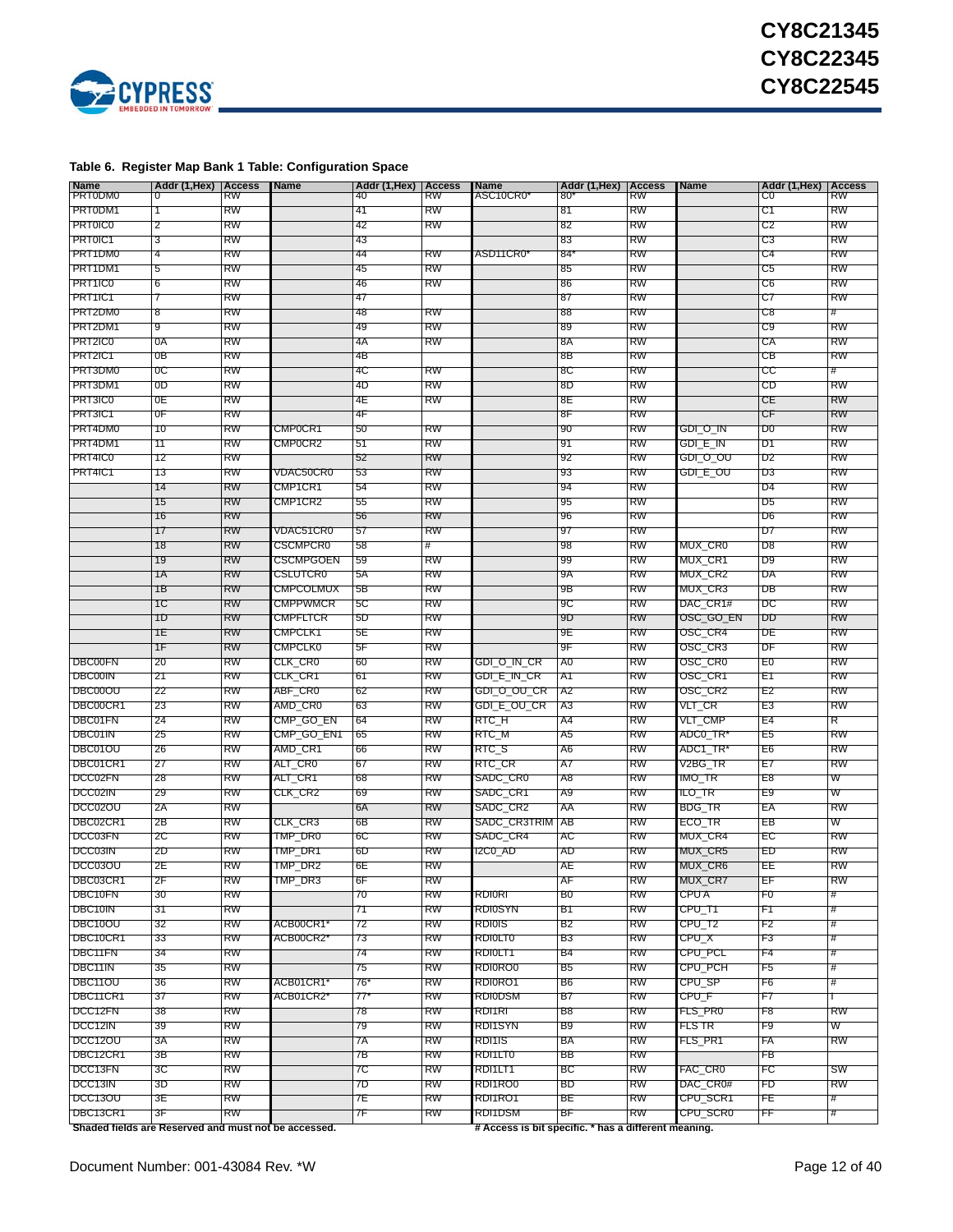**Table 6. Register Map Bank 1 Table: Configuration Space**

| Name | Addr (1,Hex) | Access | Name | Addr (1,Hex) | Access | Name | Addr (1,Hex) | Access | Name | Addr (1,Hex) | Access |
|---|---|---|---|---|---|---|---|---|---|---|---|
| PRT0DM0 | 0 | RW | | 40 | RW | ASC10CR0* | 80* | RW | | C0 | RW |
| PRT0DM1 | 1 | RW | | 41 | RW | | 81 | RW | | C1 | RW |
| PRT0IC0 | 2 | RW | | 42 | RW | | 82 | RW | | C2 | RW |
| PRT0IC1 | 3 | RW | | 43 | | | 83 | RW | | C3 | RW |
| PRT1DM0 | 4 | RW | | 44 | RW | ASD11CR0* | 84* | RW | | C4 | RW |
| PRT1DM1 | 5 | RW | | 45 | RW | | 85 | RW | | C5 | RW |
| PRT1IC0 | 6 | RW | | 46 | RW | | 86 | RW | | C6 | RW |
| PRT1IC1 | 7 | RW | | 47 | | | 87 | RW | | C7 | RW |
| PRT2DM0 | 8 | RW | | 48 | RW | | 88 | RW | | C8 | # |
| PRT2DM1 | 9 | RW | | 49 | RW | | 89 | RW | | C9 | RW |
| PRT2IC0 | 0A | RW | | 4A | RW | | 8A | RW | | CA | RW |
| PRT2IC1 | 0B | RW | | 4B | | | 8B | RW | | CB | RW |
| PRT3DM0 | 0C | RW | | 4C | RW | | 8C | RW | | CC | # |
| PRT3DM1 | 0D | RW | | 4D | RW | | 8D | RW | | CD | RW |
| PRT3IC0 | 0E | RW | | 4E | RW | | 8E | RW | | CE | RW |
| PRT3IC1 | 0F | RW | | 4F | | | 8F | RW | | CF | RW |
| PRT4DM0 | 10 | RW | CMP0CR1 | 50 | RW | | 90 | RW | GDI_O_IN | D0 | RW |
| PRT4DM1 | 11 | RW | CMP0CR2 | 51 | RW | | 91 | RW | GDI_E_IN | D1 | RW |
| PRT4IC0 | 12 | RW | | 52 | RW | | 92 | RW | GDI_O_OU | D2 | RW |
| PRT4IC1 | 13 | RW | VDAC50CR0 | 53 | RW | | 93 | RW | GDI_E_OU | D3 | RW |
| | 14 | RW | CMP1CR1 | 54 | RW | | 94 | RW | | D4 | RW |
| | 15 | RW | CMP1CR2 | 55 | RW | | 95 | RW | | D5 | RW |
| | 16 | RW | | 56 | RW | | 96 | RW | | D6 | RW |
| | 17 | RW | VDAC51CR0 | 57 | RW | | 97 | RW | | D7 | RW |
| | 18 | RW | CSCMPCR0 | 58 | # | | 98 | RW | MUX_CR0 | D8 | RW |
| | 19 | RW | CSCMPGOEN | 59 | RW | | 99 | RW | MUX_CR1 | D9 | RW |
| | 1A | RW | CSLUTCR0 | 5A | RW | | 9A | RW | MUX_CR2 | DA | RW |
| | 1B | RW | CMPCOLMUX | 5B | RW | | 9B | RW | MUX_CR3 | DB | RW |
| | 1C | RW | CMPPWMCR | 5C | RW | | 9C | RW | DAC_CR1# | DC | RW |
| | 1D | RW | CMPFLTCR | 5D | RW | | 9D | RW | OSC_GO_EN | DD | RW |
| | 1E | RW | CMPCLK1 | 5E | RW | | 9E | RW | OSC_CR4 | DE | RW |
| | 1F | RW | CMPCLK0 | 5F | RW | | 9F | RW | OSC_CR3 | DF | RW |
| DBC00FN | 20 | RW | CLK_CR0 | 60 | RW | GDI_O_IN_CR | A0 | RW | OSC_CR0 | E0 | RW |
| DBC00IN | 21 | RW | CLK_CR1 | 61 | RW | GDI_E_IN_CR | A1 | RW | OSC_CR1 | E1 | RW |
| DBC00OU | 22 | RW | ABF_CR0 | 62 | RW | GDI_O_OU_CR | A2 | RW | OSC_CR2 | E2 | RW |
| DBC00CR1 | 23 | RW | AMD_CR0 | 63 | RW | GDI_E_OU_CR | A3 | RW | VLT_CR | E3 | RW |
| DBC01FN | 24 | RW | CMP_GO_EN | 64 | RW | RTC_H | A4 | RW | VLT_CMP | E4 | R |
| DBC01IN | 25 | RW | CMP_GO_EN1 | 65 | RW | RTC_M | A5 | RW | ADC0_TR* | E5 | RW |
| DBC01OU | 26 | RW | AMD_CR1 | 66 | RW | RTC_S | A6 | RW | ADC1_TR* | E6 | RW |
| DBC01CR1 | 27 | RW | ALT_CR0 | 67 | RW | RTC_CR | A7 | RW | V2BG_TR | E7 | RW |
| DCC02FN | 28 | RW | ALT_CR1 | 68 | RW | SADC_CR0 | A8 | RW | IMO_TR | E8 | W |
| DCC02IN | 29 | RW | CLK_CR2 | 69 | RW | SADC_CR1 | A9 | RW | ILO_TR | E9 | W |
| DCC02OU | 2A | RW | | 6A | RW | SADC_CR2 | AA | RW | BDG_TR | EA | RW |
| DBC02CR1 | 2B | RW | CLK_CR3 | 6B | RW | SADC_CR3TRIM | AB | RW | ECO_TR | EB | W |
| DCC03FN | 2C | RW | TMP_DR0 | 6C | RW | SADC_CR4 | AC | RW | MUX_CR4 | EC | RW |
| DCC03IN | 2D | RW | TMP_DR1 | 6D | RW | I2C0_AD | AD | RW | MUX_CR5 | ED | RW |
| DCC03OU | 2E | RW | TMP_DR2 | 6E | RW | | AE | RW | MUX_CR6 | EE | RW |
| DBC03CR1 | 2F | RW | TMP_DR3 | 6F | RW | | AF | RW | MUX_CR7 | EF | RW |
| DBC10FN | 30 | RW | | 70 | RW | RDI0RI | B0 | RW | CPU A | F0 | # |
| DBC10IN | 31 | RW | | 71 | RW | RDI0SYN | B1 | RW | CPU_T1 | F1 | # |
| DBC10OU | 32 | RW | ACB00CR1* | 72 | RW | RDI0IS | B2 | RW | CPU_T2 | F2 | # |
| DBC10CR1 | 33 | RW | ACB00CR2* | 73 | RW | RDI0LT0 | B3 | RW | CPU_X | F3 | # |
| DBC11FN | 34 | RW | | 74 | RW | RDI0LT1 | B4 | RW | CPU_PCL | F4 | # |
| DBC11IN | 35 | RW | | 75 | RW | RDI0RO0 | B5 | RW | CPU_PCH | F5 | # |
| DBC11OU | 36 | RW | ACB01CR1* | 76* | RW | RDI0RO1 | B6 | RW | CPU_SP | F6 | # |
| DBC11CR1 | 37 | RW | ACB01CR2* | 77* | RW | RDI0DSM | B7 | RW | CPU_F | F7 | I |
| DCC12FN | 38 | RW | | 78 | RW | RDI1RI | B8 | RW | FLS_PR0 | F8 | RW |
| DCC12IN | 39 | RW | | 79 | RW | RDI1SYN | B9 | RW | FLS TR | F9 | W |
| DCC12OU | 3A | RW | | 7A | RW | RDI1IS | BA | RW | FLS_PR1 | FA | RW |
| DBC12CR1 | 3B | RW | | 7B | RW | RDI1LT0 | BB | RW | | FB | |
| DCC13FN | 3C | RW | | 7C | RW | RDI1LT1 | BC | RW | FAC_CR0 | FC | SW |
| DCC13IN | 3D | RW | | 7D | RW | RDI1RO0 | BD | RW | DAC_CR0# | FD | RW |
| DCC13OU | 3E | RW | | 7E | RW | RDI1RO1 | BE | RW | CPU_SCR1 | FE | # |
| DBC13CR1 | 3F | RW | | 7F | RW | RDI1DSM | BF | RW | CPU_SCR0 | FF | # |

**Shaded fields are Reserved and must not be accessed.** **# Access is bit specific. * has a different meaning.**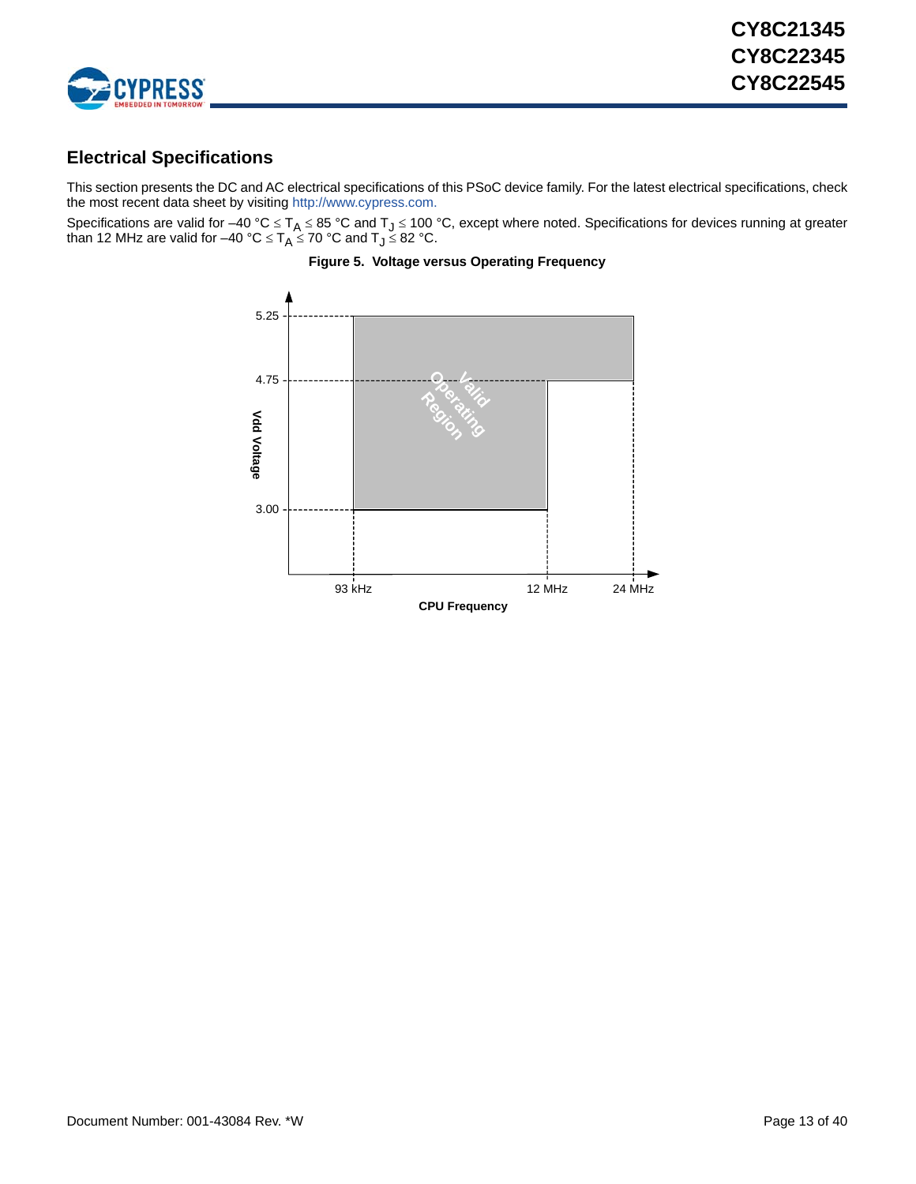## Electrical Specifications

This section presents the DC and AC electrical specifications of this PSoC device family. For the latest electrical specifications, check the most recent data sheet by visiting http://www.cypress.com.

Specifications are valid for –40 °C ≤ $T_A$ ≤ 85 °C and $T_J$ ≤ 100 °C, except where noted. Specifications for devices running at greater than 12 MHz are valid for –40 °C ≤ $T_A$ ≤ 70 °C and $T_J$ ≤ 82 °C.

**Figure 5. Voltage versus Operating Frequency**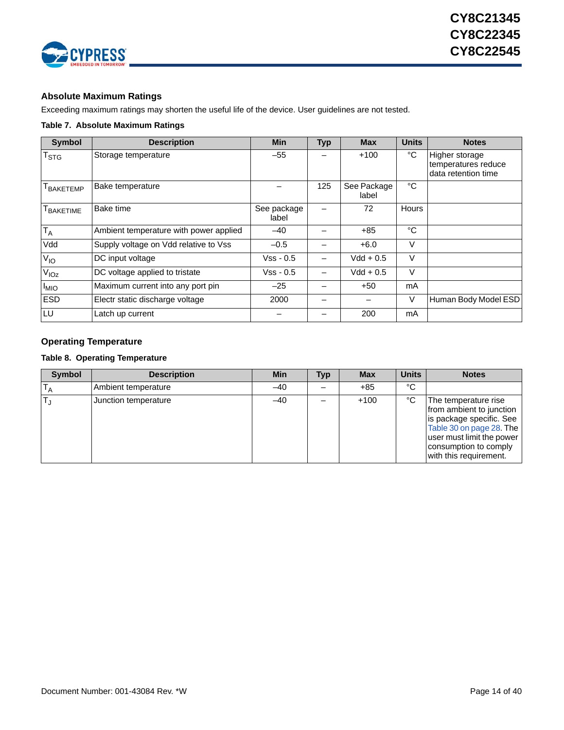## Absolute Maximum Ratings

Exceeding maximum ratings may shorten the useful life of the device. User guidelines are not tested.

**Table 7. Absolute Maximum Ratings**

| Symbol | Description | Min | Typ | Max | Units | Notes |
|---|---|---|---|---|---|---|
| $T_{STG}$ | Storage temperature | –55 | – | +100 | °C | Higher storage temperatures reduce data retention time |
| $T_{BAKETEMP}$ | Bake temperature | – | 125 | See Package label | °C | |
| $T_{BAKETIME}$ | Bake time | See package label | – | 72 | Hours | |
| $T_A$ | Ambient temperature with power applied | –40 | – | +85 | °C | |
| Vdd | Supply voltage on Vdd relative to Vss | –0.5 | – | +6.0 | V | |
| $V_{IO}$ | DC input voltage | Vss - 0.5 | – | Vdd + 0.5 | V | |
| $V_{IOz}$ | DC voltage applied to tristate | Vss - 0.5 | – | Vdd + 0.5 | V | |
| $I_{MIO}$ | Maximum current into any port pin | –25 | – | +50 | mA | |
| ESD | Electr static discharge voltage | 2000 | – | – | V | Human Body Model ESD |
| LU | Latch up current | – | – | 200 | mA | |

## Operating Temperature

**Table 8. Operating Temperature**

| Symbol | Description | Min | Typ | Max | Units | Notes |
|---|---|---|---|---|---|---|
| $T_A$ | Ambient temperature | –40 | – | +85 | °C | |
| $T_J$ | Junction temperature | –40 | – | +100 | °C | The temperature rise from ambient to junction is package specific. See Table 30 on page 28. The user must limit the power consumption to comply with this requirement. |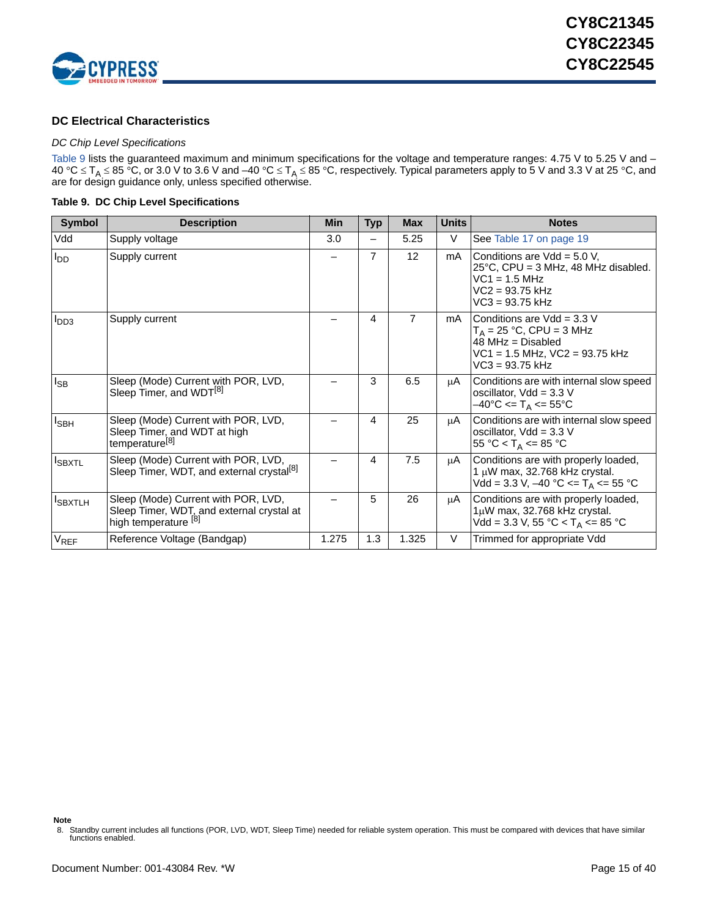## DC Electrical Characteristics

### *DC Chip Level Specifications*

Table 9 lists the guaranteed maximum and minimum specifications for the voltage and temperature ranges: 4.75 V to 5.25 V and –40 °C ≤ $T_A$ ≤ 85 °C, or 3.0 V to 3.6 V and –40 °C ≤ $T_A$ ≤ 85 °C, respectively. Typical parameters apply to 5 V and 3.3 V at 25 °C, and are for design guidance only, unless specified otherwise.

**Table 9. DC Chip Level Specifications**

| Symbol | Description | Min | Typ | Max | Units | Notes |
|---|---|---|---|---|---|---|
| Vdd | Supply voltage | 3.0 | – | 5.25 | V | See Table 17 on page 19 |
| $I_{DD}$ | Supply current | – | 7 | 12 | mA | Conditions are Vdd = 5.0 V, 25°C, CPU = 3 MHz, 48 MHz disabled. VC1 = 1.5 MHz VC2 = 93.75 kHz VC3 = 93.75 kHz |
| $I_{DD3}$ | Supply current | – | 4 | 7 | mA | Conditions are Vdd = 3.3 V $T_A$ = 25 °C, CPU = 3 MHz 48 MHz = Disabled VC1 = 1.5 MHz, VC2 = 93.75 kHz VC3 = 93.75 kHz |
| $I_{SB}$ | Sleep (Mode) Current with POR, LVD, Sleep Timer, and WDT[8] | – | 3 | 6.5 | µA | Conditions are with internal slow speed oscillator, Vdd = 3.3 V –40°C <= $T_A$ <= 55°C |
| $I_{SBH}$ | Sleep (Mode) Current with POR, LVD, Sleep Timer, and WDT at high temperature[8] | – | 4 | 25 | µA | Conditions are with internal slow speed oscillator, Vdd = 3.3 V 55 °C < $T_A$ <= 85 °C |
| $I_{SBXTL}$ | Sleep (Mode) Current with POR, LVD, Sleep Timer, WDT, and external crystal[8] | – | 4 | 7.5 | µA | Conditions are with properly loaded, 1 µW max, 32.768 kHz crystal. Vdd = 3.3 V, –40 °C <= $T_A$ <= 55 °C |
| $I_{SBXTLH}$ | Sleep (Mode) Current with POR, LVD, Sleep Timer, WDT, and external crystal at high temperature [8] | – | 5 | 26 | µA | Conditions are with properly loaded, 1µW max, 32.768 kHz crystal. Vdd = 3.3 V, 55 °C < $T_A$ <= 85 °C |
| $V_{REF}$ | Reference Voltage (Bandgap) | 1.275 | 1.3 | 1.325 | V | Trimmed for appropriate Vdd |

**Note**

8. Standby current includes all functions (POR, LVD, WDT, Sleep Time) needed for reliable system operation. This must be compared with devices that have similar functions enabled.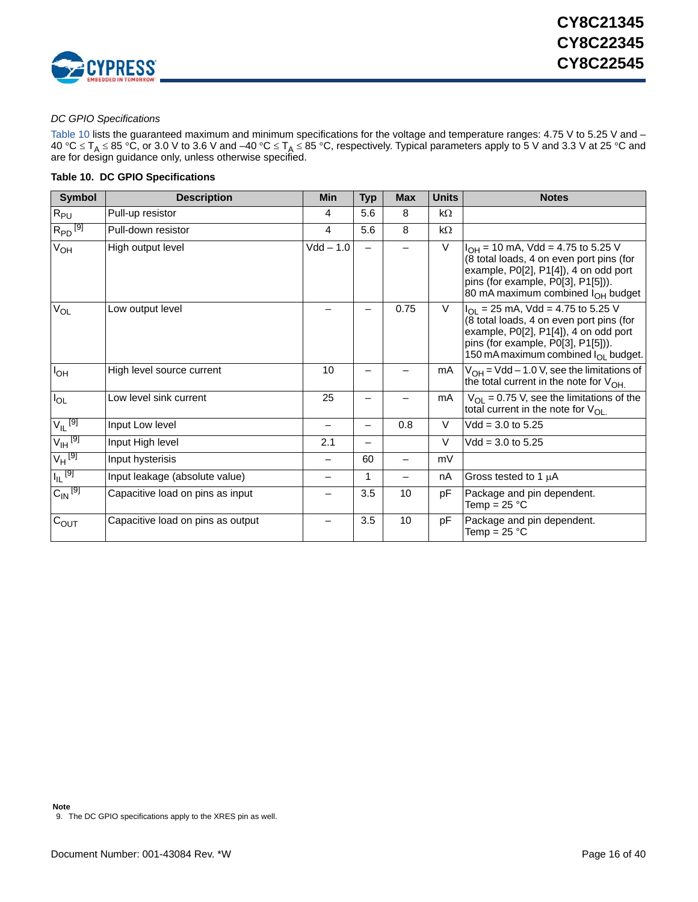*DC GPIO Specifications*

Table 10 lists the guaranteed maximum and minimum specifications for the voltage and temperature ranges: 4.75 V to 5.25 V and –40 °C ≤ $T_A$ ≤ 85 °C, or 3.0 V to 3.6 V and –40 °C ≤ $T_A$ ≤ 85 °C, respectively. Typical parameters apply to 5 V and 3.3 V at 25 °C and are for design guidance only, unless otherwise specified.

**Table 10. DC GPIO Specifications**

| Symbol | Description | Min | Typ | Max | Units | Notes |
|---|---|---|---|---|---|---|
| $R_{PU}$ | Pull-up resistor | 4 | 5.6 | 8 | kΩ | |
| $R_{PD}$ [9] | Pull-down resistor | 4 | 5.6 | 8 | kΩ | |
| $V_{OH}$ | High output level | Vdd – 1.0 | – | – | V | $I_{OH}$ = 10 mA, Vdd = 4.75 to 5.25 V (8 total loads, 4 on even port pins (for example, P0[2], P1[4]), 4 on odd port pins (for example, P0[3], P1[5])). 80 mA maximum combined $I_{OH}$ budget |
| $V_{OL}$ | Low output level | – | – | 0.75 | V | $I_{OL}$ = 25 mA, Vdd = 4.75 to 5.25 V (8 total loads, 4 on even port pins (for example, P0[2], P1[4]), 4 on odd port pins (for example, P0[3], P1[5])). 150 mA maximum combined $I_{OL}$ budget. |
| $I_{OH}$ | High level source current | 10 | – | – | mA | $V_{OH}$ = Vdd – 1.0 V, see the limitations of the total current in the note for $V_{OH}$. |
| $I_{OL}$ | Low level sink current | 25 | – | – | mA | $V_{OL}$ = 0.75 V, see the limitations of the total current in the note for $V_{OL}$. |
| $V_{IL}$ [9] | Input Low level | – | – | 0.8 | V | Vdd = 3.0 to 5.25 |
| $V_{IH}$ [9] | Input High level | 2.1 | – | | V | Vdd = 3.0 to 5.25 |
| $V_H$ [9] | Input hysterisis | – | 60 | – | mV | |
| $I_{IL}$ [9] | Input leakage (absolute value) | – | 1 | – | nA | Gross tested to 1 µA |
| $C_{IN}$ [9] | Capacitive load on pins as input | – | 3.5 | 10 | pF | Package and pin dependent. Temp = 25 °C |
| $C_{OUT}$ | Capacitive load on pins as output | – | 3.5 | 10 | pF | Package and pin dependent. Temp = 25 °C |

**Note**

9. The DC GPIO specifications apply to the XRES pin as well.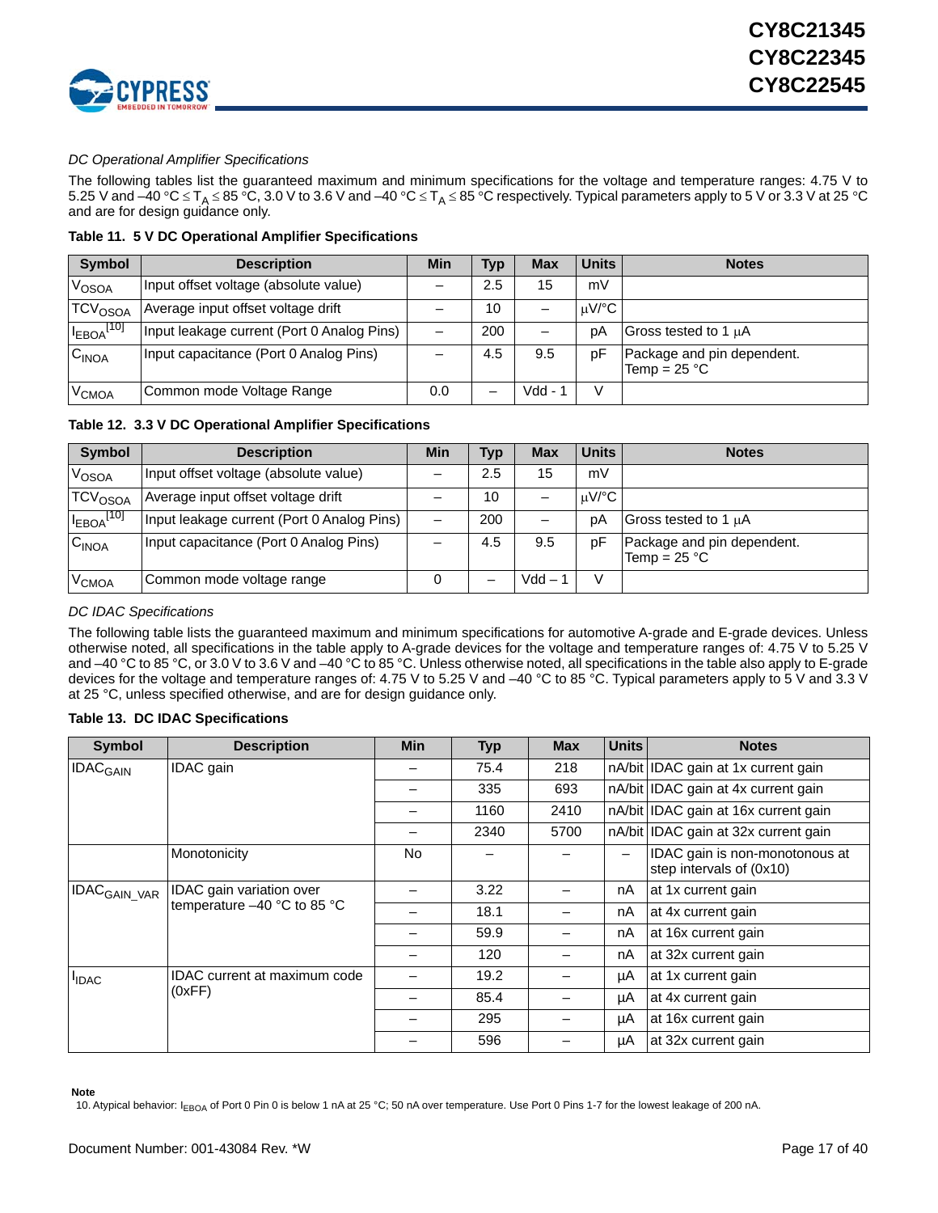*DC Operational Amplifier Specifications*

The following tables list the guaranteed maximum and minimum specifications for the voltage and temperature ranges: 4.75 V to 5.25 V and –40 °C ≤ $T_A$ ≤ 85 °C, 3.0 V to 3.6 V and –40 °C ≤ $T_A$ ≤ 85 °C respectively. Typical parameters apply to 5 V or 3.3 V at 25 °C and are for design guidance only.

**Table 11. 5 V DC Operational Amplifier Specifications**

| Symbol | Description | Min | Typ | Max | Units | Notes |
|---|---|---|---|---|---|---|
| $V_{OSOA}$ | Input offset voltage (absolute value) | – | 2.5 | 15 | mV | |
| $TCV_{OSOA}$ | Average input offset voltage drift | – | 10 | – | µV/°C | |
| $I_{EBOA}$[10] | Input leakage current (Port 0 Analog Pins) | – | 200 | – | pA | Gross tested to 1 µA |
| $C_{INOA}$ | Input capacitance (Port 0 Analog Pins) | – | 4.5 | 9.5 | pF | Package and pin dependent. Temp = 25 °C |
| $V_{CMOA}$ | Common mode Voltage Range | 0.0 | – | Vdd - 1 | V | |

**Table 12. 3.3 V DC Operational Amplifier Specifications**

| Symbol | Description | Min | Typ | Max | Units | Notes |
|---|---|---|---|---|---|---|
| $V_{OSOA}$ | Input offset voltage (absolute value) | – | 2.5 | 15 | mV | |
| $TCV_{OSOA}$ | Average input offset voltage drift | – | 10 | – | µV/°C | |
| $I_{EBOA}$[10] | Input leakage current (Port 0 Analog Pins) | – | 200 | – | pA | Gross tested to 1 µA |
| $C_{INOA}$ | Input capacitance (Port 0 Analog Pins) | – | 4.5 | 9.5 | pF | Package and pin dependent. Temp = 25 °C |
| $V_{CMOA}$ | Common mode voltage range | 0 | – | Vdd – 1 | V | |

*DC IDAC Specifications*

The following table lists the guaranteed maximum and minimum specifications for automotive A-grade and E-grade devices. Unless otherwise noted, all specifications in the table apply to A-grade devices for the voltage and temperature ranges of: 4.75 V to 5.25 V and –40 °C to 85 °C, or 3.0 V to 3.6 V and –40 °C to 85 °C. Unless otherwise noted, all specifications in the table also apply to E-grade devices for the voltage and temperature ranges of: 4.75 V to 5.25 V and –40 °C to 85 °C. Typical parameters apply to 5 V and 3.3 V at 25 °C, unless specified otherwise, and are for design guidance only.

**Table 13. DC IDAC Specifications**

| Symbol | Description | Min | Typ | Max | Units | Notes |
|---|---|---|---|---|---|---|
| $IDAC_{GAIN}$ | IDAC gain | – | 75.4 | 218 | nA/bit | IDAC gain at 1x current gain |
| | | – | 335 | 693 | nA/bit | IDAC gain at 4x current gain |
| | | – | 1160 | 2410 | nA/bit | IDAC gain at 16x current gain |
| | | – | 2340 | 5700 | nA/bit | IDAC gain at 32x current gain |
| | Monotonicity | No | – | – | – | IDAC gain is non-monotonous at step intervals of (0x10) |
| $IDAC_{GAIN\_VAR}$ | IDAC gain variation over temperature –40 °C to 85 °C | – | 3.22 | – | nA | at 1x current gain |
| | | – | 18.1 | – | nA | at 4x current gain |
| | | – | 59.9 | – | nA | at 16x current gain |
| | | – | 120 | – | nA | at 32x current gain |
| $I_{IDAC}$ | IDAC current at maximum code (0xFF) | – | 19.2 | – | µA | at 1x current gain |
| | | – | 85.4 | – | µA | at 4x current gain |
| | | – | 295 | – | µA | at 16x current gain |
| | | – | 596 | – | µA | at 32x current gain |

**Note**

10. Atypical behavior: $I_{EBOA}$ of Port 0 Pin 0 is below 1 nA at 25 °C; 50 nA over temperature. Use Port 0 Pins 1-7 for the lowest leakage of 200 nA.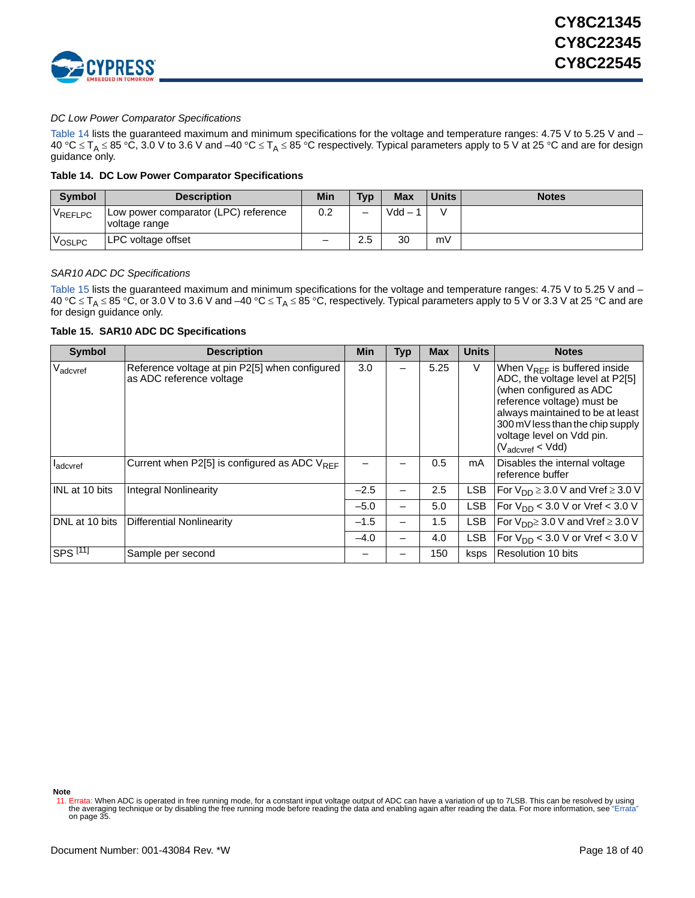*DC Low Power Comparator Specifications*

Table 14 lists the guaranteed maximum and minimum specifications for the voltage and temperature ranges: 4.75 V to 5.25 V and –40 °C ≤ $T_A$ ≤ 85 °C, 3.0 V to 3.6 V and –40 °C ≤ $T_A$ ≤ 85 °C respectively. Typical parameters apply to 5 V at 25 °C and are for design guidance only.

**Table 14. DC Low Power Comparator Specifications**

| Symbol | Description | Min | Typ | Max | Units | Notes |
|---|---|---|---|---|---|---|
| $V_{REFLPC}$ | Low power comparator (LPC) reference voltage range | 0.2 | – | Vdd – 1 | V | |
| $V_{OSLPC}$ | LPC voltage offset | – | 2.5 | 30 | mV | |

*SAR10 ADC DC Specifications*

Table 15 lists the guaranteed maximum and minimum specifications for the voltage and temperature ranges: 4.75 V to 5.25 V and –40 °C ≤ $T_A$ ≤ 85 °C, or 3.0 V to 3.6 V and –40 °C ≤ $T_A$ ≤ 85 °C, respectively. Typical parameters apply to 5 V or 3.3 V at 25 °C and are for design guidance only.

**Table 15. SAR10 ADC DC Specifications**

| Symbol | Description | Min | Typ | Max | Units | Notes |
|---|---|---|---|---|---|---|
| $V_{adcvref}$ | Reference voltage at pin P2[5] when configured as ADC reference voltage | 3.0 | – | 5.25 | V | When $V_{REF}$ is buffered inside ADC, the voltage level at P2[5] (when configured as ADC reference voltage) must be always maintained to be at least 300 mV less than the chip supply voltage level on Vdd pin. ($V_{adcvref}$ < Vdd) |
| $I_{adcvref}$ | Current when P2[5] is configured as ADC $V_{REF}$ | – | – | 0.5 | mA | Disables the internal voltage reference buffer |
| INL at 10 bits | Integral Nonlinearity | –2.5 | – | 2.5 | LSB | For $V_{DD}$ ≥ 3.0 V and Vref ≥ 3.0 V |
| | | –5.0 | – | 5.0 | LSB | For $V_{DD}$ < 3.0 V or Vref < 3.0 V |
| DNL at 10 bits | Differential Nonlinearity | –1.5 | – | 1.5 | LSB | For $V_{DD}$ ≥ 3.0 V and Vref ≥ 3.0 V |
| | | –4.0 | – | 4.0 | LSB | For $V_{DD}$ < 3.0 V or Vref < 3.0 V |
| SPS [11] | Sample per second | – | – | 150 | ksps | Resolution 10 bits |

**Note**

11. Errata: When ADC is operated in free running mode, for a constant input voltage output of ADC can have a variation of up to 7LSB. This can be resolved by using the averaging technique or by disabling the free running mode before reading the data and enabling again after reading the data. For more information, see "Errata" on page 35.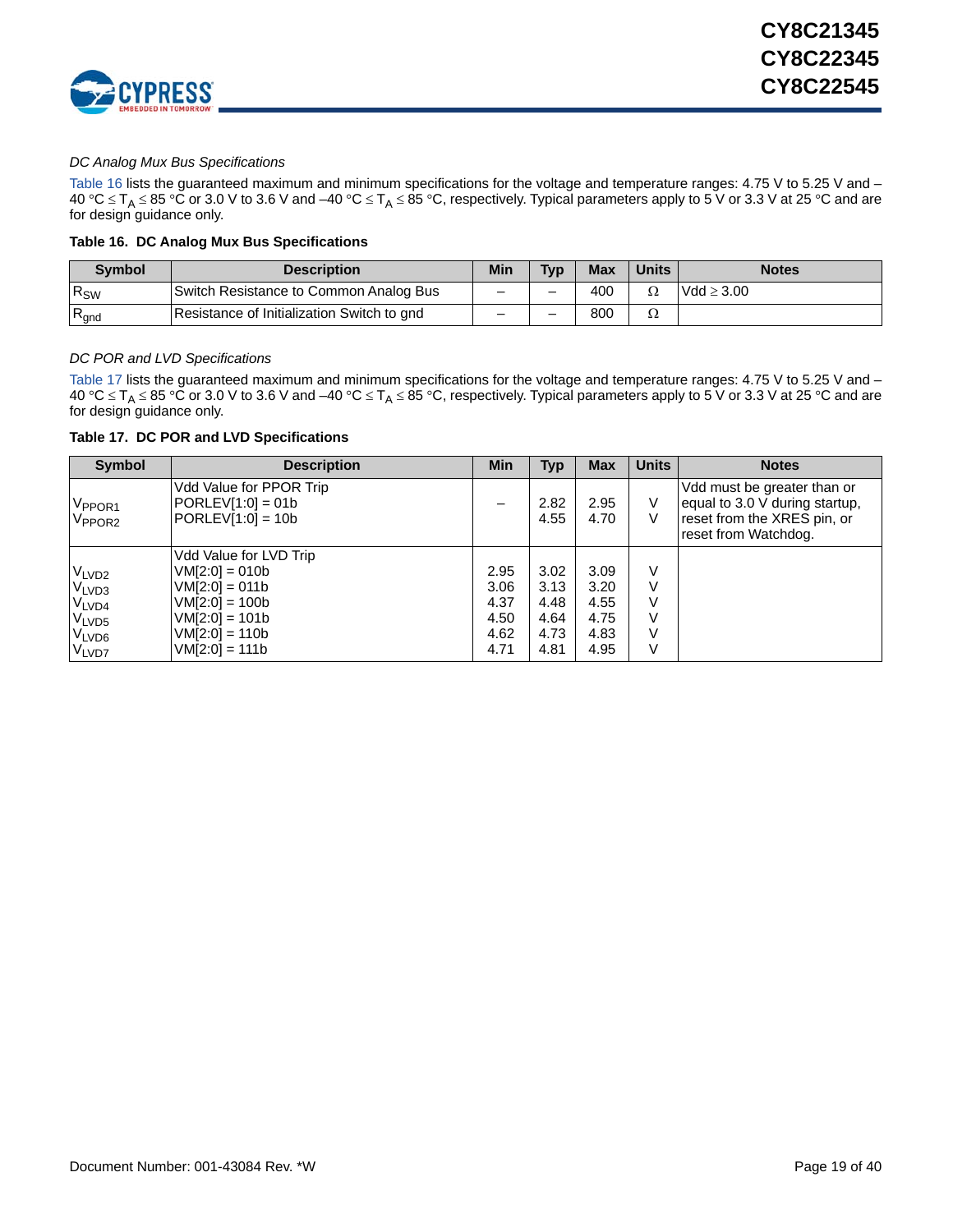*DC Analog Mux Bus Specifications*

Table 16 lists the guaranteed maximum and minimum specifications for the voltage and temperature ranges: 4.75 V to 5.25 V and –40 °C ≤ $T_A$ ≤ 85 °C or 3.0 V to 3.6 V and –40 °C ≤ $T_A$ ≤ 85 °C, respectively. Typical parameters apply to 5 V or 3.3 V at 25 °C and are for design guidance only.

**Table 16. DC Analog Mux Bus Specifications**

| Symbol | Description | Min | Typ | Max | Units | Notes |
|---|---|---|---|---|---|---|
| $R_{SW}$ | Switch Resistance to Common Analog Bus | – | – | 400 | Ω | Vdd ≥ 3.00 |
| $R_{gnd}$ | Resistance of Initialization Switch to gnd | – | – | 800 | Ω | |

*DC POR and LVD Specifications*

Table 17 lists the guaranteed maximum and minimum specifications for the voltage and temperature ranges: 4.75 V to 5.25 V and –40 °C ≤ $T_A$ ≤ 85 °C or 3.0 V to 3.6 V and –40 °C ≤ $T_A$ ≤ 85 °C, respectively. Typical parameters apply to 5 V or 3.3 V at 25 °C and are for design guidance only.

**Table 17. DC POR and LVD Specifications**

| Symbol | Description | Min | Typ | Max | Units | Notes |
|---|---|---|---|---|---|---|
| | Vdd Value for PPOR Trip | | | | | Vdd must be greater than or equal to 3.0 V during startup, reset from the XRES pin, or reset from Watchdog. |
| $V_{PPOR1}$ | PORLEV[1:0] = 01b | – | 2.82 | 2.95 | V | |
| $V_{PPOR2}$ | PORLEV[1:0] = 10b | | 4.55 | 4.70 | V | |
| | Vdd Value for LVD Trip | | | | | |
| $V_{LVD2}$ | VM[2:0] = 010b | 2.95 | 3.02 | 3.09 | V | |
| $V_{LVD3}$ | VM[2:0] = 011b | 3.06 | 3.13 | 3.20 | V | |
| $V_{LVD4}$ | VM[2:0] = 100b | 4.37 | 4.48 | 4.55 | V | |
| $V_{LVD5}$ | VM[2:0] = 101b | 4.50 | 4.64 | 4.75 | V | |
| $V_{LVD6}$ | VM[2:0] = 110b | 4.62 | 4.73 | 4.83 | V | |
| $V_{LVD7}$ | VM[2:0] = 111b | 4.71 | 4.81 | 4.95 | V | |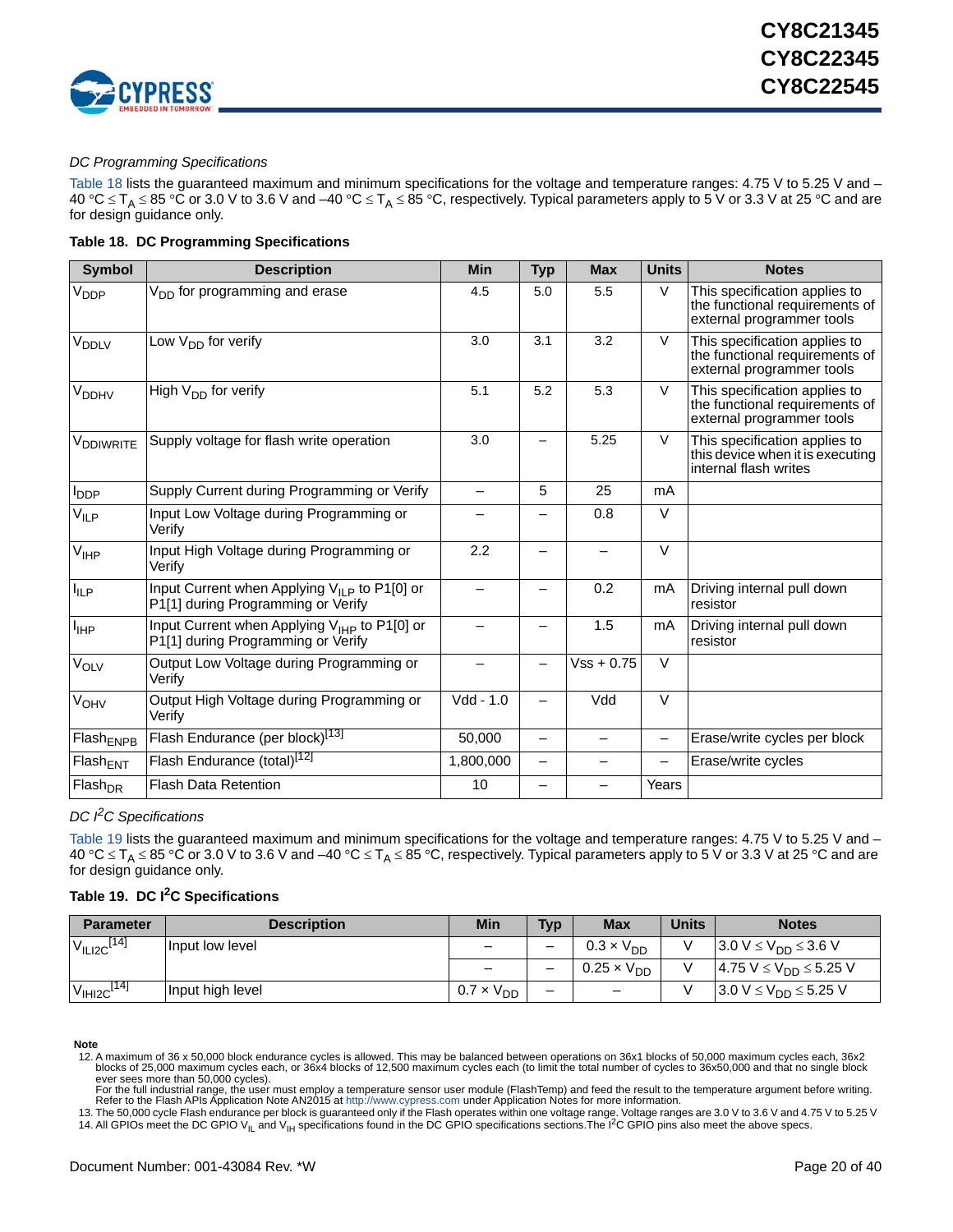#### DC Programming Specifications

Table 18 lists the guaranteed maximum and minimum specifications for the voltage and temperature ranges: 4.75 V to 5.25 V and –40 °C ≤ $T_A$ ≤ 85 °C or 3.0 V to 3.6 V and –40 °C ≤ $T_A$ ≤ 85 °C, respectively. Typical parameters apply to 5 V or 3.3 V at 25 °C and are for design guidance only.

**Table 18. DC Programming Specifications**

| Symbol | Description | Min | Typ | Max | Units | Notes |
|---|---|---|---|---|---|---|
| $V_{DDP}$ | $V_{DD}$ for programming and erase | 4.5 | 5.0 | 5.5 | V | This specification applies to the functional requirements of external programmer tools |
| $V_{DDLV}$ | Low $V_{DD}$ for verify | 3.0 | 3.1 | 3.2 | V | This specification applies to the functional requirements of external programmer tools |
| $V_{DDHV}$ | High $V_{DD}$ for verify | 5.1 | 5.2 | 5.3 | V | This specification applies to the functional requirements of external programmer tools |
| $V_{DDIWRITE}$ | Supply voltage for flash write operation | 3.0 | – | 5.25 | V | This specification applies to this device when it is executing internal flash writes |
| $I_{DDP}$ | Supply Current during Programming or Verify | – | 5 | 25 | mA | |
| $V_{ILP}$ | Input Low Voltage during Programming or Verify | – | – | 0.8 | V | |
| $V_{IHP}$ | Input High Voltage during Programming or Verify | 2.2 | – | – | V | |
| $I_{ILP}$ | Input Current when Applying $V_{ILP}$ to P1[0] or P1[1] during Programming or Verify | – | – | 0.2 | mA | Driving internal pull down resistor |
| $I_{IHP}$ | Input Current when Applying $V_{IHP}$ to P1[0] or P1[1] during Programming or Verify | – | – | 1.5 | mA | Driving internal pull down resistor |
| $V_{OLV}$ | Output Low Voltage during Programming or Verify | – | – | Vss + 0.75 | V | |
| $V_{OHV}$ | Output High Voltage during Programming or Verify | Vdd - 1.0 | – | Vdd | V | |
| $Flash_{ENPB}$ | Flash Endurance (per block)[13] | 50,000 | – | – | – | Erase/write cycles per block |
| $Flash_{ENT}$ | Flash Endurance (total)[12] | 1,800,000 | – | – | – | Erase/write cycles |
| $Flash_{DR}$ | Flash Data Retention | 10 | – | – | Years | |

#### DC I$^2$C Specifications

Table 19 lists the guaranteed maximum and minimum specifications for the voltage and temperature ranges: 4.75 V to 5.25 V and –40 °C ≤ $T_A$ ≤ 85 °C or 3.0 V to 3.6 V and –40 °C ≤ $T_A$ ≤ 85 °C, respectively. Typical parameters apply to 5 V or 3.3 V at 25 °C and are for design guidance only.

**Table 19. DC I$^2$C Specifications**

| Parameter | Description | Min | Typ | Max | Units | Notes |
|---|---|---|---|---|---|---|
| $V_{ILI2C}$[14] | Input low level | – | – | $0.3 \times V_{DD}$ | V | $3.0\ V \leq V_{DD} \leq 3.6\ V$ |
| | | – | – | $0.25 \times V_{DD}$ | V | $4.75\ V \leq V_{DD} \leq 5.25\ V$ |
| $V_{IHI2C}$[14] | Input high level | $0.7 \times V_{DD}$ | – | – | V | $3.0\ V \leq V_{DD} \leq 5.25\ V$ |

**Note**

12. A maximum of 36 x 50,000 block endurance cycles is allowed. This may be balanced between operations on 36x1 blocks of 50,000 maximum cycles each, 36x2 blocks of 25,000 maximum cycles each, or 36x4 blocks of 12,500 maximum cycles each (to limit the total number of cycles to 36x50,000 and that no single block ever sees more than 50,000 cycles).
For the full industrial range, the user must employ a temperature sensor user module (FlashTemp) and feed the result to the temperature argument before writing. Refer to the Flash APIs Application Note AN2015 at http://www.cypress.com under Application Notes for more information.
13. The 50,000 cycle Flash endurance per block is guaranteed only if the Flash operates within one voltage range. Voltage ranges are 3.0 V to 3.6 V and 4.75 V to 5.25 V
14. All GPIOs meet the DC GPIO $V_{IL}$ and $V_{IH}$ specifications found in the DC GPIO specifications sections.The I$^2$C GPIO pins also meet the above specs.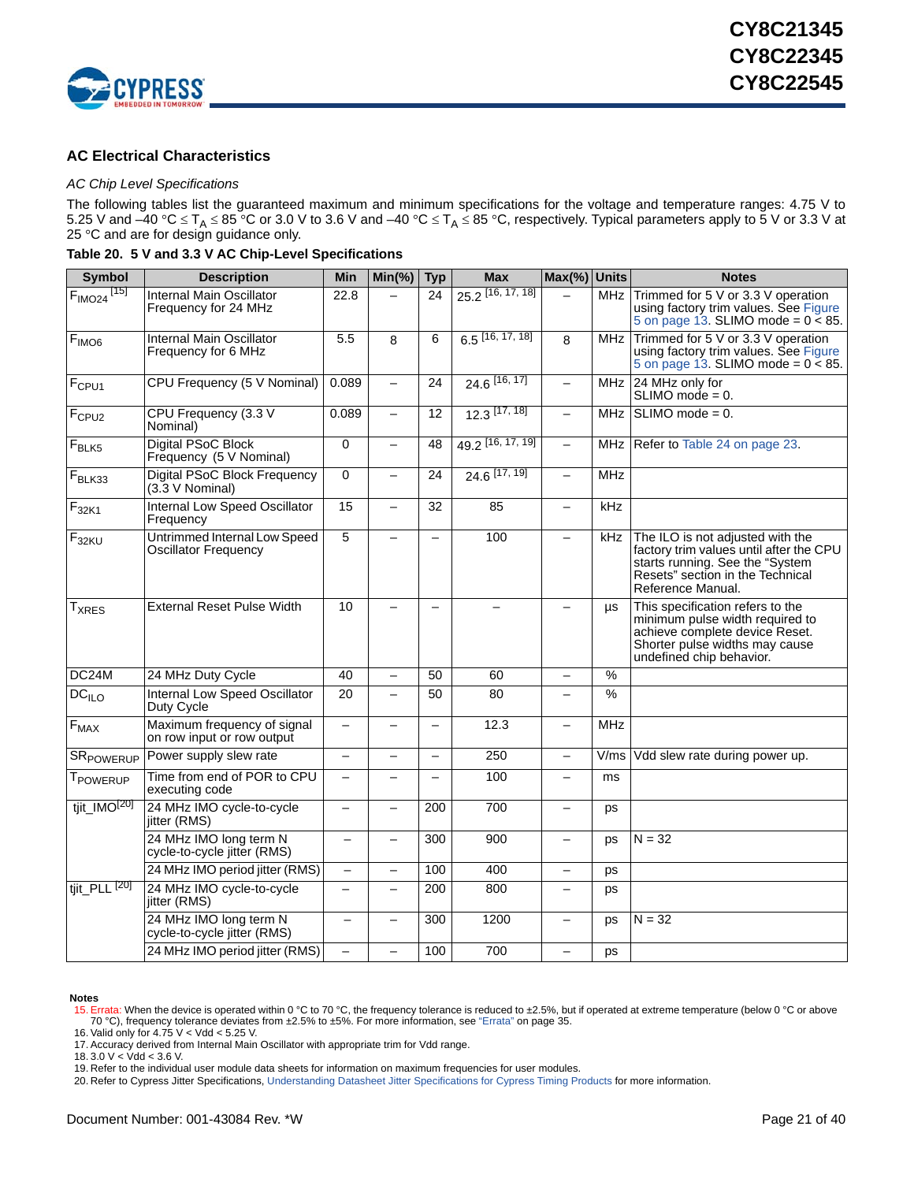## AC Electrical Characteristics

### *AC Chip Level Specifications*

The following tables list the guaranteed maximum and minimum specifications for the voltage and temperature ranges: 4.75 V to 5.25 V and –40 °C ≤ $T_A$ ≤ 85 °C or 3.0 V to 3.6 V and –40 °C ≤ $T_A$ ≤ 85 °C, respectively. Typical parameters apply to 5 V or 3.3 V at 25 °C and are for design guidance only.

**Table 20. 5 V and 3.3 V AC Chip-Level Specifications**

| Symbol | Description | Min | Min(%) | Typ | Max | Max(%) | Units | Notes |
|---|---|---|---|---|---|---|---|---|
| $F_{IMO24}$ [15] | Internal Main Oscillator Frequency for 24 MHz | 22.8 | – | 24 | 25.2 [16, 17, 18] | – | MHz | Trimmed for 5 V or 3.3 V operation using factory trim values. See Figure 5 on page 13. SLIMO mode = 0 < 85. |
| $F_{IMO6}$ | Internal Main Oscillator Frequency for 6 MHz | 5.5 | 8 | 6 | 6.5 [16, 17, 18] | 8 | MHz | Trimmed for 5 V or 3.3 V operation using factory trim values. See Figure 5 on page 13. SLIMO mode = 0 < 85. |
| $F_{CPU1}$ | CPU Frequency (5 V Nominal) | 0.089 | – | 24 | 24.6 [16, 17] | – | MHz | 24 MHz only for SLIMO mode = 0. |
| $F_{CPU2}$ | CPU Frequency (3.3 V Nominal) | 0.089 | – | 12 | 12.3 [17, 18] | – | MHz | SLIMO mode = 0. |
| $F_{BLK5}$ | Digital PSoC Block Frequency (5 V Nominal) | 0 | – | 48 | 49.2 [16, 17, 19] | – | MHz | Refer to Table 24 on page 23. |
| $F_{BLK33}$ | Digital PSoC Block Frequency (3.3 V Nominal) | 0 | – | 24 | 24.6 [17, 19] | – | MHz | |
| $F_{32K1}$ | Internal Low Speed Oscillator Frequency | 15 | – | 32 | 85 | – | kHz | |
| $F_{32KU}$ | Untrimmed Internal Low Speed Oscillator Frequency | 5 | – | – | 100 | – | kHz | The ILO is not adjusted with the factory trim values until after the CPU starts running. See the "System Resets" section in the Technical Reference Manual. |
| $T_{XRES}$ | External Reset Pulse Width | 10 | – | – | – | – | µs | This specification refers to the minimum pulse width required to achieve complete device Reset. Shorter pulse widths may cause undefined chip behavior. |
| DC24M | 24 MHz Duty Cycle | 40 | – | 50 | 60 | – | % | |
| $DC_{ILO}$ | Internal Low Speed Oscillator Duty Cycle | 20 | – | 50 | 80 | – | % | |
| $F_{MAX}$ | Maximum frequency of signal on row input or row output | – | – | – | 12.3 | – | MHz | |
| $SR_{POWERUP}$ | Power supply slew rate | – | – | – | 250 | – | V/ms | Vdd slew rate during power up. |
| $T_{POWERUP}$ | Time from end of POR to CPU executing code | – | – | – | 100 | – | ms | |
| tjit_IMO[20] | 24 MHz IMO cycle-to-cycle jitter (RMS) | – | – | 200 | 700 | – | ps | |
| | 24 MHz IMO long term N cycle-to-cycle jitter (RMS) | – | – | 300 | 900 | – | ps | N = 32 |
| | 24 MHz IMO period jitter (RMS) | – | – | 100 | 400 | – | ps | |
| tjit_PLL [20] | 24 MHz IMO cycle-to-cycle jitter (RMS) | – | – | 200 | 800 | – | ps | |
| | 24 MHz IMO long term N cycle-to-cycle jitter (RMS) | – | – | 300 | 1200 | – | ps | N = 32 |
| | 24 MHz IMO period jitter (RMS) | – | – | 100 | 700 | – | ps | |

**Notes**

15. Errata: When the device is operated within 0 °C to 70 °C, the frequency tolerance is reduced to ±2.5%, but if operated at extreme temperature (below 0 °C or above 70 °C), frequency tolerance deviates from ±2.5% to ±5%. For more information, see "Errata" on page 35.
16. Valid only for 4.75 V < Vdd < 5.25 V.
17. Accuracy derived from Internal Main Oscillator with appropriate trim for Vdd range.
18. 3.0 V < Vdd < 3.6 V.
19. Refer to the individual user module data sheets for information on maximum frequencies for user modules.
20. Refer to Cypress Jitter Specifications, Understanding Datasheet Jitter Specifications for Cypress Timing Products for more information.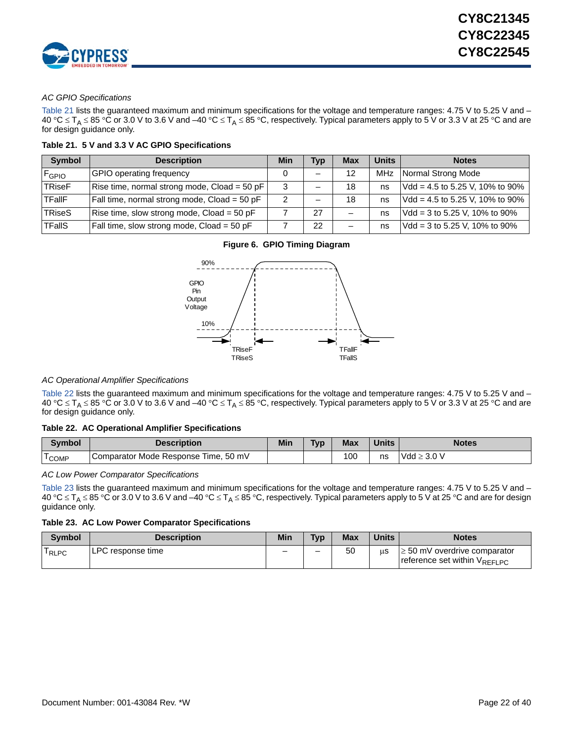*AC GPIO Specifications*

Table 21 lists the guaranteed maximum and minimum specifications for the voltage and temperature ranges: 4.75 V to 5.25 V and –40 °C ≤ $T_A$ ≤ 85 °C or 3.0 V to 3.6 V and –40 °C ≤ $T_A$ ≤ 85 °C, respectively. Typical parameters apply to 5 V or 3.3 V at 25 °C and are for design guidance only.

**Table 21. 5 V and 3.3 V AC GPIO Specifications**

| Symbol | Description | Min | Typ | Max | Units | Notes |
|---|---|---|---|---|---|---|
| $F_{GPIO}$ | GPIO operating frequency | 0 | – | 12 | MHz | Normal Strong Mode |
| TRiseF | Rise time, normal strong mode, Cload = 50 pF | 3 | – | 18 | ns | Vdd = 4.5 to 5.25 V, 10% to 90% |
| TFallF | Fall time, normal strong mode, Cload = 50 pF | 2 | – | 18 | ns | Vdd = 4.5 to 5.25 V, 10% to 90% |
| TRiseS | Rise time, slow strong mode, Cload = 50 pF | 7 | 27 | – | ns | Vdd = 3 to 5.25 V, 10% to 90% |
| TFallS | Fall time, slow strong mode, Cload = 50 pF | 7 | 22 | – | ns | Vdd = 3 to 5.25 V, 10% to 90% |

**Figure 6. GPIO Timing Diagram**

*AC Operational Amplifier Specifications*

Table 22 lists the guaranteed maximum and minimum specifications for the voltage and temperature ranges: 4.75 V to 5.25 V and –40 °C ≤ $T_A$ ≤ 85 °C or 3.0 V to 3.6 V and –40 °C ≤ $T_A$ ≤ 85 °C, respectively. Typical parameters apply to 5 V or 3.3 V at 25 °C and are for design guidance only.

**Table 22. AC Operational Amplifier Specifications**

| Symbol | Description | Min | Typ | Max | Units | Notes |
|---|---|---|---|---|---|---|
| $T_{COMP}$ | Comparator Mode Response Time, 50 mV | | | 100 | ns | Vdd ≥ 3.0 V |

*AC Low Power Comparator Specifications*

Table 23 lists the guaranteed maximum and minimum specifications for the voltage and temperature ranges: 4.75 V to 5.25 V and –40 °C ≤ $T_A$ ≤ 85 °C or 3.0 V to 3.6 V and –40 °C ≤ $T_A$ ≤ 85 °C, respectively. Typical parameters apply to 5 V at 25 °C and are for design guidance only.

**Table 23. AC Low Power Comparator Specifications**

| Symbol | Description | Min | Typ | Max | Units | Notes |
|---|---|---|---|---|---|---|
| $T_{RLPC}$ | LPC response time | – | – | 50 | µs | ≥ 50 mV overdrive comparator reference set within $V_{REFLPC}$ |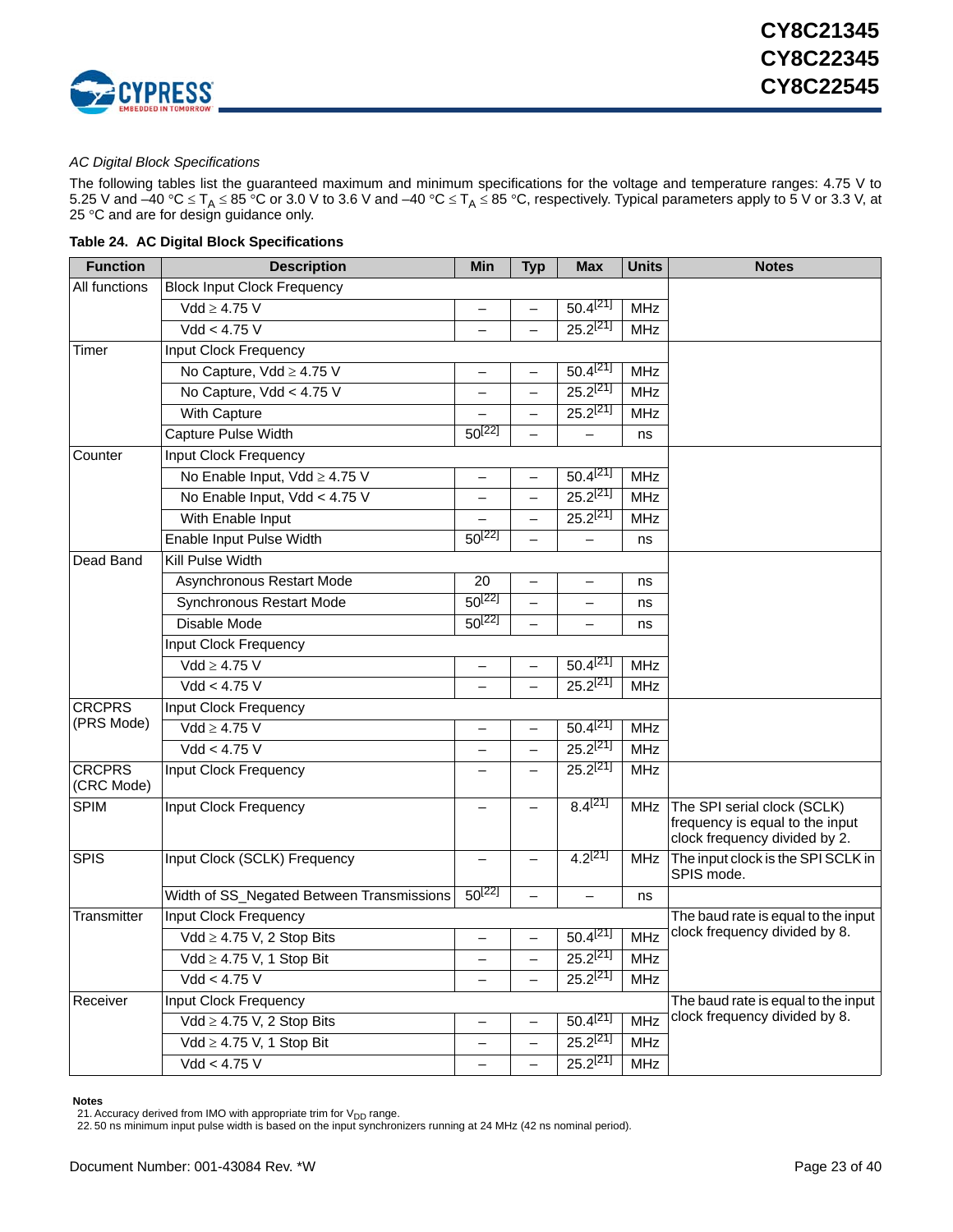*AC Digital Block Specifications*

The following tables list the guaranteed maximum and minimum specifications for the voltage and temperature ranges: 4.75 V to 5.25 V and –40 °C ≤ $T_A$ ≤ 85 °C or 3.0 V to 3.6 V and –40 °C ≤ $T_A$ ≤ 85 °C, respectively. Typical parameters apply to 5 V or 3.3 V, at 25 °C and are for design guidance only.

**Table 24. AC Digital Block Specifications**

| Function | Description | Min | Typ | Max | Units | Notes |
|---|---|---|---|---|---|---|
| All functions | Block Input Clock Frequency | | | | | |
| | Vdd ≥ 4.75 V | – | – | 50.4[21] | MHz | |
| | Vdd < 4.75 V | – | – | 25.2[21] | MHz | |
| Timer | Input Clock Frequency | | | | | |
| | No Capture, Vdd ≥ 4.75 V | – | – | 50.4[21] | MHz | |
| | No Capture, Vdd < 4.75 V | – | – | 25.2[21] | MHz | |
| | With Capture | – | – | 25.2[21] | MHz | |
| | Capture Pulse Width | 50[22] | – | – | ns | |
| Counter | Input Clock Frequency | | | | | |
| | No Enable Input, Vdd ≥ 4.75 V | – | – | 50.4[21] | MHz | |
| | No Enable Input, Vdd < 4.75 V | – | – | 25.2[21] | MHz | |
| | With Enable Input | – | – | 25.2[21] | MHz | |
| | Enable Input Pulse Width | 50[22] | – | – | ns | |
| Dead Band | Kill Pulse Width | | | | | |
| | Asynchronous Restart Mode | 20 | – | – | ns | |
| | Synchronous Restart Mode | 50[22] | – | – | ns | |
| | Disable Mode | 50[22] | – | – | ns | |
| | Input Clock Frequency | | | | | |
| | Vdd ≥ 4.75 V | – | – | 50.4[21] | MHz | |
| | Vdd < 4.75 V | – | – | 25.2[21] | MHz | |
| CRCPRS (PRS Mode) | Input Clock Frequency | | | | | |
| | Vdd ≥ 4.75 V | – | – | 50.4[21] | MHz | |
| | Vdd < 4.75 V | – | – | 25.2[21] | MHz | |
| CRCPRS (CRC Mode) | Input Clock Frequency | – | – | 25.2[21] | MHz | |
| SPIM | Input Clock Frequency | – | – | 8.4[21] | MHz | The SPI serial clock (SCLK) frequency is equal to the input clock frequency divided by 2. |
| SPIS | Input Clock (SCLK) Frequency | – | – | 4.2[21] | MHz | The input clock is the SPI SCLK in SPIS mode. |
| | Width of SS_Negated Between Transmissions | 50[22] | – | – | ns | |
| Transmitter | Input Clock Frequency | | | | | The baud rate is equal to the input clock frequency divided by 8. |
| | Vdd ≥ 4.75 V, 2 Stop Bits | – | – | 50.4[21] | MHz | |
| | Vdd ≥ 4.75 V, 1 Stop Bit | – | – | 25.2[21] | MHz | |
| | Vdd < 4.75 V | – | – | 25.2[21] | MHz | |
| Receiver | Input Clock Frequency | | | | | The baud rate is equal to the input clock frequency divided by 8. |
| | Vdd ≥ 4.75 V, 2 Stop Bits | – | – | 50.4[21] | MHz | |
| | Vdd ≥ 4.75 V, 1 Stop Bit | – | – | 25.2[21] | MHz | |
| | Vdd < 4.75 V | – | – | 25.2[21] | MHz | |

**Notes**

21. Accuracy derived from IMO with appropriate trim for $V_{DD}$ range.
22. 50 ns minimum input pulse width is based on the input synchronizers running at 24 MHz (42 ns nominal period).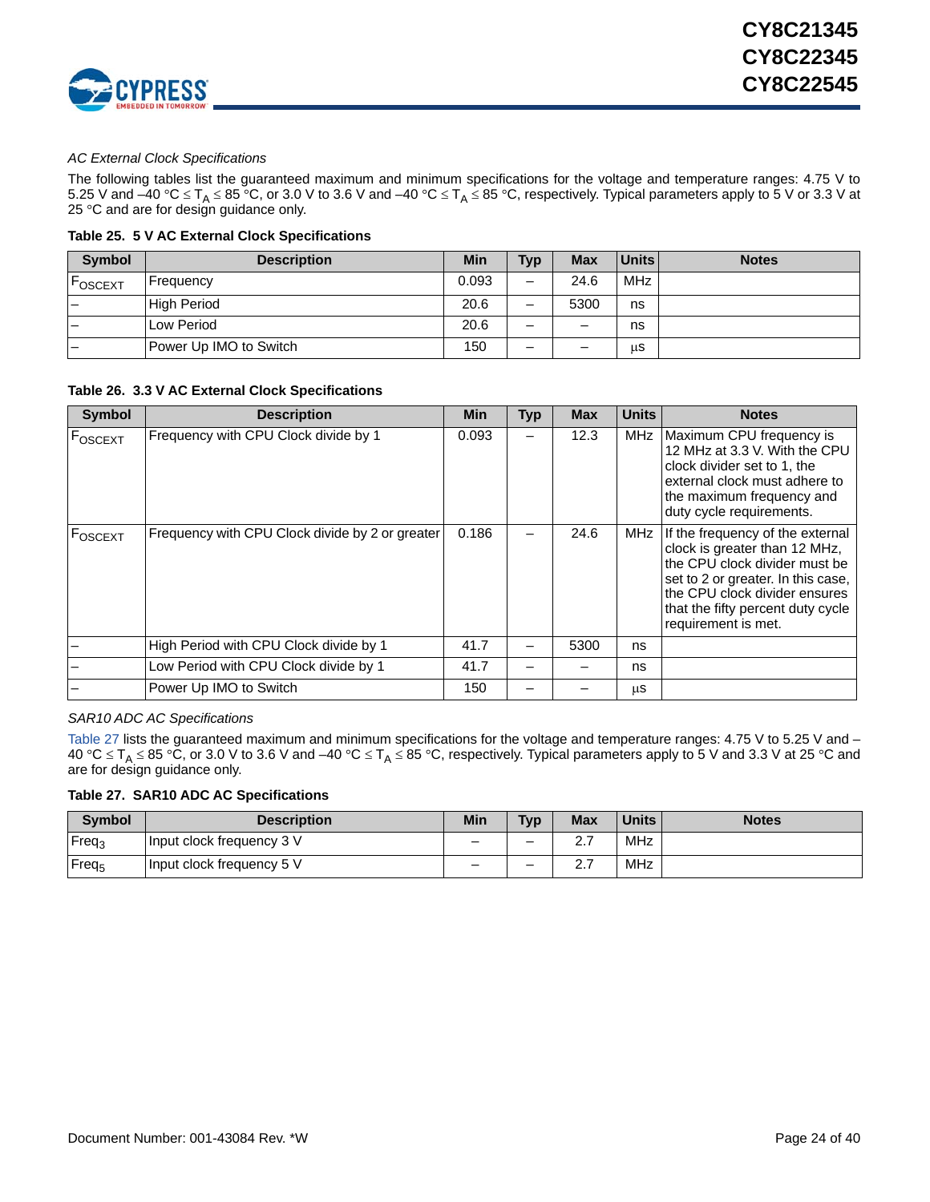*AC External Clock Specifications*

The following tables list the guaranteed maximum and minimum specifications for the voltage and temperature ranges: 4.75 V to 5.25 V and –40 °C ≤ $T_A$ ≤ 85 °C, or 3.0 V to 3.6 V and –40 °C ≤ $T_A$ ≤ 85 °C, respectively. Typical parameters apply to 5 V or 3.3 V at 25 °C and are for design guidance only.

**Table 25. 5 V AC External Clock Specifications**

| Symbol | Description | Min | Typ | Max | Units | Notes |
|---|---|---|---|---|---|---|
| $F_{OSCEXT}$ | Frequency | 0.093 | – | 24.6 | MHz | |
| – | High Period | 20.6 | – | 5300 | ns | |
| – | Low Period | 20.6 | – | – | ns | |
| – | Power Up IMO to Switch | 150 | – | – | μs | |

**Table 26. 3.3 V AC External Clock Specifications**

| Symbol | Description | Min | Typ | Max | Units | Notes |
|---|---|---|---|---|---|---|
| $F_{OSCEXT}$ | Frequency with CPU Clock divide by 1 | 0.093 | – | 12.3 | MHz | Maximum CPU frequency is 12 MHz at 3.3 V. With the CPU clock divider set to 1, the external clock must adhere to the maximum frequency and duty cycle requirements. |
| $F_{OSCEXT}$ | Frequency with CPU Clock divide by 2 or greater | 0.186 | – | 24.6 | MHz | If the frequency of the external clock is greater than 12 MHz, the CPU clock divider must be set to 2 or greater. In this case, the CPU clock divider ensures that the fifty percent duty cycle requirement is met. |
| – | High Period with CPU Clock divide by 1 | 41.7 | – | 5300 | ns | |
| – | Low Period with CPU Clock divide by 1 | 41.7 | – | – | ns | |
| – | Power Up IMO to Switch | 150 | – | – | μs | |

*SAR10 ADC AC Specifications*

Table 27 lists the guaranteed maximum and minimum specifications for the voltage and temperature ranges: 4.75 V to 5.25 V and –40 °C ≤ $T_A$ ≤ 85 °C, or 3.0 V to 3.6 V and –40 °C ≤ $T_A$ ≤ 85 °C, respectively. Typical parameters apply to 5 V and 3.3 V at 25 °C and are for design guidance only.

**Table 27. SAR10 ADC AC Specifications**

| Symbol | Description | Min | Typ | Max | Units | Notes |
|---|---|---|---|---|---|---|
| $Freq_3$ | Input clock frequency 3 V | – | – | 2.7 | MHz | |
| $Freq_5$ | Input clock frequency 5 V | – | – | 2.7 | MHz | |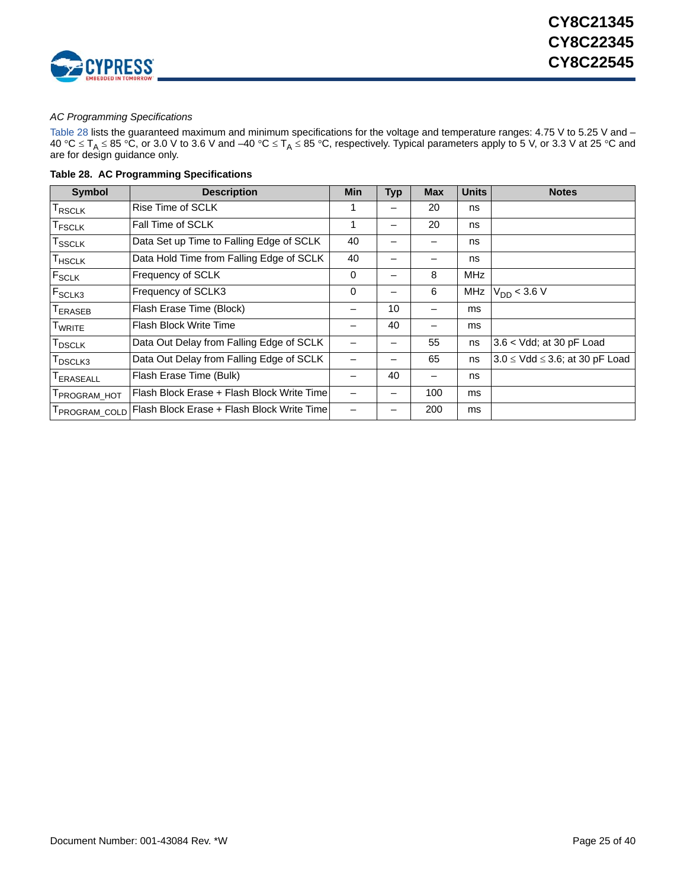*AC Programming Specifications*

Table 28 lists the guaranteed maximum and minimum specifications for the voltage and temperature ranges: 4.75 V to 5.25 V and –40 °C ≤ $T_A$ ≤ 85 °C, or 3.0 V to 3.6 V and –40 °C ≤ $T_A$ ≤ 85 °C, respectively. Typical parameters apply to 5 V, or 3.3 V at 25 °C and are for design guidance only.

**Table 28. AC Programming Specifications**

| Symbol | Description | Min | Typ | Max | Units | Notes |
|---|---|---|---|---|---|---|
| $T_{RSCLK}$ | Rise Time of SCLK | 1 | – | 20 | ns | |
| $T_{FSCLK}$ | Fall Time of SCLK | 1 | – | 20 | ns | |
| $T_{SSCLK}$ | Data Set up Time to Falling Edge of SCLK | 40 | – | – | ns | |
| $T_{HSCLK}$ | Data Hold Time from Falling Edge of SCLK | 40 | – | – | ns | |
| $F_{SCLK}$ | Frequency of SCLK | 0 | – | 8 | MHz | |
| $F_{SCLK3}$ | Frequency of SCLK3 | 0 | – | 6 | MHz | $V_{DD}$ < 3.6 V |
| $T_{ERASEB}$ | Flash Erase Time (Block) | – | 10 | – | ms | |
| $T_{WRITE}$ | Flash Block Write Time | – | 40 | – | ms | |
| $T_{DSCLK}$ | Data Out Delay from Falling Edge of SCLK | – | – | 55 | ns | 3.6 < Vdd; at 30 pF Load |
| $T_{DSCLK3}$ | Data Out Delay from Falling Edge of SCLK | – | – | 65 | ns | 3.0 ≤ Vdd ≤ 3.6; at 30 pF Load |
| $T_{ERASEALL}$ | Flash Erase Time (Bulk) | – | 40 | – | ns | |
| $T_{PROGRAM\_HOT}$ | Flash Block Erase + Flash Block Write Time | – | – | 100 | ms | |
| $T_{PROGRAM\_COLD}$ | Flash Block Erase + Flash Block Write Time | – | – | 200 | ms | |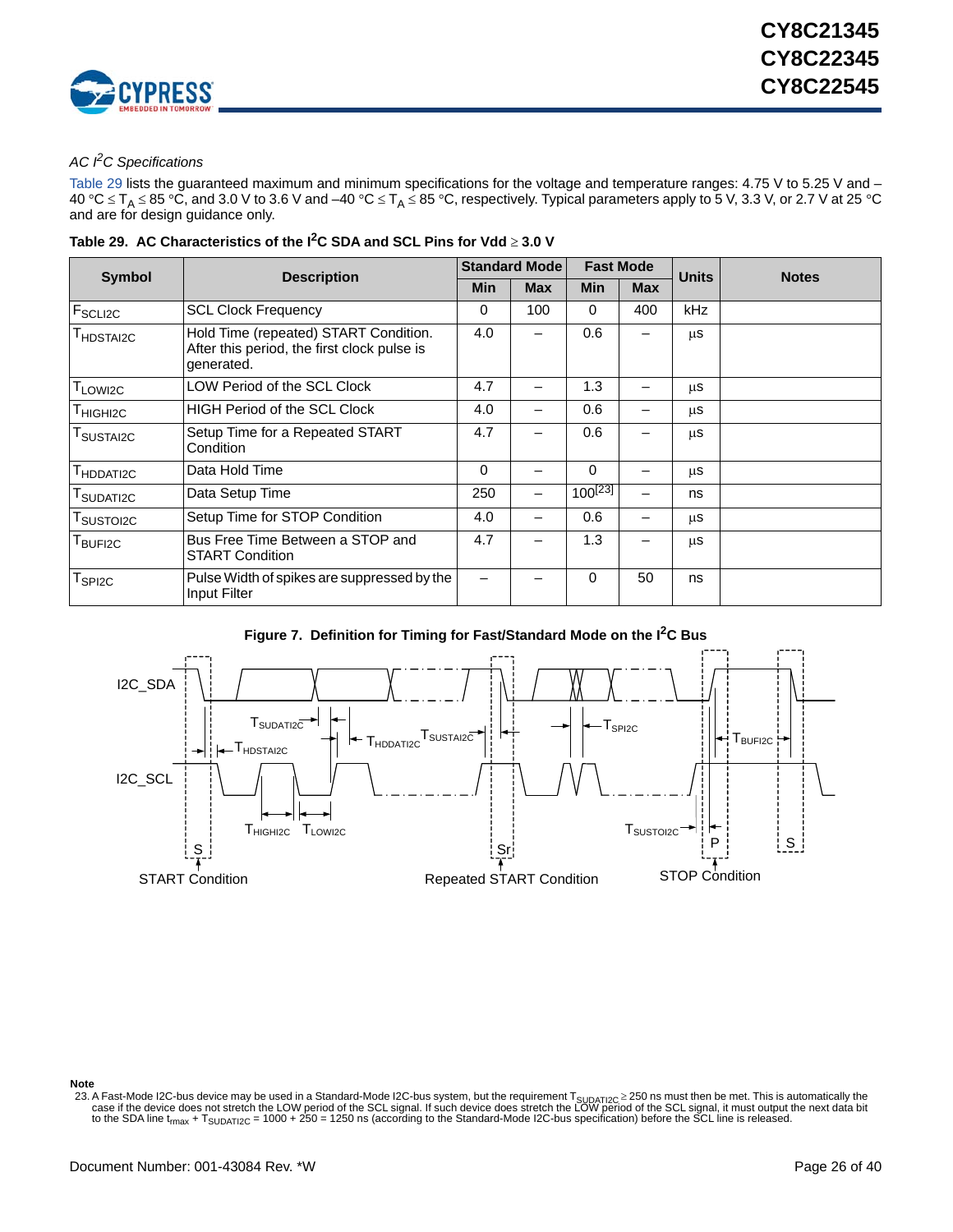*AC I²C Specifications*

Table 29 lists the guaranteed maximum and minimum specifications for the voltage and temperature ranges: 4.75 V to 5.25 V and –40 °C ≤ $T_A$ ≤ 85 °C, and 3.0 V to 3.6 V and –40 °C ≤ $T_A$ ≤ 85 °C, respectively. Typical parameters apply to 5 V, 3.3 V, or 2.7 V at 25 °C and are for design guidance only.

**Table 29. AC Characteristics of the I²C SDA and SCL Pins for Vdd ≥ 3.0 V**

| Symbol | Description | Standard Mode | | Fast Mode | | Units | Notes |
|---|---|---|---|---|---|---|---|
| | | Min | Max | Min | Max | | |
| $F_{SCLI2C}$ | SCL Clock Frequency | 0 | 100 | 0 | 400 | kHz | |
| $T_{HDSTAI2C}$ | Hold Time (repeated) START Condition. After this period, the first clock pulse is generated. | 4.0 | – | 0.6 | – | µs | |
| $T_{LOWI2C}$ | LOW Period of the SCL Clock | 4.7 | – | 1.3 | – | µs | |
| $T_{HIGHI2C}$ | HIGH Period of the SCL Clock | 4.0 | – | 0.6 | – | µs | |
| $T_{SUSTAI2C}$ | Setup Time for a Repeated START Condition | 4.7 | – | 0.6 | – | µs | |
| $T_{HDDATI2C}$ | Data Hold Time | 0 | – | 0 | – | µs | |
| $T_{SUDATI2C}$ | Data Setup Time | 250 | – | 100[23] | – | ns | |
| $T_{SUSTOI2C}$ | Setup Time for STOP Condition | 4.0 | – | 0.6 | – | µs | |
| $T_{BUFI2C}$ | Bus Free Time Between a STOP and START Condition | 4.7 | – | 1.3 | – | µs | |
| $T_{SPI2C}$ | Pulse Width of spikes are suppressed by the Input Filter | – | – | 0 | 50 | ns | |

**Figure 7. Definition for Timing for Fast/Standard Mode on the I²C Bus**

**Note**

23. A Fast-Mode I2C-bus device may be used in a Standard-Mode I2C-bus system, but the requirement $T_{SUDATI2C}$ ≥ 250 ns must then be met. This is automatically the case if the device does not stretch the LOW period of the SCL signal. If such device does stretch the LOW period of the SCL signal, it must output the next data bit to the SDA line $t_{rmax}$ + $T_{SUDATI2C}$ = 1000 + 250 = 1250 ns (according to the Standard-Mode I2C-bus specification) before the SCL line is released.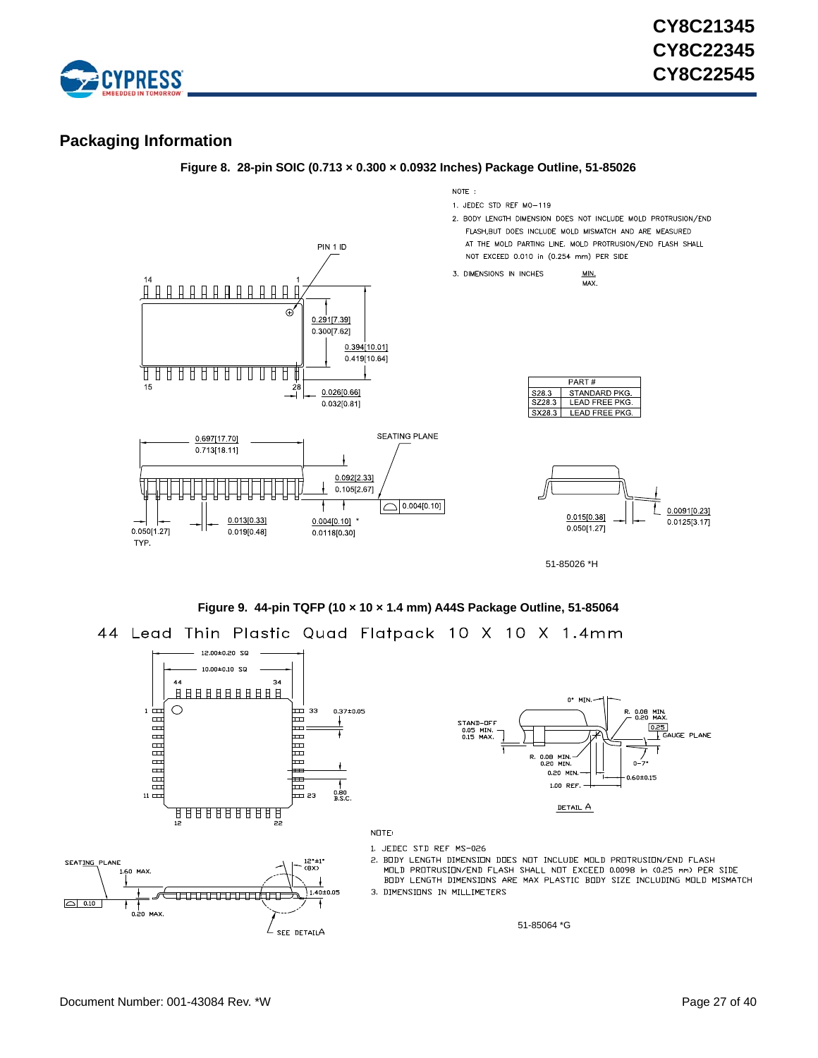## Packaging Information

**Figure 8. 28-pin SOIC (0.713 × 0.300 × 0.0932 Inches) Package Outline, 51-85026**

NOTE :

1. JEDEC STD REF MO-119
2. BODY LENGTH DIMENSION DOES NOT INCLUDE MOLD PROTRUSION/END FLASH,BUT DOES INCLUDE MOLD MISMATCH AND ARE MEASURED AT THE MOLD PARTING LINE. MOLD PROTRUSION/END FLASH SHALL NOT EXCEED 0.010 in (0.254 mm) PER SIDE
3. DIMENSIONS IN INCHES MIN. MAX.

| PART # | |
|---|---|
| S28.3 | STANDARD PKG. |
| SZ28.3 | LEAD FREE PKG. |
| SX28.3 | LEAD FREE PKG. |

51-85026 *H

**Figure 9. 44-pin TQFP (10 × 10 × 1.4 mm) A44S Package Outline, 51-85064**

44 Lead Thin Plastic Quad Flatpack 10 X 10 X 1.4mm

NOTE:

1. JEDEC STD REF MS-026
2. BODY LENGTH DIMENSION DOES NOT INCLUDE MOLD PROTRUSION/END FLASH MOLD PROTRUSION/END FLASH SHALL NOT EXCEED 0.0098 in (0.25 mm) PER SIDE BODY LENGTH DIMENSIONS ARE MAX PLASTIC BODY SIZE INCLUDING MOLD MISMATCH
3. DIMENSIONS IN MILLIMETERS

51-85064 *G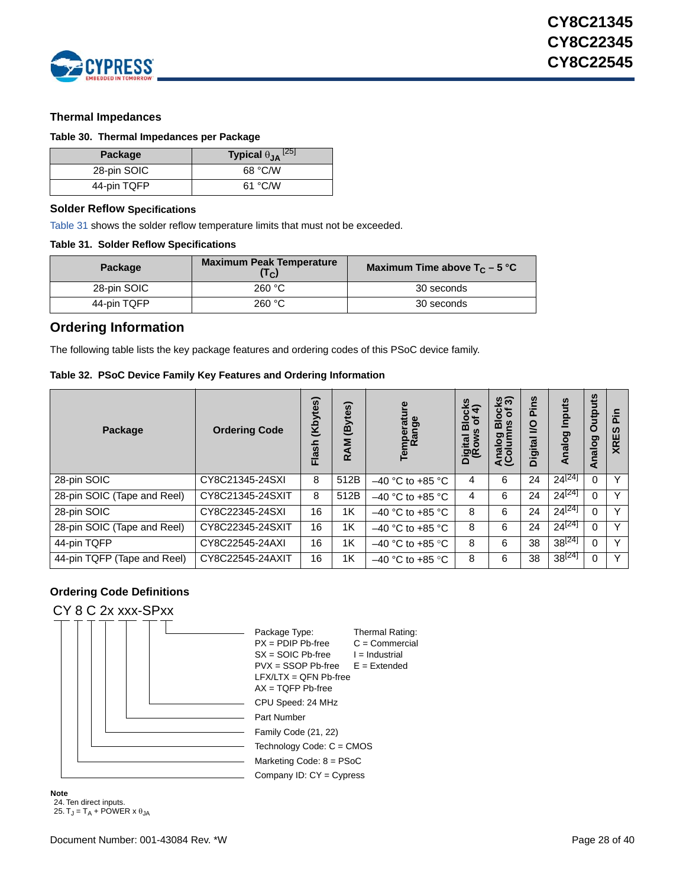## Thermal Impedances

**Table 30. Thermal Impedances per Package**

| Package | Typical $\theta_{JA}$ [25] |
|---|---|
| 28-pin SOIC | 68 °C/W |
| 44-pin TQFP | 61 °C/W |

## Solder Reflow Specifications

Table 31 shows the solder reflow temperature limits that must not be exceeded.

**Table 31. Solder Reflow Specifications**

| Package | Maximum Peak Temperature ($T_C$) | Maximum Time above $T_C$ – 5 °C |
|---|---|---|
| 28-pin SOIC | 260 °C | 30 seconds |
| 44-pin TQFP | 260 °C | 30 seconds |

# Ordering Information

The following table lists the key package features and ordering codes of this PSoC device family.

**Table 32. PSoC Device Family Key Features and Ordering Information**

| Package | Ordering Code | Flash (Kbytes) | RAM (Bytes) | Temperature Range | Digital Blocks (Rows of 4) | Analog Blocks (Columns of 3) | Digital I/O Pins | Analog Inputs | Analog Outputs | XRES Pin |
|---|---|---|---|---|---|---|---|---|---|---|
| 28-pin SOIC | CY8C21345-24SXI | 8 | 512B | –40 °C to +85 °C | 4 | 6 | 24 | 24[24] | 0 | Y |
| 28-pin SOIC (Tape and Reel) | CY8C21345-24SXIT | 8 | 512B | –40 °C to +85 °C | 4 | 6 | 24 | 24[24] | 0 | Y |
| 28-pin SOIC | CY8C22345-24SXI | 16 | 1K | –40 °C to +85 °C | 8 | 6 | 24 | 24[24] | 0 | Y |
| 28-pin SOIC (Tape and Reel) | CY8C22345-24SXIT | 16 | 1K | –40 °C to +85 °C | 8 | 6 | 24 | 24[24] | 0 | Y |
| 44-pin TQFP | CY8C22545-24AXI | 16 | 1K | –40 °C to +85 °C | 8 | 6 | 38 | 38[24] | 0 | Y |
| 44-pin TQFP (Tape and Reel) | CY8C22545-24AXIT | 16 | 1K | –40 °C to +85 °C | 8 | 6 | 38 | 38[24] | 0 | Y |

## Ordering Code Definitions

CY 8 C 2x xxx-SPxx

- Package Type:
  - PX = PDIP Pb-free
  - SX = SOIC Pb-free
  - PVX = SSOP Pb-free
  - LFX/LTX = QFN Pb-free
  - AX = TQFP Pb-free
- Thermal Rating:
  - C = Commercial
  - I = Industrial
  - E = Extended
- CPU Speed: 24 MHz
- Part Number
- Family Code (21, 22)
- Technology Code: C = CMOS
- Marketing Code: 8 = PSoC
- Company ID: CY = Cypress

**Note**

24. Ten direct inputs.
25. $T_J = T_A + POWER \times \theta_{JA}$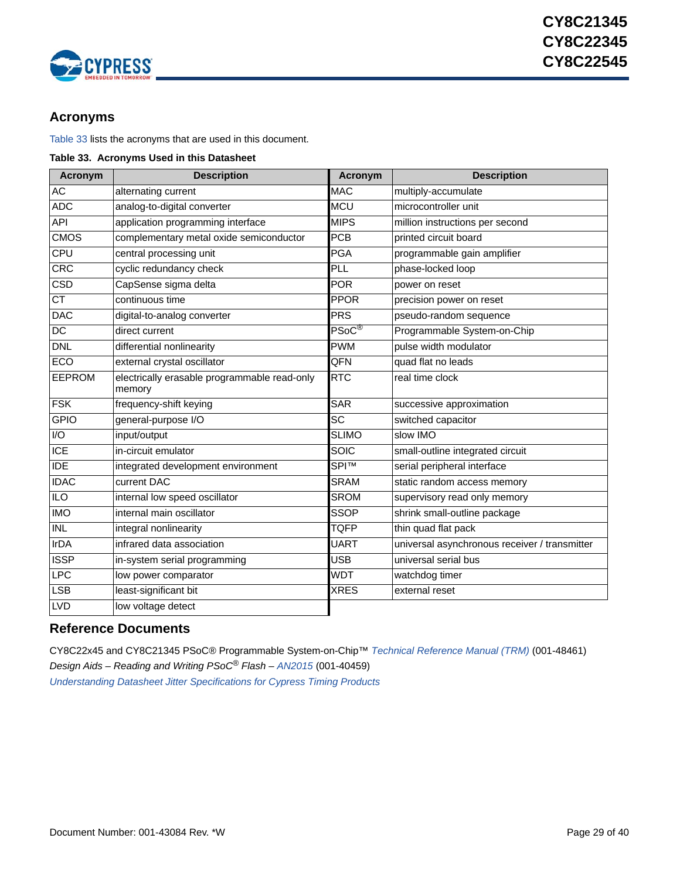## Acronyms

Table 33 lists the acronyms that are used in this document.

**Table 33. Acronyms Used in this Datasheet**

| Acronym | Description | Acronym | Description |
|---|---|---|---|
| AC | alternating current | MAC | multiply-accumulate |
| ADC | analog-to-digital converter | MCU | microcontroller unit |
| API | application programming interface | MIPS | million instructions per second |
| CMOS | complementary metal oxide semiconductor | PCB | printed circuit board |
| CPU | central processing unit | PGA | programmable gain amplifier |
| CRC | cyclic redundancy check | PLL | phase-locked loop |
| CSD | CapSense sigma delta | POR | power on reset |
| CT | continuous time | PPOR | precision power on reset |
| DAC | digital-to-analog converter | PRS | pseudo-random sequence |
| DC | direct current | PSoC® | Programmable System-on-Chip |
| DNL | differential nonlinearity | PWM | pulse width modulator |
| ECO | external crystal oscillator | QFN | quad flat no leads |
| EEPROM | electrically erasable programmable read-only memory | RTC | real time clock |
| FSK | frequency-shift keying | SAR | successive approximation |
| GPIO | general-purpose I/O | SC | switched capacitor |
| I/O | input/output | SLIMO | slow IMO |
| ICE | in-circuit emulator | SOIC | small-outline integrated circuit |
| IDE | integrated development environment | SPI™ | serial peripheral interface |
| IDAC | current DAC | SRAM | static random access memory |
| ILO | internal low speed oscillator | SROM | supervisory read only memory |
| IMO | internal main oscillator | SSOP | shrink small-outline package |
| INL | integral nonlinearity | TQFP | thin quad flat pack |
| IrDA | infrared data association | UART | universal asynchronous receiver / transmitter |
| ISSP | in-system serial programming | USB | universal serial bus |
| LPC | low power comparator | WDT | watchdog timer |
| LSB | least-significant bit | XRES | external reset |
| LVD | low voltage detect | | |

## Reference Documents

CY8C22x45 and CY8C21345 PSoC® Programmable System-on-Chip™ *Technical Reference Manual (TRM)* (001-48461)

*Design Aids – Reading and Writing PSoC® Flash – AN2015* (001-40459)

*Understanding Datasheet Jitter Specifications for Cypress Timing Products*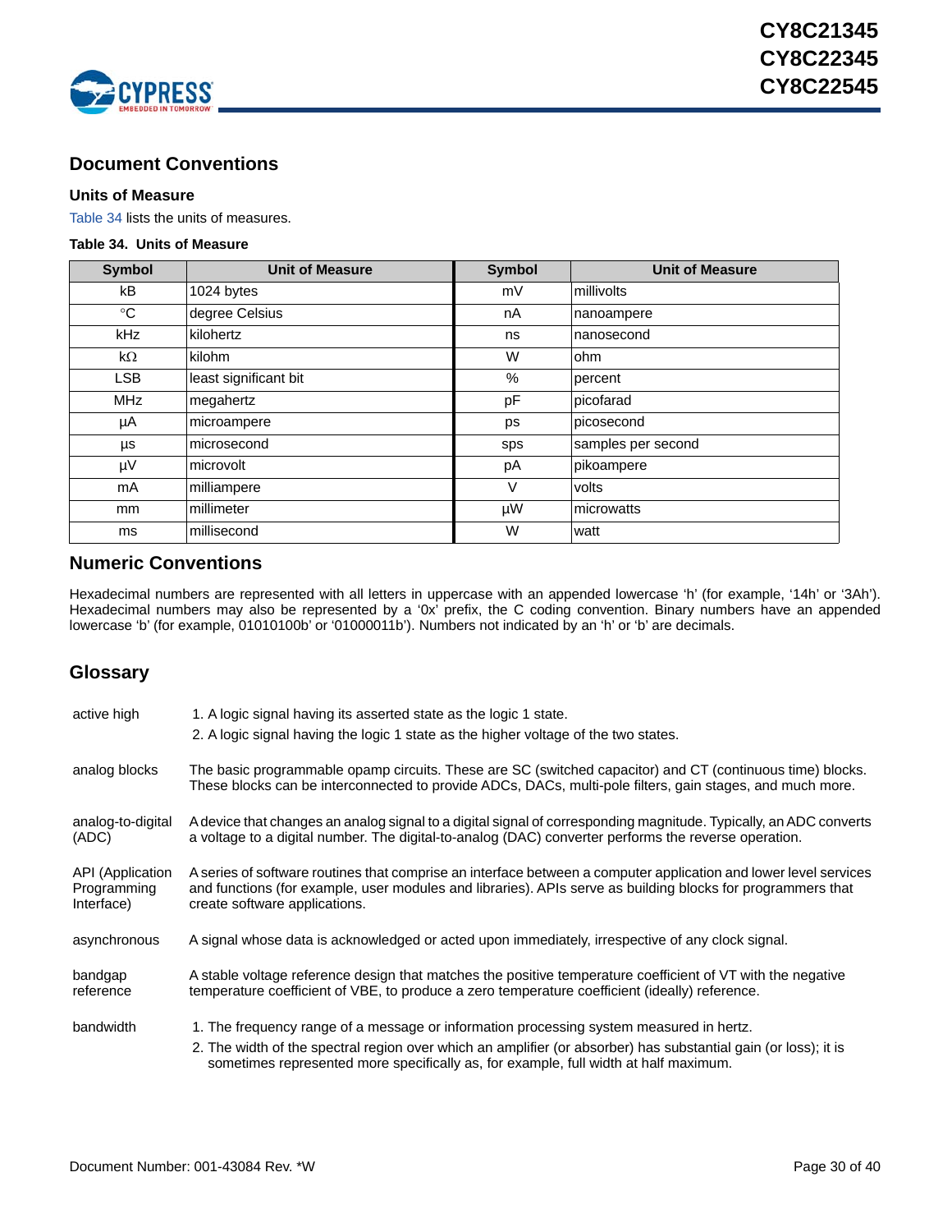## Document Conventions

### Units of Measure

Table 34 lists the units of measures.

**Table 34. Units of Measure**

| Symbol | Unit of Measure | Symbol | Unit of Measure |
|---|---|---|---|
| kB | 1024 bytes | mV | millivolts |
| °C | degree Celsius | nA | nanoampere |
| kHz | kilohertz | ns | nanosecond |
| kΩ | kilohm | W | ohm |
| LSB | least significant bit | % | percent |
| MHz | megahertz | pF | picofarad |
| µA | microampere | ps | picosecond |
| µs | microsecond | sps | samples per second |
| µV | microvolt | pA | pikoampere |
| mA | milliampere | V | volts |
| mm | millimeter | µW | microwatts |
| ms | millisecond | W | watt |

## Numeric Conventions

Hexadecimal numbers are represented with all letters in uppercase with an appended lowercase 'h' (for example, '14h' or '3Ah'). Hexadecimal numbers may also be represented by a '0x' prefix, the C coding convention. Binary numbers have an appended lowercase 'b' (for example, 01010100b' or '01000011b'). Numbers not indicated by an 'h' or 'b' are decimals.

## Glossary

**active high**
1. A logic signal having its asserted state as the logic 1 state.
2. A logic signal having the logic 1 state as the higher voltage of the two states.

**analog blocks**
The basic programmable opamp circuits. These are SC (switched capacitor) and CT (continuous time) blocks. These blocks can be interconnected to provide ADCs, DACs, multi-pole filters, gain stages, and much more.

**analog-to-digital (ADC)**
A device that changes an analog signal to a digital signal of corresponding magnitude. Typically, an ADC converts a voltage to a digital number. The digital-to-analog (DAC) converter performs the reverse operation.

**API (Application Programming Interface)**
A series of software routines that comprise an interface between a computer application and lower level services and functions (for example, user modules and libraries). APIs serve as building blocks for programmers that create software applications.

**asynchronous**
A signal whose data is acknowledged or acted upon immediately, irrespective of any clock signal.

**bandgap reference**
A stable voltage reference design that matches the positive temperature coefficient of VT with the negative temperature coefficient of VBE, to produce a zero temperature coefficient (ideally) reference.

**bandwidth**
1. The frequency range of a message or information processing system measured in hertz.
2. The width of the spectral region over which an amplifier (or absorber) has substantial gain (or loss); it is sometimes represented more specifically as, for example, full width at half maximum.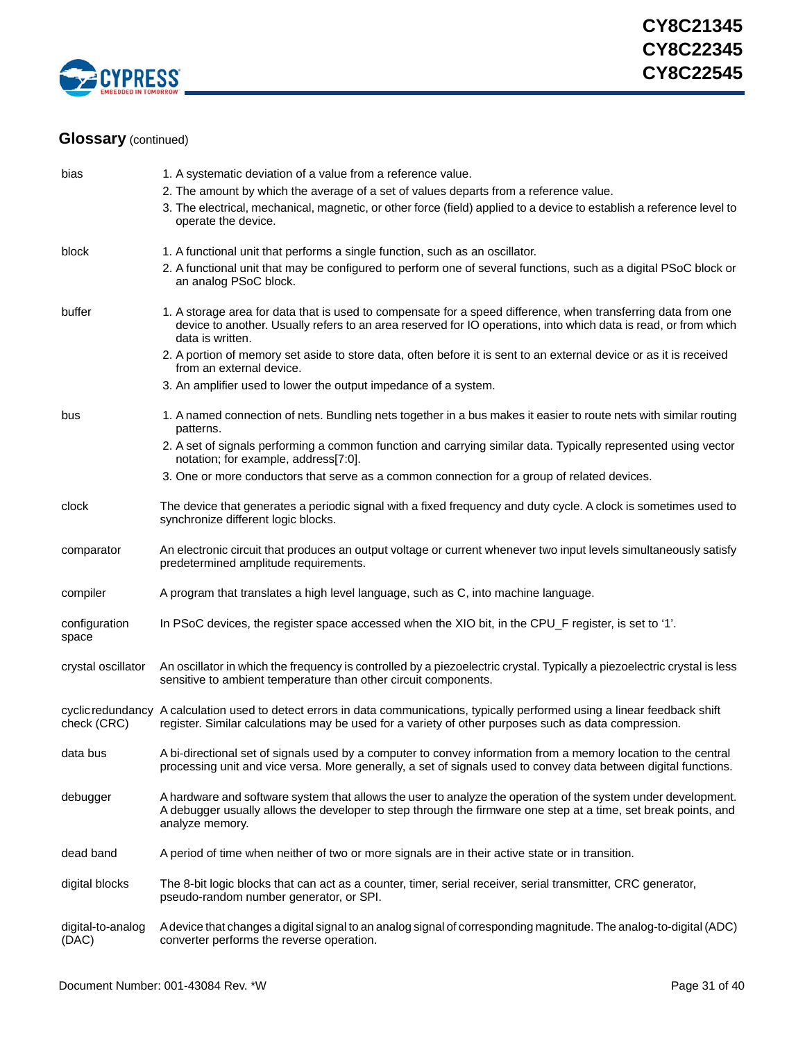## Glossary (continued)

| | |
|---|---|
| bias | 1. A systematic deviation of a value from a reference value.<br>2. The amount by which the average of a set of values departs from a reference value.<br>3. The electrical, mechanical, magnetic, or other force (field) applied to a device to establish a reference level to operate the device. |
| block | 1. A functional unit that performs a single function, such as an oscillator.<br>2. A functional unit that may be configured to perform one of several functions, such as a digital PSoC block or an analog PSoC block. |
| buffer | 1. A storage area for data that is used to compensate for a speed difference, when transferring data from one device to another. Usually refers to an area reserved for IO operations, into which data is read, or from which data is written.<br>2. A portion of memory set aside to store data, often before it is sent to an external device or as it is received from an external device.<br>3. An amplifier used to lower the output impedance of a system. |
| bus | 1. A named connection of nets. Bundling nets together in a bus makes it easier to route nets with similar routing patterns.<br>2. A set of signals performing a common function and carrying similar data. Typically represented using vector notation; for example, address[7:0].<br>3. One or more conductors that serve as a common connection for a group of related devices. |
| clock | The device that generates a periodic signal with a fixed frequency and duty cycle. A clock is sometimes used to synchronize different logic blocks. |
| comparator | An electronic circuit that produces an output voltage or current whenever two input levels simultaneously satisfy predetermined amplitude requirements. |
| compiler | A program that translates a high level language, such as C, into machine language. |
| configuration space | In PSoC devices, the register space accessed when the XIO bit, in the CPU_F register, is set to '1'. |
| crystal oscillator | An oscillator in which the frequency is controlled by a piezoelectric crystal. Typically a piezoelectric crystal is less sensitive to ambient temperature than other circuit components. |
| cyclic redundancy check (CRC) | A calculation used to detect errors in data communications, typically performed using a linear feedback shift register. Similar calculations may be used for a variety of other purposes such as data compression. |
| data bus | A bi-directional set of signals used by a computer to convey information from a memory location to the central processing unit and vice versa. More generally, a set of signals used to convey data between digital functions. |
| debugger | A hardware and software system that allows the user to analyze the operation of the system under development. A debugger usually allows the developer to step through the firmware one step at a time, set break points, and analyze memory. |
| dead band | A period of time when neither of two or more signals are in their active state or in transition. |
| digital blocks | The 8-bit logic blocks that can act as a counter, timer, serial receiver, serial transmitter, CRC generator, pseudo-random number generator, or SPI. |
| digital-to-analog (DAC) | A device that changes a digital signal to an analog signal of corresponding magnitude. The analog-to-digital (ADC) converter performs the reverse operation. |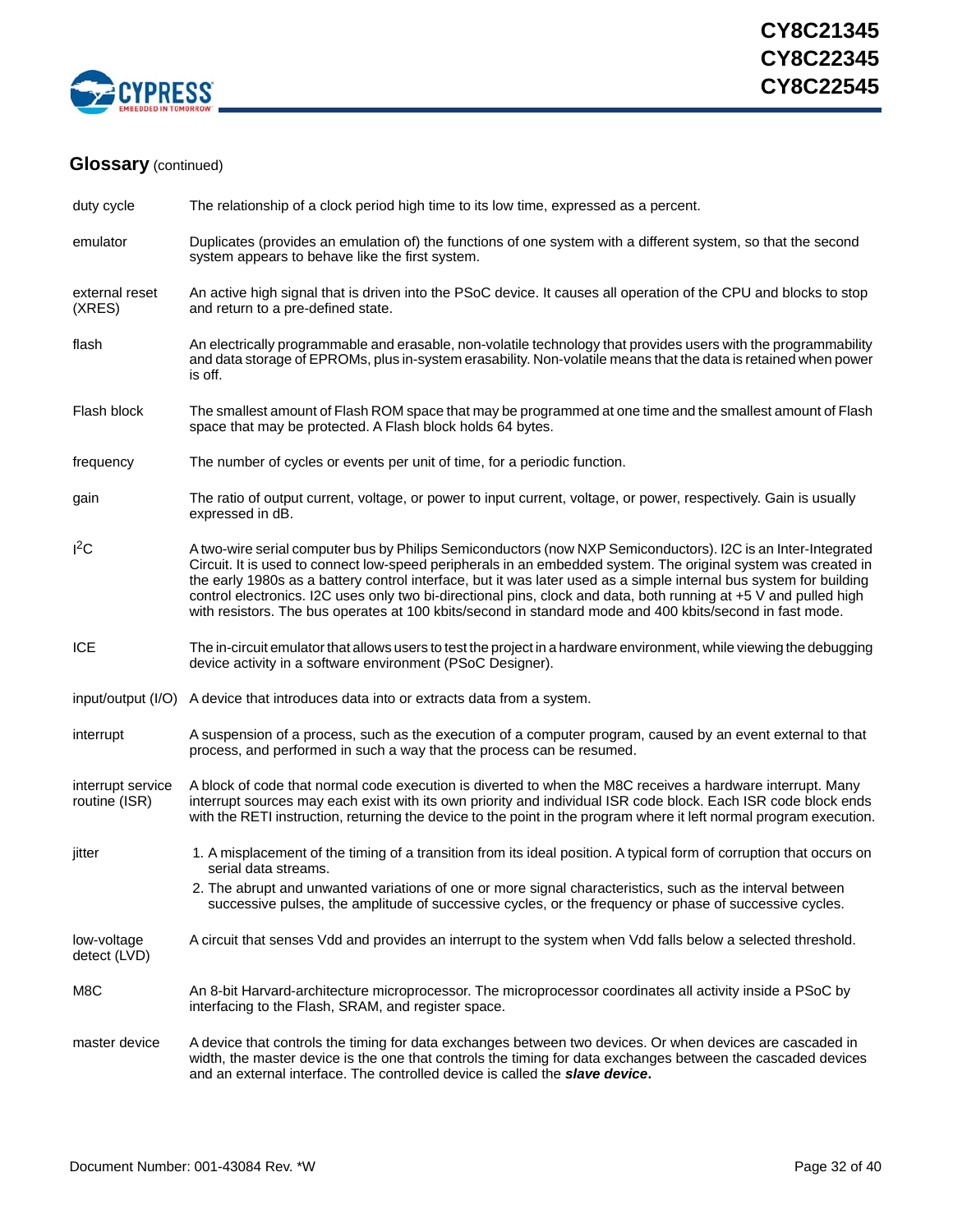## Glossary (continued)

| | |
|---|---|
| duty cycle | The relationship of a clock period high time to its low time, expressed as a percent. |
| emulator | Duplicates (provides an emulation of) the functions of one system with a different system, so that the second system appears to behave like the first system. |
| external reset (XRES) | An active high signal that is driven into the PSoC device. It causes all operation of the CPU and blocks to stop and return to a pre-defined state. |
| flash | An electrically programmable and erasable, non-volatile technology that provides users with the programmability and data storage of EPROMs, plus in-system erasability. Non-volatile means that the data is retained when power is off. |
| Flash block | The smallest amount of Flash ROM space that may be programmed at one time and the smallest amount of Flash space that may be protected. A Flash block holds 64 bytes. |
| frequency | The number of cycles or events per unit of time, for a periodic function. |
| gain | The ratio of output current, voltage, or power to input current, voltage, or power, respectively. Gain is usually expressed in dB. |
| $I^2C$ | A two-wire serial computer bus by Philips Semiconductors (now NXP Semiconductors). I2C is an Inter-Integrated Circuit. It is used to connect low-speed peripherals in an embedded system. The original system was created in the early 1980s as a battery control interface, but it was later used as a simple internal bus system for building control electronics. I2C uses only two bi-directional pins, clock and data, both running at +5 V and pulled high with resistors. The bus operates at 100 kbits/second in standard mode and 400 kbits/second in fast mode. |
| ICE | The in-circuit emulator that allows users to test the project in a hardware environment, while viewing the debugging device activity in a software environment (PSoC Designer). |
| input/output (I/O) | A device that introduces data into or extracts data from a system. |
| interrupt | A suspension of a process, such as the execution of a computer program, caused by an event external to that process, and performed in such a way that the process can be resumed. |
| interrupt service routine (ISR) | A block of code that normal code execution is diverted to when the M8C receives a hardware interrupt. Many interrupt sources may each exist with its own priority and individual ISR code block. Each ISR code block ends with the RETI instruction, returning the device to the point in the program where it left normal program execution. |
| jitter | 1. A misplacement of the timing of a transition from its ideal position. A typical form of corruption that occurs on serial data streams.<br>2. The abrupt and unwanted variations of one or more signal characteristics, such as the interval between successive pulses, the amplitude of successive cycles, or the frequency or phase of successive cycles. |
| low-voltage detect (LVD) | A circuit that senses Vdd and provides an interrupt to the system when Vdd falls below a selected threshold. |
| M8C | An 8-bit Harvard-architecture microprocessor. The microprocessor coordinates all activity inside a PSoC by interfacing to the Flash, SRAM, and register space. |
| master device | A device that controls the timing for data exchanges between two devices. Or when devices are cascaded in width, the master device is the one that controls the timing for data exchanges between the cascaded devices and an external interface. The controlled device is called the ***slave device*****.** |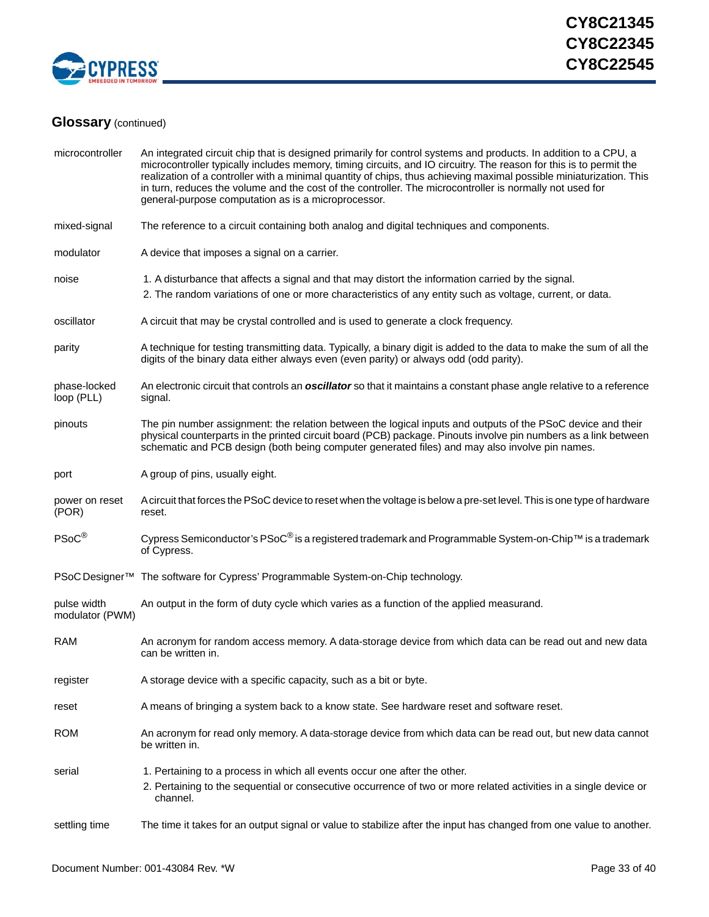## Glossary (continued)

| | |
|---|---|
| microcontroller | An integrated circuit chip that is designed primarily for control systems and products. In addition to a CPU, a microcontroller typically includes memory, timing circuits, and IO circuitry. The reason for this is to permit the realization of a controller with a minimal quantity of chips, thus achieving maximal possible miniaturization. This in turn, reduces the volume and the cost of the controller. The microcontroller is normally not used for general-purpose computation as is a microprocessor. |
| mixed-signal | The reference to a circuit containing both analog and digital techniques and components. |
| modulator | A device that imposes a signal on a carrier. |
| noise | 1. A disturbance that affects a signal and that may distort the information carried by the signal.<br>2. The random variations of one or more characteristics of any entity such as voltage, current, or data. |
| oscillator | A circuit that may be crystal controlled and is used to generate a clock frequency. |
| parity | A technique for testing transmitting data. Typically, a binary digit is added to the data to make the sum of all the digits of the binary data either always even (even parity) or always odd (odd parity). |
| phase-locked loop (PLL) | An electronic circuit that controls an ***oscillator*** so that it maintains a constant phase angle relative to a reference signal. |
| pinouts | The pin number assignment: the relation between the logical inputs and outputs of the PSoC device and their physical counterparts in the printed circuit board (PCB) package. Pinouts involve pin numbers as a link between schematic and PCB design (both being computer generated files) and may also involve pin names. |
| port | A group of pins, usually eight. |
| power on reset (POR) | A circuit that forces the PSoC device to reset when the voltage is below a pre-set level. This is one type of hardware reset. |
| PSoC® | Cypress Semiconductor's PSoC® is a registered trademark and Programmable System-on-Chip™ is a trademark of Cypress. |
| PSoC Designer™ | The software for Cypress' Programmable System-on-Chip technology. |
| pulse width modulator (PWM) | An output in the form of duty cycle which varies as a function of the applied measurand. |
| RAM | An acronym for random access memory. A data-storage device from which data can be read out and new data can be written in. |
| register | A storage device with a specific capacity, such as a bit or byte. |
| reset | A means of bringing a system back to a know state. See hardware reset and software reset. |
| ROM | An acronym for read only memory. A data-storage device from which data can be read out, but new data cannot be written in. |
| serial | 1. Pertaining to a process in which all events occur one after the other.<br>2. Pertaining to the sequential or consecutive occurrence of two or more related activities in a single device or channel. |
| settling time | The time it takes for an output signal or value to stabilize after the input has changed from one value to another. |

Document Number: 001-43084 Rev. *W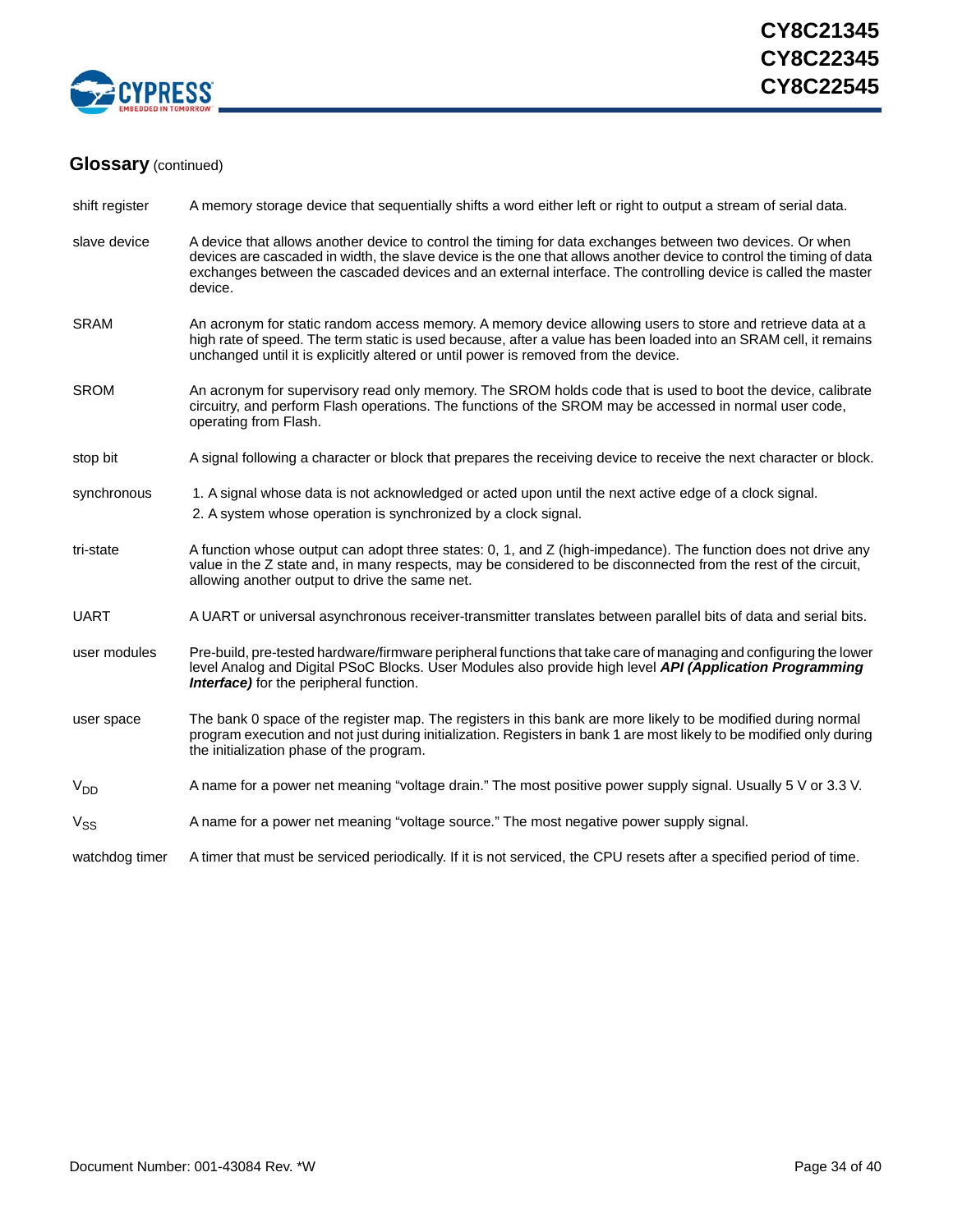## Glossary (continued)

| | |
|---|---|
| shift register | A memory storage device that sequentially shifts a word either left or right to output a stream of serial data. |
| slave device | A device that allows another device to control the timing for data exchanges between two devices. Or when devices are cascaded in width, the slave device is the one that allows another device to control the timing of data exchanges between the cascaded devices and an external interface. The controlling device is called the master device. |
| SRAM | An acronym for static random access memory. A memory device allowing users to store and retrieve data at a high rate of speed. The term static is used because, after a value has been loaded into an SRAM cell, it remains unchanged until it is explicitly altered or until power is removed from the device. |
| SROM | An acronym for supervisory read only memory. The SROM holds code that is used to boot the device, calibrate circuitry, and perform Flash operations. The functions of the SROM may be accessed in normal user code, operating from Flash. |
| stop bit | A signal following a character or block that prepares the receiving device to receive the next character or block. |
| synchronous | 1. A signal whose data is not acknowledged or acted upon until the next active edge of a clock signal. 2. A system whose operation is synchronized by a clock signal. |
| tri-state | A function whose output can adopt three states: 0, 1, and Z (high-impedance). The function does not drive any value in the Z state and, in many respects, may be considered to be disconnected from the rest of the circuit, allowing another output to drive the same net. |
| UART | A UART or universal asynchronous receiver-transmitter translates between parallel bits of data and serial bits. |
| user modules | Pre-build, pre-tested hardware/firmware peripheral functions that take care of managing and configuring the lower level Analog and Digital PSoC Blocks. User Modules also provide high level ***API (Application Programming Interface)*** for the peripheral function. |
| user space | The bank 0 space of the register map. The registers in this bank are more likely to be modified during normal program execution and not just during initialization. Registers in bank 1 are most likely to be modified only during the initialization phase of the program. |
| $V_{DD}$ | A name for a power net meaning "voltage drain." The most positive power supply signal. Usually 5 V or 3.3 V. |
| $V_{SS}$ | A name for a power net meaning "voltage source." The most negative power supply signal. |
| watchdog timer | A timer that must be serviced periodically. If it is not serviced, the CPU resets after a specified period of time. |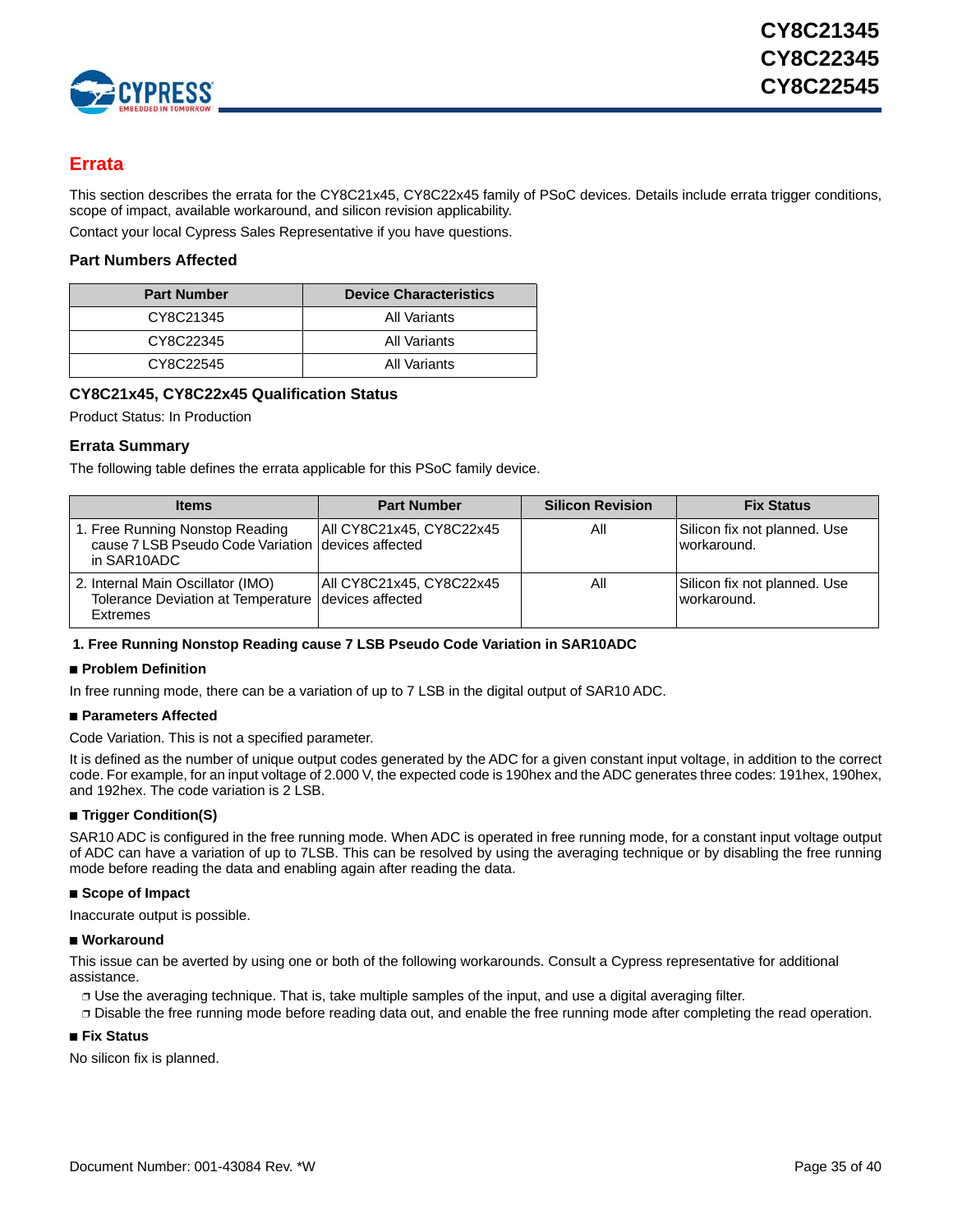## Errata

This section describes the errata for the CY8C21x45, CY8C22x45 family of PSoC devices. Details include errata trigger conditions, scope of impact, available workaround, and silicon revision applicability.

Contact your local Cypress Sales Representative if you have questions.

### Part Numbers Affected

| Part Number | Device Characteristics |
|---|---|
| CY8C21345 | All Variants |
| CY8C22345 | All Variants |
| CY8C22545 | All Variants |

### CY8C21x45, CY8C22x45 Qualification Status

Product Status: In Production

### Errata Summary

The following table defines the errata applicable for this PSoC family device.

| Items | Part Number | Silicon Revision | Fix Status |
|---|---|---|---|
| 1. Free Running Nonstop Reading cause 7 LSB Pseudo Code Variation in SAR10ADC | All CY8C21x45, CY8C22x45 devices affected | All | Silicon fix not planned. Use workaround. |
| 2. Internal Main Oscillator (IMO) Tolerance Deviation at Temperature Extremes | All CY8C21x45, CY8C22x45 devices affected | All | Silicon fix not planned. Use workaround. |

**1. Free Running Nonstop Reading cause 7 LSB Pseudo Code Variation in SAR10ADC**

- **Problem Definition**

In free running mode, there can be a variation of up to 7 LSB in the digital output of SAR10 ADC.

- **Parameters Affected**

Code Variation. This is not a specified parameter.

It is defined as the number of unique output codes generated by the ADC for a given constant input voltage, in addition to the correct code. For example, for an input voltage of 2.000 V, the expected code is 190hex and the ADC generates three codes: 191hex, 190hex, and 192hex. The code variation is 2 LSB.

- **Trigger Condition(S)**

SAR10 ADC is configured in the free running mode. When ADC is operated in free running mode, for a constant input voltage output of ADC can have a variation of up to 7LSB. This can be resolved by using the averaging technique or by disabling the free running mode before reading the data and enabling again after reading the data.

- **Scope of Impact**

Inaccurate output is possible.

- **Workaround**

This issue can be averted by using one or both of the following workarounds. Consult a Cypress representative for additional assistance.

  - Use the averaging technique. That is, take multiple samples of the input, and use a digital averaging filter.
  - Disable the free running mode before reading data out, and enable the free running mode after completing the read operation.

- **Fix Status**

No silicon fix is planned.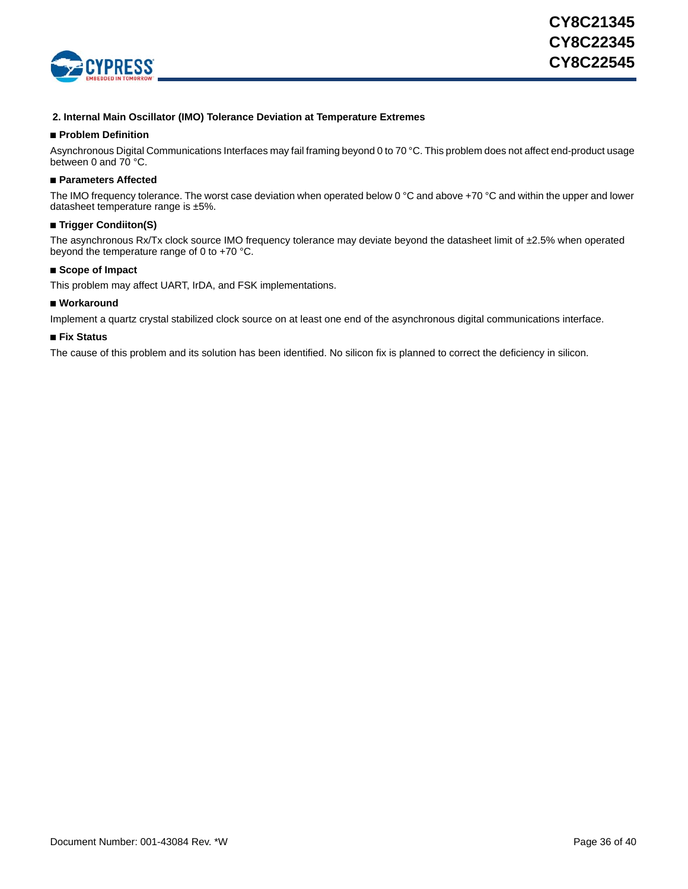**2. Internal Main Oscillator (IMO) Tolerance Deviation at Temperature Extremes**

- **Problem Definition**

Asynchronous Digital Communications Interfaces may fail framing beyond 0 to 70 °C. This problem does not affect end-product usage between 0 and 70 °C.

- **Parameters Affected**

The IMO frequency tolerance. The worst case deviation when operated below 0 °C and above +70 °C and within the upper and lower datasheet temperature range is ±5%.

- **Trigger Condiiton(S)**

The asynchronous Rx/Tx clock source IMO frequency tolerance may deviate beyond the datasheet limit of ±2.5% when operated beyond the temperature range of 0 to +70 °C.

- **Scope of Impact**

This problem may affect UART, IrDA, and FSK implementations.

- **Workaround**

Implement a quartz crystal stabilized clock source on at least one end of the asynchronous digital communications interface.

- **Fix Status**

The cause of this problem and its solution has been identified. No silicon fix is planned to correct the deficiency in silicon.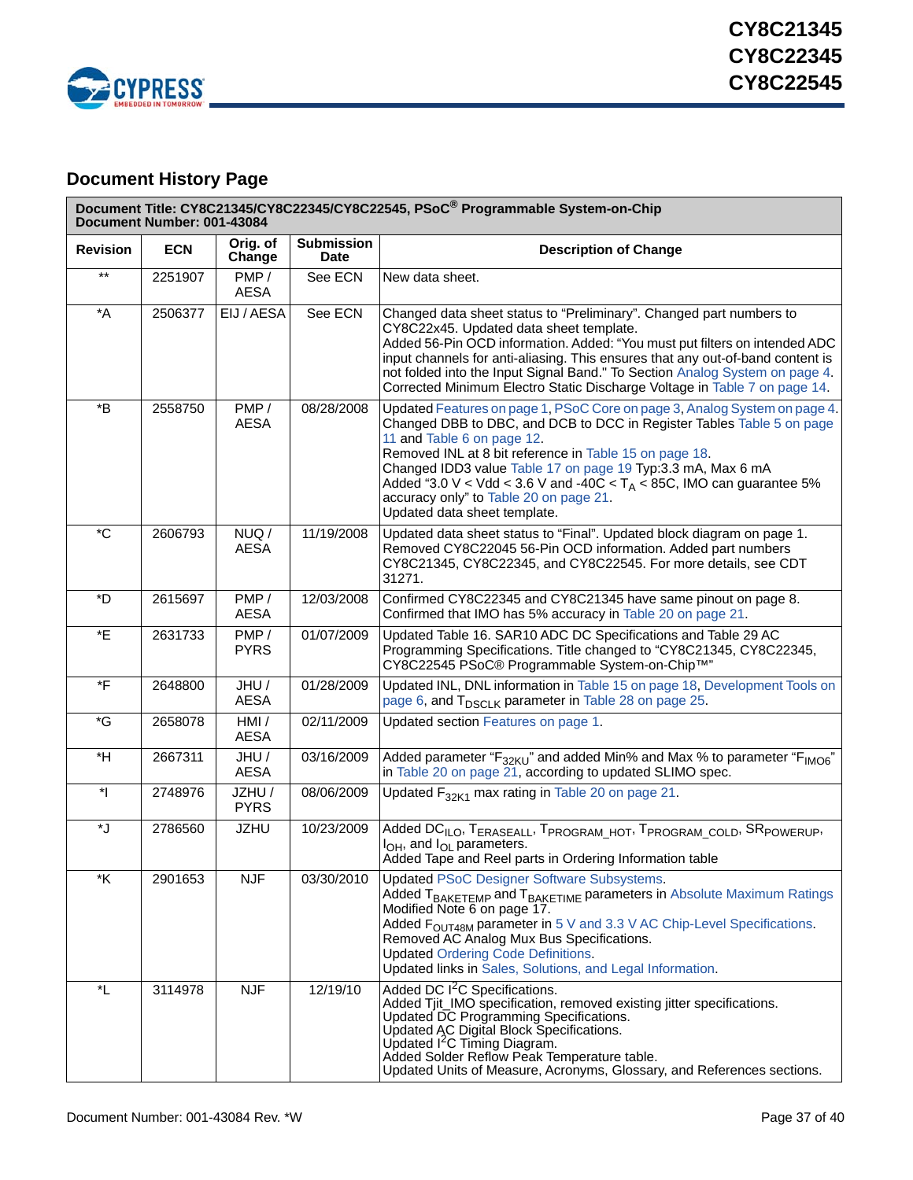## Document History Page

| Document Title: CY8C21345/CY8C22345/CY8C22545, PSoC® Programmable System-on-Chip<br>Document Number: 001-43084 | | | | |
|---|---|---|---|---|
| **Revision** | **ECN** | **Orig. of Change** | **Submission Date** | **Description of Change** |
| ** | 2251907 | PMP / AESA | See ECN | New data sheet. |
| *A | 2506377 | EIJ / AESA | See ECN | Changed data sheet status to "Preliminary". Changed part numbers to CY8C22x45. Updated data sheet template.<br>Added 56-Pin OCD information. Added: "You must put filters on intended ADC input channels for anti-aliasing. This ensures that any out-of-band content is not folded into the Input Signal Band." To Section Analog System on page 4.<br>Corrected Minimum Electro Static Discharge Voltage in Table 7 on page 14. |
| *B | 2558750 | PMP / AESA | 08/28/2008 | Updated Features on page 1, PSoC Core on page 3, Analog System on page 4.<br>Changed DBB to DBC, and DCB to DCC in Register Tables Table 5 on page 11 and Table 6 on page 12.<br>Removed INL at 8 bit reference in Table 15 on page 18.<br>Changed IDD3 value Table 17 on page 19 Typ:3.3 mA, Max 6 mA<br>Added "3.0 V < Vdd < 3.6 V and -40C < $T_A$ < 85C, IMO can guarantee 5% accuracy only" to Table 20 on page 21.<br>Updated data sheet template. |
| *C | 2606793 | NUQ / AESA | 11/19/2008 | Updated data sheet status to "Final". Updated block diagram on page 1. Removed CY8C22045 56-Pin OCD information. Added part numbers CY8C21345, CY8C22345, and CY8C22545. For more details, see CDT 31271. |
| *D | 2615697 | PMP / AESA | 12/03/2008 | Confirmed CY8C22345 and CY8C21345 have same pinout on page 8.<br>Confirmed that IMO has 5% accuracy in Table 20 on page 21. |
| *E | 2631733 | PMP / PYRS | 01/07/2009 | Updated Table 16. SAR10 ADC DC Specifications and Table 29 AC Programming Specifications. Title changed to "CY8C21345, CY8C22345, CY8C22545 PSoC® Programmable System-on-Chip™" |
| *F | 2648800 | JHU / AESA | 01/28/2009 | Updated INL, DNL information in Table 15 on page 18, Development Tools on page 6, and $T_{DSCLK}$ parameter in Table 28 on page 25. |
| *G | 2658078 | HMI / AESA | 02/11/2009 | Updated section Features on page 1. |
| *H | 2667311 | JHU / AESA | 03/16/2009 | Added parameter "$F_{32KU}$" and added Min% and Max % to parameter "$F_{IMO6}$" in Table 20 on page 21, according to updated SLIMO spec. |
| *I | 2748976 | JZHU / PYRS | 08/06/2009 | Updated $F_{32K1}$ max rating in Table 20 on page 21. |
| *J | 2786560 | JZHU | 10/23/2009 | Added $DC_{ILO}$, $T_{ERASEALL}$, $T_{PROGRAM\_HOT}$, $T_{PROGRAM\_COLD}$, $SR_{POWERUP}$, $I_{OH}$, and $I_{OL}$ parameters.<br>Added Tape and Reel parts in Ordering Information table |
| *K | 2901653 | NJF | 03/30/2010 | Updated PSoC Designer Software Subsystems.<br>Added $T_{BAKETEMP}$ and $T_{BAKETIME}$ parameters in Absolute Maximum Ratings<br>Modified Note 6 on page 17.<br>Added $F_{OUT48M}$ parameter in 5 V and 3.3 V AC Chip-Level Specifications.<br>Removed AC Analog Mux Bus Specifications.<br>Updated Ordering Code Definitions.<br>Updated links in Sales, Solutions, and Legal Information. |
| *L | 3114978 | NJF | 12/19/10 | Added DC $I^2C$ Specifications.<br>Added Tjit_IMO specification, removed existing jitter specifications.<br>Updated DC Programming Specifications.<br>Updated AC Digital Block Specifications.<br>Updated $I^2C$ Timing Diagram.<br>Added Solder Reflow Peak Temperature table.<br>Updated Units of Measure, Acronyms, Glossary, and References sections. |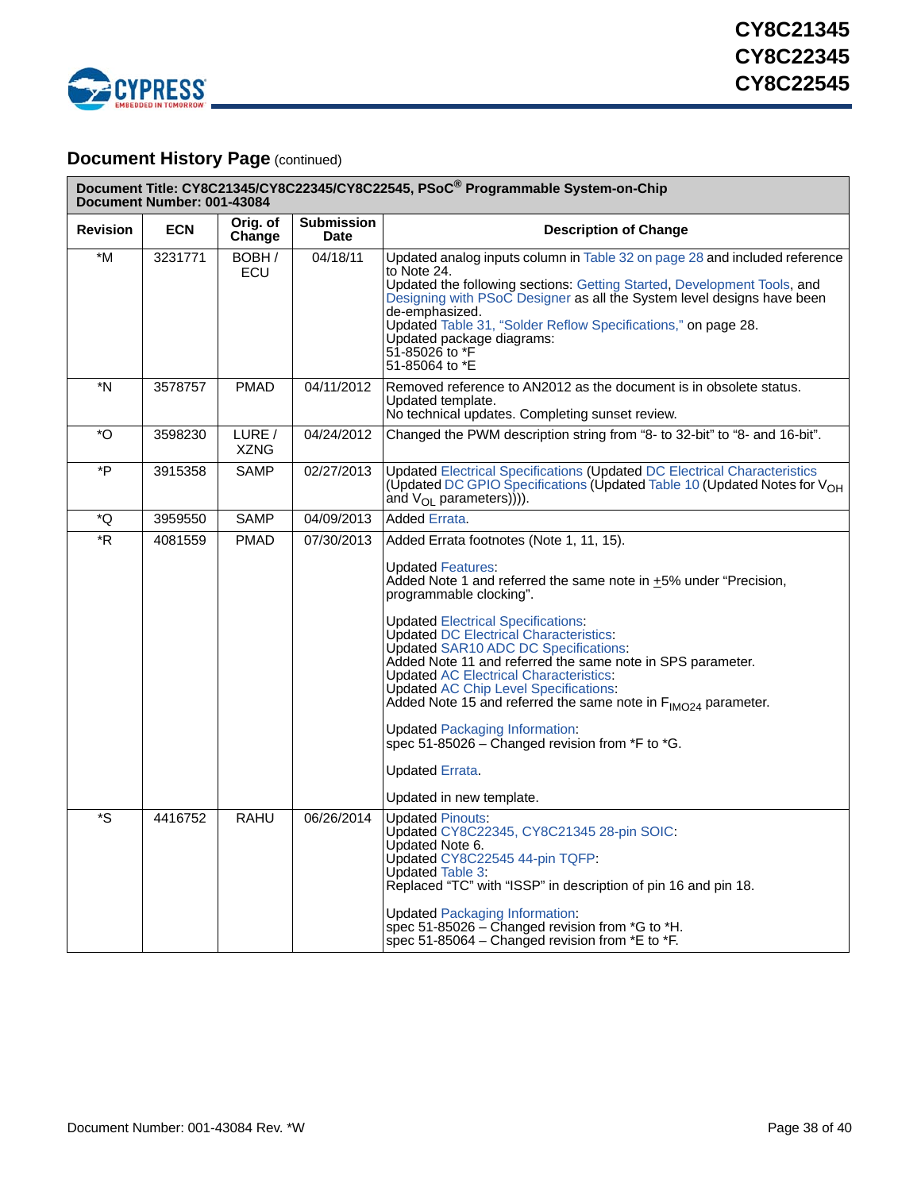## Document History Page (continued)

| Document Title: CY8C21345/CY8C22345/CY8C22545, PSoC® Programmable System-on-Chip Document Number: 001-43084 | | | | |
|---|---|---|---|---|
| **Revision** | **ECN** | **Orig. of Change** | **Submission Date** | **Description of Change** |
| *M | 3231771 | BOBH / ECU | 04/18/11 | Updated analog inputs column in Table 32 on page 28 and included reference to Note 24.<br>Updated the following sections: Getting Started, Development Tools, and Designing with PSoC Designer as all the System level designs have been de-emphasized.<br>Updated Table 31, "Solder Reflow Specifications," on page 28.<br>Updated package diagrams:<br>51-85026 to *F<br>51-85064 to *E |
| *N | 3578757 | PMAD | 04/11/2012 | Removed reference to AN2012 as the document is in obsolete status.<br>Updated template.<br>No technical updates. Completing sunset review. |
| *O | 3598230 | LURE / XZNG | 04/24/2012 | Changed the PWM description string from "8- to 32-bit" to "8- and 16-bit". |
| *P | 3915358 | SAMP | 02/27/2013 | Updated Electrical Specifications (Updated DC Electrical Characteristics (Updated DC GPIO Specifications (Updated Table 10 (Updated Notes for $V_{OH}$ and $V_{OL}$ parameters)))). |
| *Q | 3959550 | SAMP | 04/09/2013 | Added Errata. |
| *R | 4081559 | PMAD | 07/30/2013 | Added Errata footnotes (Note 1, 11, 15).<br><br>Updated Features:<br>Added Note 1 and referred the same note in ±5% under "Precision, programmable clocking".<br><br>Updated Electrical Specifications:<br>Updated DC Electrical Characteristics:<br>Updated SAR10 ADC DC Specifications:<br>Added Note 11 and referred the same note in SPS parameter.<br>Updated AC Electrical Characteristics:<br>Updated AC Chip Level Specifications:<br>Added Note 15 and referred the same note in $F_{IMO24}$ parameter.<br><br>Updated Packaging Information:<br>spec 51-85026 – Changed revision from *F to *G.<br><br>Updated Errata.<br><br>Updated in new template. |
| *S | 4416752 | RAHU | 06/26/2014 | Updated Pinouts:<br>Updated CY8C22345, CY8C21345 28-pin SOIC:<br>Updated Note 6.<br>Updated CY8C22545 44-pin TQFP:<br>Updated Table 3:<br>Replaced "TC" with "ISSP" in description of pin 16 and pin 18.<br><br>Updated Packaging Information:<br>spec 51-85026 – Changed revision from *G to *H.<br>spec 51-85064 – Changed revision from *E to *F. |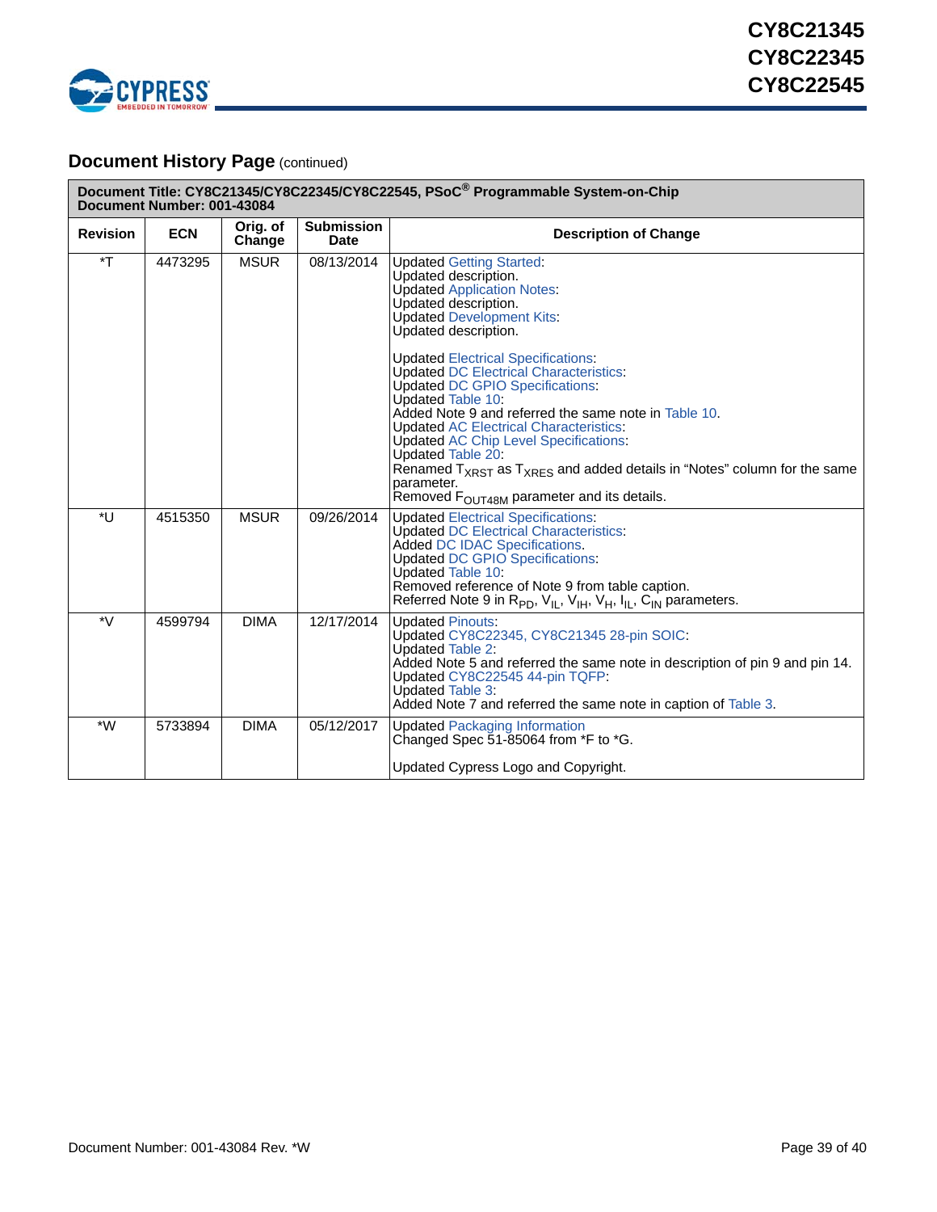## Document History Page (continued)

| Document Title: CY8C21345/CY8C22345/CY8C22545, PSoC® Programmable System-on-Chip<br>Document Number: 001-43084 | | | | |
|---|---|---|---|---|
| **Revision** | **ECN** | **Orig. of Change** | **Submission Date** | **Description of Change** |
| *T | 4473295 | MSUR | 08/13/2014 | Updated Getting Started:<br>Updated description.<br>Updated Application Notes:<br>Updated description.<br>Updated Development Kits:<br>Updated description.<br><br>Updated Electrical Specifications:<br>Updated DC Electrical Characteristics:<br>Updated DC GPIO Specifications:<br>Updated Table 10:<br>Added Note 9 and referred the same note in Table 10.<br>Updated AC Electrical Characteristics:<br>Updated AC Chip Level Specifications:<br>Updated Table 20:<br>Renamed $T_{XRST}$ as $T_{XRES}$ and added details in "Notes" column for the same parameter.<br>Removed $F_{OUT48M}$ parameter and its details. |
| *U | 4515350 | MSUR | 09/26/2014 | Updated Electrical Specifications:<br>Updated DC Electrical Characteristics:<br>Added DC IDAC Specifications.<br>Updated DC GPIO Specifications:<br>Updated Table 10:<br>Removed reference of Note 9 from table caption.<br>Referred Note 9 in $R_{PD}$, $V_{IL}$, $V_{IH}$, $V_H$, $I_{IL}$, $C_{IN}$ parameters. |
| *V | 4599794 | DIMA | 12/17/2014 | Updated Pinouts:<br>Updated CY8C22345, CY8C21345 28-pin SOIC:<br>Updated Table 2:<br>Added Note 5 and referred the same note in description of pin 9 and pin 14.<br>Updated CY8C22545 44-pin TQFP:<br>Updated Table 3:<br>Added Note 7 and referred the same note in caption of Table 3. |
| *W | 5733894 | DIMA | 05/12/2017 | Updated Packaging Information<br>Changed Spec 51-85064 from *F to *G.<br><br>Updated Cypress Logo and Copyright. |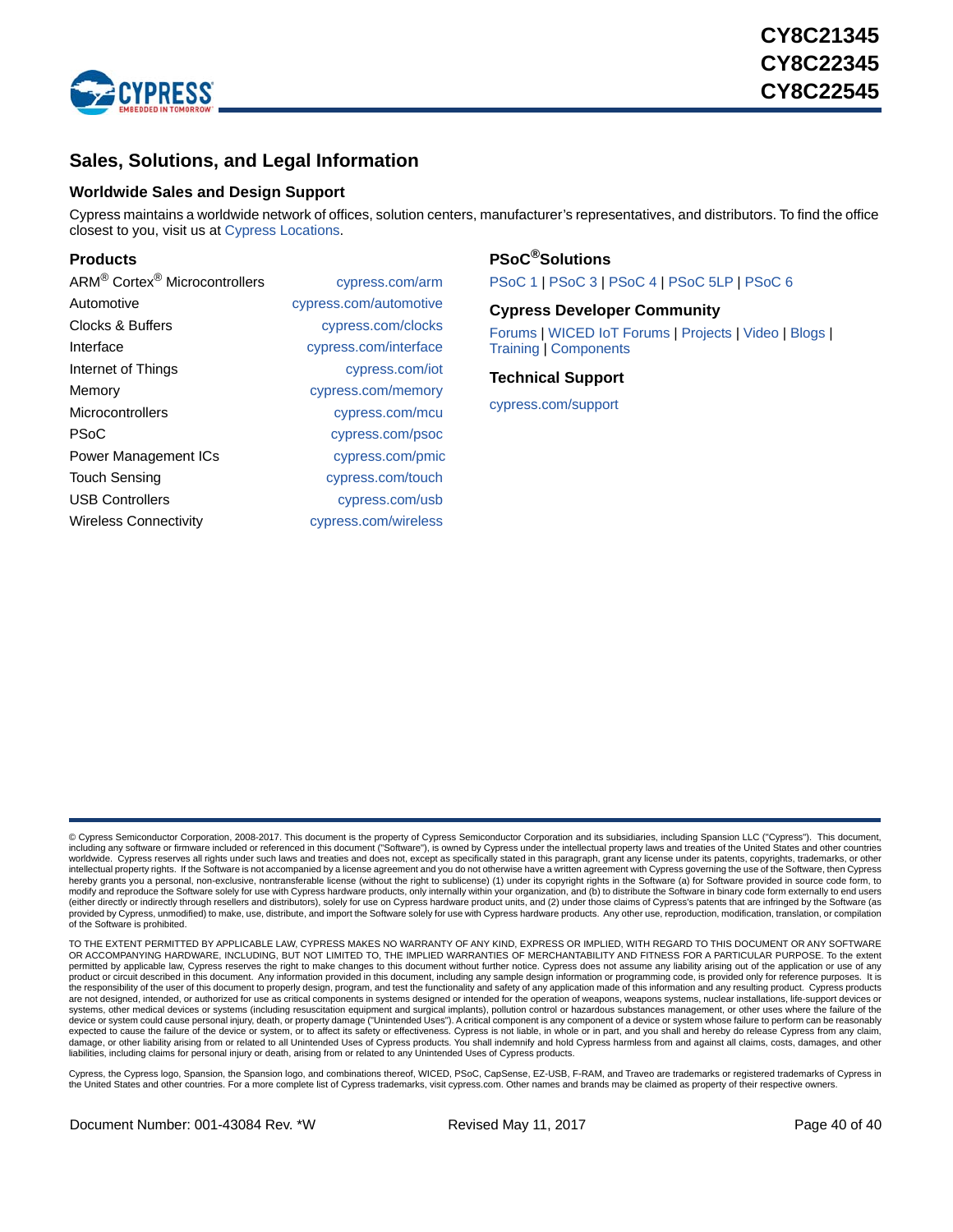## Sales, Solutions, and Legal Information

### Worldwide Sales and Design Support

Cypress maintains a worldwide network of offices, solution centers, manufacturer's representatives, and distributors. To find the office closest to you, visit us at Cypress Locations.

### Products

| | |
|---|---|
| ARM® Cortex® Microcontrollers | cypress.com/arm |
| Automotive | cypress.com/automotive |
| Clocks & Buffers | cypress.com/clocks |
| Interface | cypress.com/interface |
| Internet of Things | cypress.com/iot |
| Memory | cypress.com/memory |
| Microcontrollers | cypress.com/mcu |
| PSoC | cypress.com/psoc |
| Power Management ICs | cypress.com/pmic |
| Touch Sensing | cypress.com/touch |
| USB Controllers | cypress.com/usb |
| Wireless Connectivity | cypress.com/wireless |

### PSoC® Solutions

PSoC 1 | PSoC 3 | PSoC 4 | PSoC 5LP | PSoC 6

### Cypress Developer Community

Forums | WICED IoT Forums | Projects | Video | Blogs | Training | Components

### Technical Support

cypress.com/support

---

© Cypress Semiconductor Corporation, 2008-2017. This document is the property of Cypress Semiconductor Corporation and its subsidiaries, including Spansion LLC ("Cypress"). This document, including any software or firmware included or referenced in this document ("Software"), is owned by Cypress under the intellectual property laws and treaties of the United States and other countries worldwide. Cypress reserves all rights under such laws and treaties and does not, except as specifically stated in this paragraph, grant any license under its patents, copyrights, trademarks, or other intellectual property rights. If the Software is not accompanied by a license agreement and you do not otherwise have a written agreement with Cypress governing the use of the Software, then Cypress hereby grants you a personal, non-exclusive, nontransferable license (without the right to sublicense) (1) under its copyright rights in the Software (a) for Software provided in source code form, to modify and reproduce the Software solely for use with Cypress hardware products, only internally within your organization, and (b) to distribute the Software in binary code form externally to end users (either directly or indirectly through resellers and distributors), solely for use on Cypress hardware product units, and (2) under those claims of Cypress's patents that are infringed by the Software (as provided by Cypress, unmodified) to make, use, distribute, and import the Software solely for use with Cypress hardware products. Any other use, reproduction, modification, translation, or compilation of the Software is prohibited.

TO THE EXTENT PERMITTED BY APPLICABLE LAW, CYPRESS MAKES NO WARRANTY OF ANY KIND, EXPRESS OR IMPLIED, WITH REGARD TO THIS DOCUMENT OR ANY SOFTWARE OR ACCOMPANYING HARDWARE, INCLUDING, BUT NOT LIMITED TO, THE IMPLIED WARRANTIES OF MERCHANTABILITY AND FITNESS FOR A PARTICULAR PURPOSE. To the extent permitted by applicable law, Cypress reserves the right to make changes to this document without further notice. Cypress does not assume any liability arising out of the application or use of any product or circuit described in this document. Any information provided in this document, including any sample design information or programming code, is provided only for reference purposes. It is the responsibility of the user of this document to properly design, program, and test the functionality and safety of any application made of this information and any resulting product. Cypress products are not designed, intended, or authorized for use as critical components in systems designed or intended for the operation of weapons, weapons systems, nuclear installations, life-support devices or systems, other medical devices or systems (including resuscitation equipment and surgical implants), pollution control or hazardous substances management, or other uses where the failure of the device or system could cause personal injury, death, or property damage ("Unintended Uses"). A critical component is any component of a device or system whose failure to perform can be reasonably expected to cause the failure of the device or system, or to affect its safety or effectiveness. Cypress is not liable, in whole or in part, and you shall and hereby do release Cypress from any claim, damage, or other liability arising from or related to all Unintended Uses of Cypress products. You shall indemnify and hold Cypress harmless from and against all claims, costs, damages, and other liabilities, including claims for personal injury or death, arising from or related to any Unintended Uses of Cypress products.

Cypress, the Cypress logo, Spansion, the Spansion logo, and combinations thereof, WICED, PSoC, CapSense, EZ-USB, F-RAM, and Traveo are trademarks or registered trademarks of Cypress in the United States and other countries. For a more complete list of Cypress trademarks, visit cypress.com. Other names and brands may be claimed as property of their respective owners.

Document Number: 001-43084 Rev. *W Revised May 11, 2017